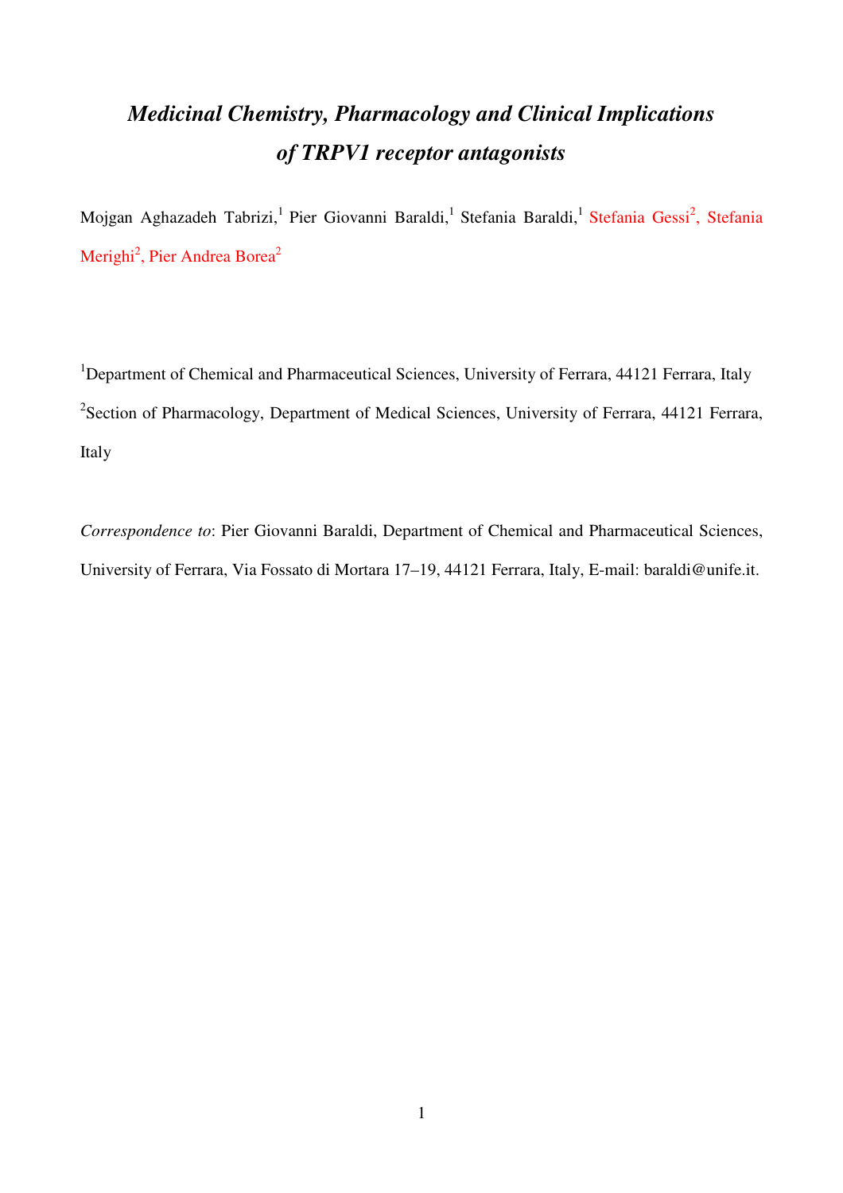# *Medicinal Chemistry, Pharmacology and Clinical Implications of TRPV1 receptor antagonists*

Mojgan Aghazadeh Tabrizi,[1] Pier Giovanni Baraldi,[1] Stefania Baraldi,[1] Stefania Gessi[2], Stefania Merighi[2], Pier Andrea Borea[2]

[1]Department of Chemical and Pharmaceutical Sciences, University of Ferrara, 44121 Ferrara, Italy

[2]Section of Pharmacology, Department of Medical Sciences, University of Ferrara, 44121 Ferrara, Italy

*Correspondence to*: Pier Giovanni Baraldi, Department of Chemical and Pharmaceutical Sciences, University of Ferrara, Via Fossato di Mortara 17–19, 44121 Ferrara, Italy, E-mail: baraldi@unife.it.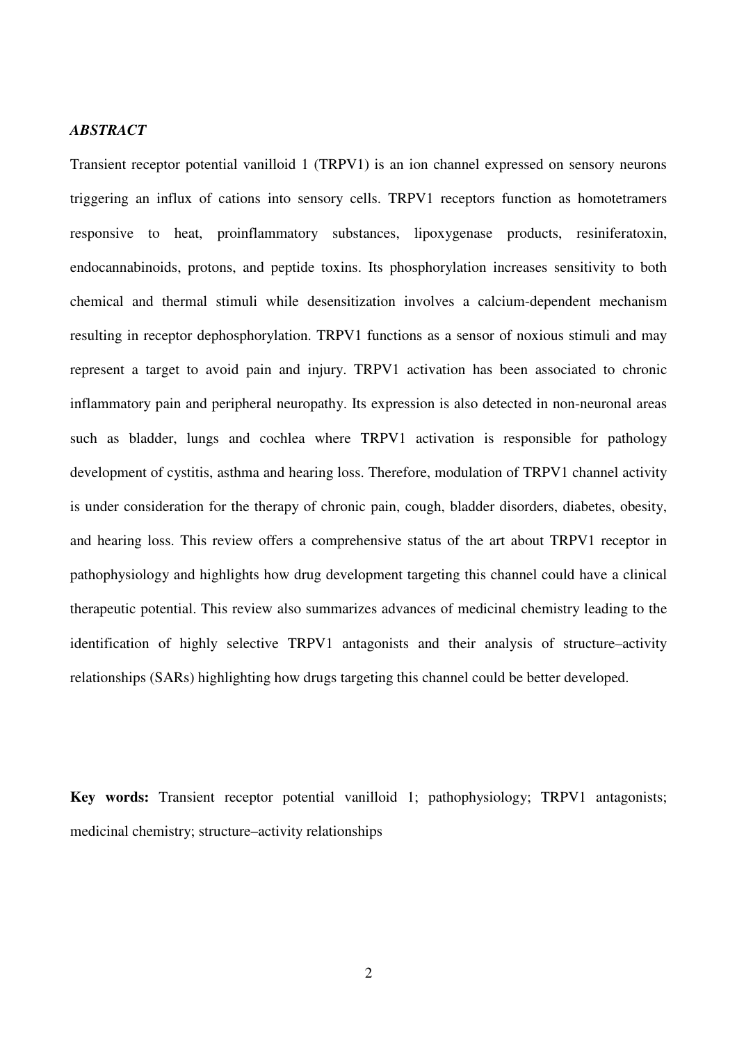### *ABSTRACT*

Transient receptor potential vanilloid 1 (TRPV1) is an ion channel expressed on sensory neurons triggering an influx of cations into sensory cells. TRPV1 receptors function as homotetramers responsive to heat, proinflammatory substances, lipoxygenase products, resiniferatoxin, endocannabinoids, protons, and peptide toxins. Its phosphorylation increases sensitivity to both chemical and thermal stimuli while desensitization involves a calcium-dependent mechanism resulting in receptor dephosphorylation. TRPV1 functions as a sensor of noxious stimuli and may represent a target to avoid pain and injury. TRPV1 activation has been associated to chronic inflammatory pain and peripheral neuropathy. Its expression is also detected in non-neuronal areas such as bladder, lungs and cochlea where TRPV1 activation is responsible for pathology development of cystitis, asthma and hearing loss. Therefore, modulation of TRPV1 channel activity is under consideration for the therapy of chronic pain, cough, bladder disorders, diabetes, obesity, and hearing loss. This review offers a comprehensive status of the art about TRPV1 receptor in pathophysiology and highlights how drug development targeting this channel could have a clinical therapeutic potential. This review also summarizes advances of medicinal chemistry leading to the identification of highly selective TRPV1 antagonists and their analysis of structure–activity relationships (SARs) highlighting how drugs targeting this channel could be better developed.

**Key words:** Transient receptor potential vanilloid 1; pathophysiology; TRPV1 antagonists; medicinal chemistry; structure–activity relationships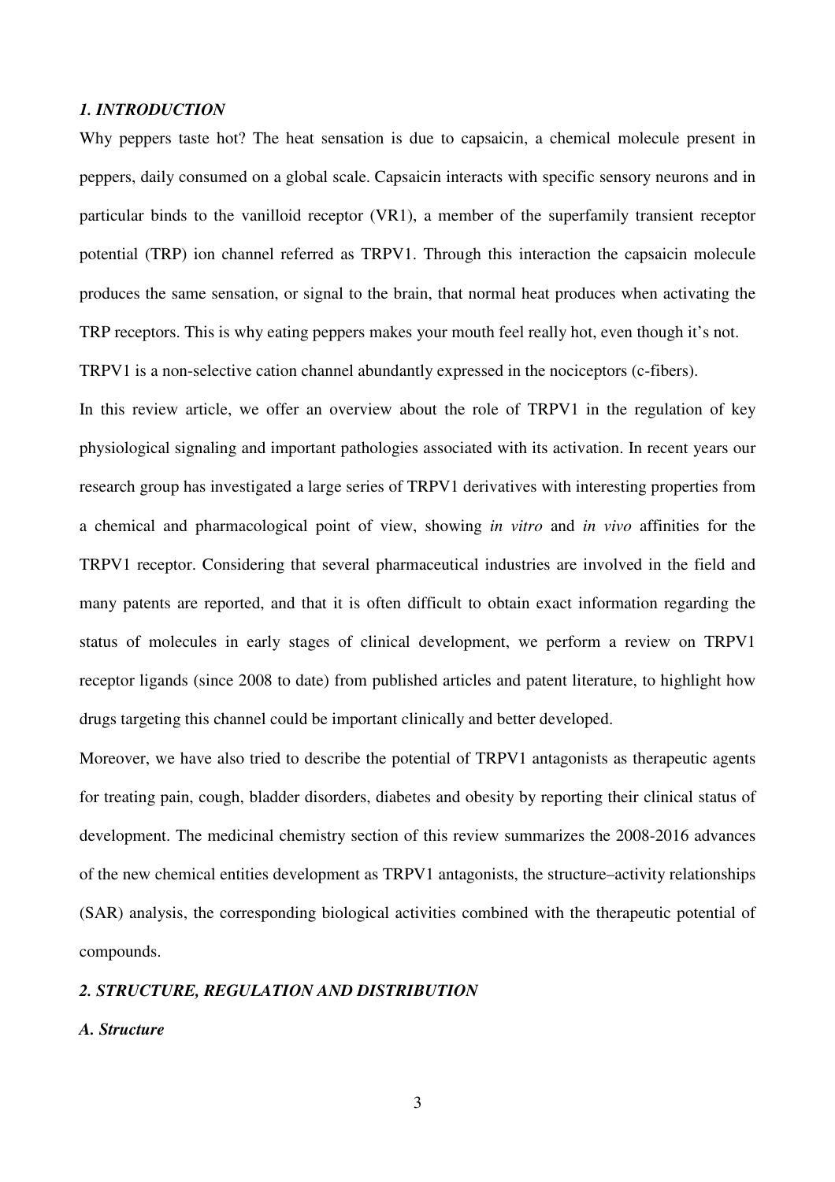### *1. INTRODUCTION*

Why peppers taste hot? The heat sensation is due to capsaicin, a chemical molecule present in peppers, daily consumed on a global scale. Capsaicin interacts with specific sensory neurons and in particular binds to the vanilloid receptor (VR1), a member of the superfamily transient receptor potential (TRP) ion channel referred as TRPV1. Through this interaction the capsaicin molecule produces the same sensation, or signal to the brain, that normal heat produces when activating the TRP receptors. This is why eating peppers makes your mouth feel really hot, even though it's not.

TRPV1 is a non-selective cation channel abundantly expressed in the nociceptors (c-fibers).

In this review article, we offer an overview about the role of TRPV1 in the regulation of key physiological signaling and important pathologies associated with its activation. In recent years our research group has investigated a large series of TRPV1 derivatives with interesting properties from a chemical and pharmacological point of view, showing *in vitro* and *in vivo* affinities for the TRPV1 receptor. Considering that several pharmaceutical industries are involved in the field and many patents are reported, and that it is often difficult to obtain exact information regarding the status of molecules in early stages of clinical development, we perform a review on TRPV1 receptor ligands (since 2008 to date) from published articles and patent literature, to highlight how drugs targeting this channel could be important clinically and better developed.

Moreover, we have also tried to describe the potential of TRPV1 antagonists as therapeutic agents for treating pain, cough, bladder disorders, diabetes and obesity by reporting their clinical status of development. The medicinal chemistry section of this review summarizes the 2008-2016 advances of the new chemical entities development as TRPV1 antagonists, the structure–activity relationships (SAR) analysis, the corresponding biological activities combined with the therapeutic potential of compounds.

### *2. STRUCTURE, REGULATION AND DISTRIBUTION*

#### *A. Structure*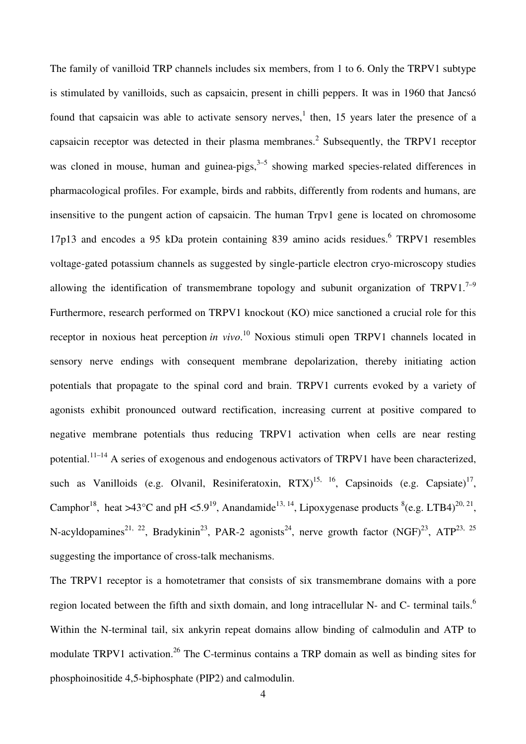The family of vanilloid TRP channels includes six members, from 1 to 6. Only the TRPV1 subtype is stimulated by vanilloids, such as capsaicin, present in chilli peppers. It was in 1960 that Jancsó found that capsaicin was able to activate sensory nerves,[1] then, 15 years later the presence of a capsaicin receptor was detected in their plasma membranes.[2] Subsequently, the TRPV1 receptor was cloned in mouse, human and guinea-pigs,[3–5] showing marked species-related differences in pharmacological profiles. For example, birds and rabbits, differently from rodents and humans, are insensitive to the pungent action of capsaicin. The human Trpv1 gene is located on chromosome 17p13 and encodes a 95 kDa protein containing 839 amino acids residues.[6] TRPV1 resembles voltage-gated potassium channels as suggested by single-particle electron cryo-microscopy studies allowing the identification of transmembrane topology and subunit organization of TRPV1.[7–9] Furthermore, research performed on TRPV1 knockout (KO) mice sanctioned a crucial role for this receptor in noxious heat perception *in vivo*.[10] Noxious stimuli open TRPV1 channels located in sensory nerve endings with consequent membrane depolarization, thereby initiating action potentials that propagate to the spinal cord and brain. TRPV1 currents evoked by a variety of agonists exhibit pronounced outward rectification, increasing current at positive compared to negative membrane potentials thus reducing TRPV1 activation when cells are near resting potential.[11–14] A series of exogenous and endogenous activators of TRPV1 have been characterized, such as Vanilloids (e.g. Olvanil, Resiniferatoxin, RTX)[15, 16], Capsinoids (e.g. Capsiate)[17], Camphor[18], heat >43°C and pH <5.9[19], Anandamide[13, 14], Lipoxygenase products [8](e.g. LTB4)[20, 21], N-acyldopamines[21, 22], Bradykinin[23], PAR-2 agonists[24], nerve growth factor (NGF)[23], ATP[23, 25] suggesting the importance of cross-talk mechanisms.

The TRPV1 receptor is a homotetramer that consists of six transmembrane domains with a pore region located between the fifth and sixth domain, and long intracellular N- and C- terminal tails.[6] Within the N-terminal tail, six ankyrin repeat domains allow binding of calmodulin and ATP to modulate TRPV1 activation.[26] The C-terminus contains a TRP domain as well as binding sites for phosphoinositide 4,5-biphosphate (PIP2) and calmodulin.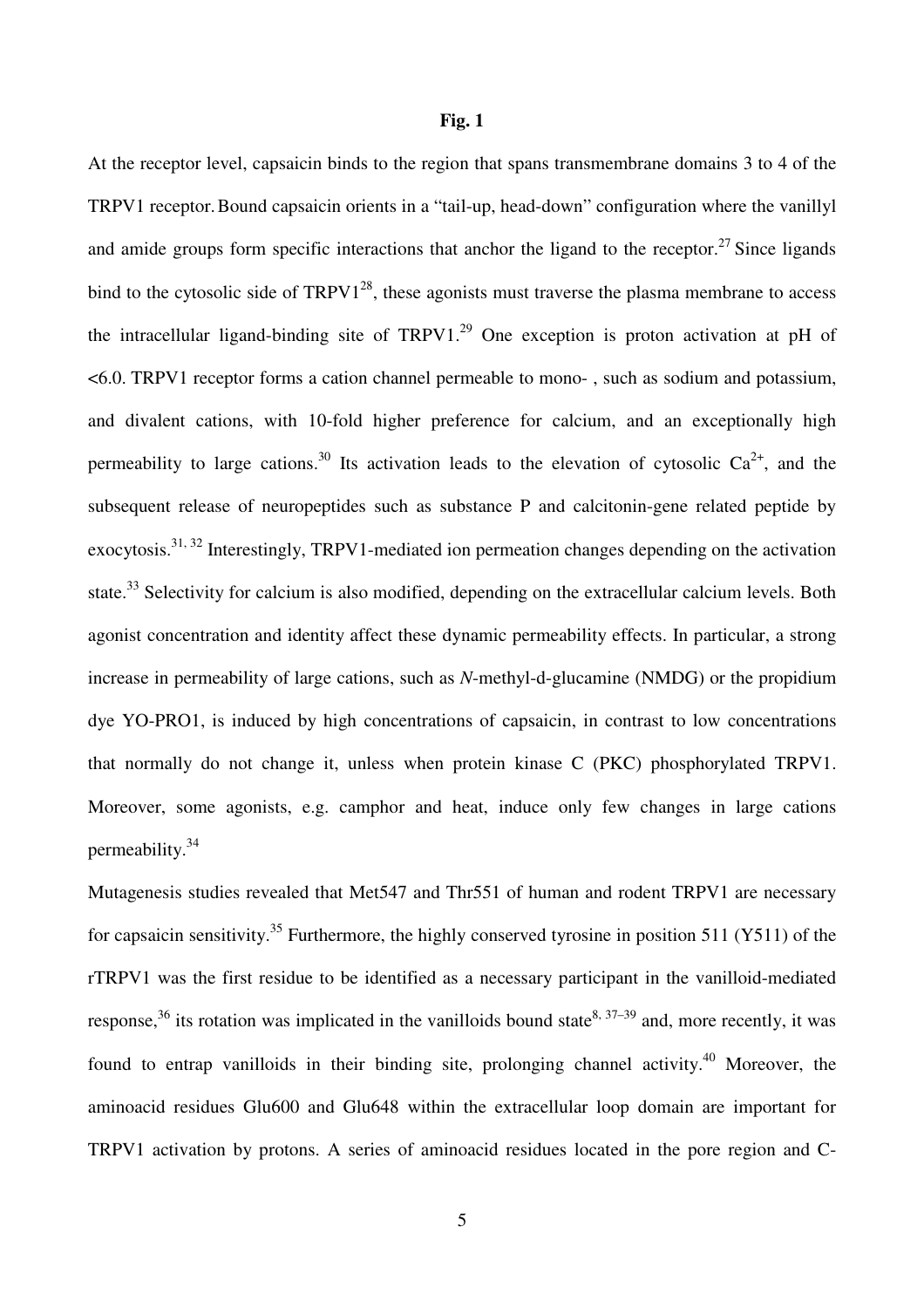**Fig. 1**

At the receptor level, capsaicin binds to the region that spans transmembrane domains 3 to 4 of the TRPV1 receptor. Bound capsaicin orients in a "tail-up, head-down" configuration where the vanillyl and amide groups form specific interactions that anchor the ligand to the receptor.[27] Since ligands bind to the cytosolic side of TRPV1[28], these agonists must traverse the plasma membrane to access the intracellular ligand-binding site of TRPV1.[29] One exception is proton activation at pH of <6.0. TRPV1 receptor forms a cation channel permeable to mono- , such as sodium and potassium, and divalent cations, with 10-fold higher preference for calcium, and an exceptionally high permeability to large cations.[30] Its activation leads to the elevation of cytosolic $Ca^{2+}$, and the subsequent release of neuropeptides such as substance P and calcitonin-gene related peptide by exocytosis.[31, 32] Interestingly, TRPV1-mediated ion permeation changes depending on the activation state.[33] Selectivity for calcium is also modified, depending on the extracellular calcium levels. Both agonist concentration and identity affect these dynamic permeability effects. In particular, a strong increase in permeability of large cations, such as *N*-methyl-d-glucamine (NMDG) or the propidium dye YO-PRO1, is induced by high concentrations of capsaicin, in contrast to low concentrations that normally do not change it, unless when protein kinase C (PKC) phosphorylated TRPV1. Moreover, some agonists, e.g. camphor and heat, induce only few changes in large cations permeability.[34]

Mutagenesis studies revealed that Met547 and Thr551 of human and rodent TRPV1 are necessary for capsaicin sensitivity.[35] Furthermore, the highly conserved tyrosine in position 511 (Y511) of the rTRPV1 was the first residue to be identified as a necessary participant in the vanilloid-mediated response,[36] its rotation was implicated in the vanilloids bound state[8, 37–39] and, more recently, it was found to entrap vanilloids in their binding site, prolonging channel activity.[40] Moreover, the aminoacid residues Glu600 and Glu648 within the extracellular loop domain are important for TRPV1 activation by protons. A series of aminoacid residues located in the pore region and C-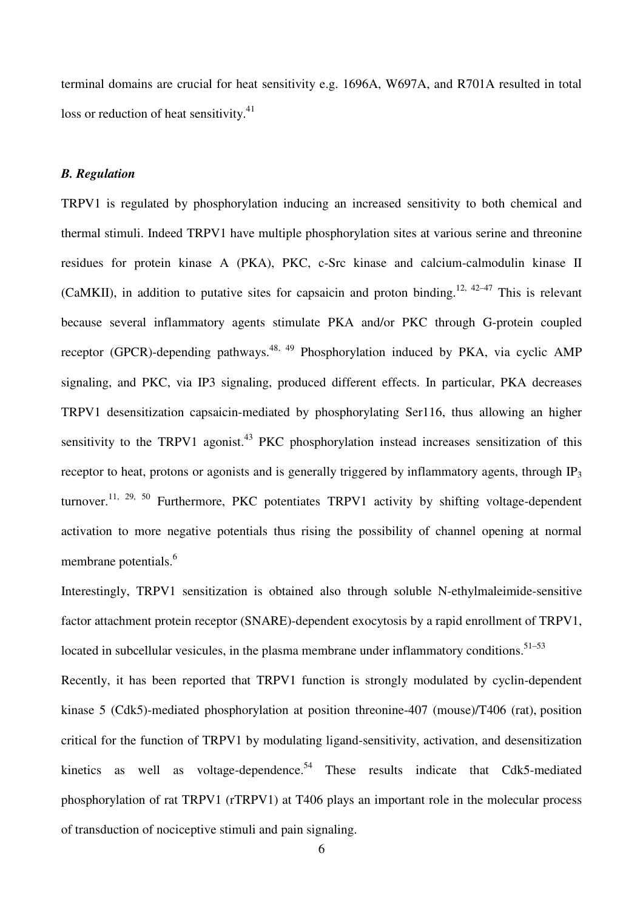terminal domains are crucial for heat sensitivity e.g. 1696A, W697A, and R701A resulted in total loss or reduction of heat sensitivity.[41]

### *B. Regulation*

TRPV1 is regulated by phosphorylation inducing an increased sensitivity to both chemical and thermal stimuli. Indeed TRPV1 have multiple phosphorylation sites at various serine and threonine residues for protein kinase A (PKA), PKC, c-Src kinase and calcium-calmodulin kinase II (CaMKII), in addition to putative sites for capsaicin and proton binding.[12, 42–47] This is relevant because several inflammatory agents stimulate PKA and/or PKC through G-protein coupled receptor (GPCR)-depending pathways.[48, 49] Phosphorylation induced by PKA, via cyclic AMP signaling, and PKC, via IP3 signaling, produced different effects. In particular, PKA decreases TRPV1 desensitization capsaicin-mediated by phosphorylating Ser116, thus allowing an higher sensitivity to the TRPV1 agonist.[43] PKC phosphorylation instead increases sensitization of this receptor to heat, protons or agonists and is generally triggered by inflammatory agents, through $IP_3$ turnover.[11, 29, 50] Furthermore, PKC potentiates TRPV1 activity by shifting voltage-dependent activation to more negative potentials thus rising the possibility of channel opening at normal membrane potentials.[6]

Interestingly, TRPV1 sensitization is obtained also through soluble N-ethylmaleimide-sensitive factor attachment protein receptor (SNARE)-dependent exocytosis by a rapid enrollment of TRPV1, located in subcellular vesicules, in the plasma membrane under inflammatory conditions.[51–53]

Recently, it has been reported that TRPV1 function is strongly modulated by cyclin-dependent kinase 5 (Cdk5)-mediated phosphorylation at position threonine-407 (mouse)/T406 (rat), position critical for the function of TRPV1 by modulating ligand-sensitivity, activation, and desensitization kinetics as well as voltage-dependence.[54] These results indicate that Cdk5-mediated phosphorylation of rat TRPV1 (rTRPV1) at T406 plays an important role in the molecular process of transduction of nociceptive stimuli and pain signaling.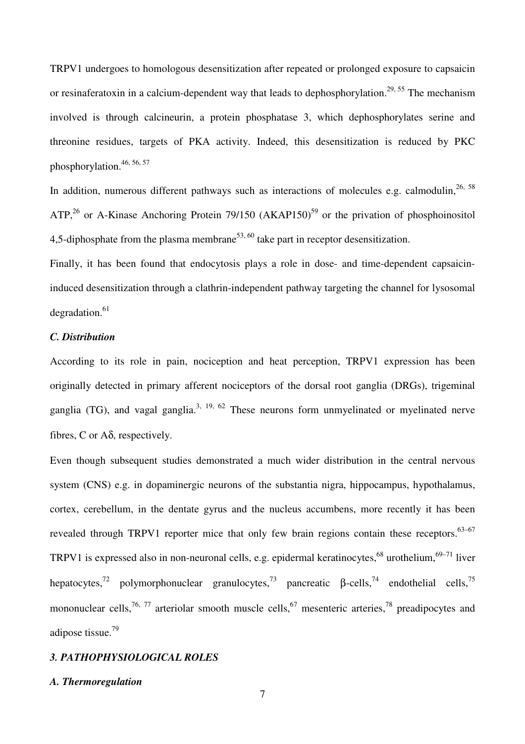TRPV1 undergoes to homologous desensitization after repeated or prolonged exposure to capsaicin or resinaferatoxin in a calcium-dependent way that leads to dephosphorylation.[29, 55] The mechanism involved is through calcineurin, a protein phosphatase 3, which dephosphorylates serine and threonine residues, targets of PKA activity. Indeed, this desensitization is reduced by PKC phosphorylation.[46, 56, 57]

In addition, numerous different pathways such as interactions of molecules e.g. calmodulin,[26, 58] ATP,[26] or A-Kinase Anchoring Protein 79/150 (AKAP150)[59] or the privation of phosphoinositol 4,5-diphosphate from the plasma membrane[53, 60] take part in receptor desensitization.

Finally, it has been found that endocytosis plays a role in dose- and time-dependent capsaicin-induced desensitization through a clathrin-independent pathway targeting the channel for lysosomal degradation.[61]

### *C. Distribution*

According to its role in pain, nociception and heat perception, TRPV1 expression has been originally detected in primary afferent nociceptors of the dorsal root ganglia (DRGs), trigeminal ganglia (TG), and vagal ganglia.[3, 19, 62] These neurons form unmyelinated or myelinated nerve fibres, C or Aδ, respectively.

Even though subsequent studies demonstrated a much wider distribution in the central nervous system (CNS) e.g. in dopaminergic neurons of the substantia nigra, hippocampus, hypothalamus, cortex, cerebellum, in the dentate gyrus and the nucleus accumbens, more recently it has been revealed through TRPV1 reporter mice that only few brain regions contain these receptors.[63–67] TRPV1 is expressed also in non-neuronal cells, e.g. epidermal keratinocytes,[68] urothelium,[69–71] liver hepatocytes,[72] polymorphonuclear granulocytes,[73] pancreatic β-cells,[74] endothelial cells,[75] mononuclear cells,[76, 77] arteriolar smooth muscle cells,[67] mesenteric arteries,[78] preadipocytes and adipose tissue.[79]

## *3. PATHOPHYSIOLOGICAL ROLES*

### *A. Thermoregulation*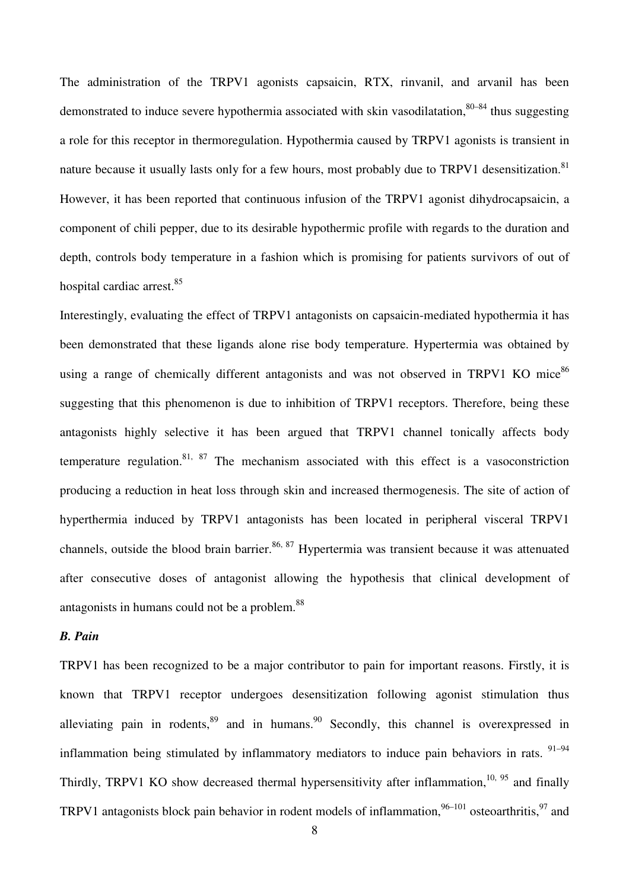The administration of the TRPV1 agonists capsaicin, RTX, rinvanil, and arvanil has been demonstrated to induce severe hypothermia associated with skin vasodilatation,[80–84] thus suggesting a role for this receptor in thermoregulation. Hypothermia caused by TRPV1 agonists is transient in nature because it usually lasts only for a few hours, most probably due to TRPV1 desensitization.[81] However, it has been reported that continuous infusion of the TRPV1 agonist dihydrocapsaicin, a component of chili pepper, due to its desirable hypothermic profile with regards to the duration and depth, controls body temperature in a fashion which is promising for patients survivors of out of hospital cardiac arrest.[85]

Interestingly, evaluating the effect of TRPV1 antagonists on capsaicin-mediated hypothermia it has been demonstrated that these ligands alone rise body temperature. Hypertermia was obtained by using a range of chemically different antagonists and was not observed in TRPV1 KO mice[86] suggesting that this phenomenon is due to inhibition of TRPV1 receptors. Therefore, being these antagonists highly selective it has been argued that TRPV1 channel tonically affects body temperature regulation.[81, 87] The mechanism associated with this effect is a vasoconstriction producing a reduction in heat loss through skin and increased thermogenesis. The site of action of hyperthermia induced by TRPV1 antagonists has been located in peripheral visceral TRPV1 channels, outside the blood brain barrier.[86, 87] Hypertermia was transient because it was attenuated after consecutive doses of antagonist allowing the hypothesis that clinical development of antagonists in humans could not be a problem.[88]

***B. Pain***

TRPV1 has been recognized to be a major contributor to pain for important reasons. Firstly, it is known that TRPV1 receptor undergoes desensitization following agonist stimulation thus alleviating pain in rodents,[89] and in humans.[90] Secondly, this channel is overexpressed in inflammation being stimulated by inflammatory mediators to induce pain behaviors in rats. [91–94] Thirdly, TRPV1 KO show decreased thermal hypersensitivity after inflammation,[10, 95] and finally TRPV1 antagonists block pain behavior in rodent models of inflammation,[96–101] osteoarthritis,[97] and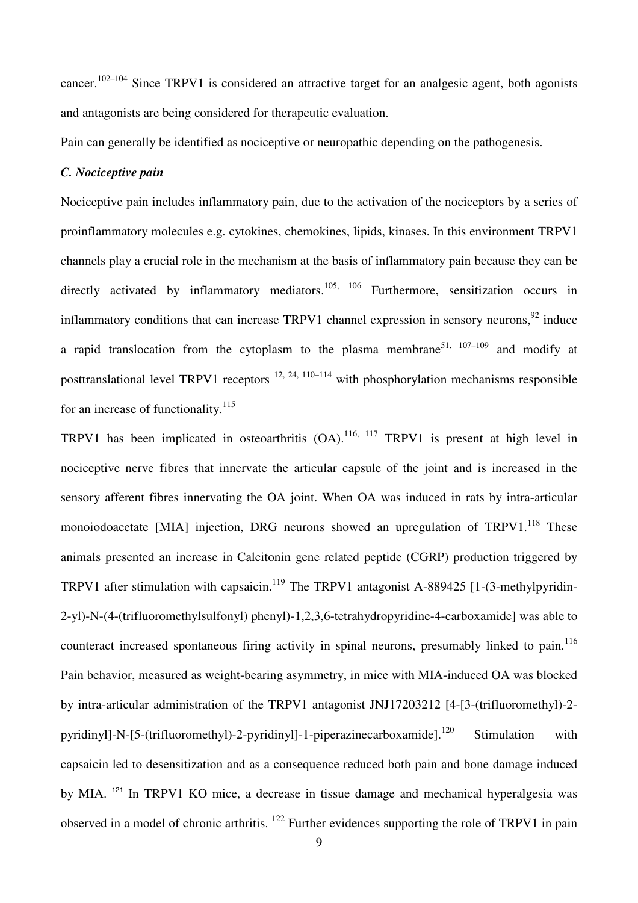cancer.[102–104] Since TRPV1 is considered an attractive target for an analgesic agent, both agonists and antagonists are being considered for therapeutic evaluation.

Pain can generally be identified as nociceptive or neuropathic depending on the pathogenesis.

### *C. Nociceptive pain*

Nociceptive pain includes inflammatory pain, due to the activation of the nociceptors by a series of proinflammatory molecules e.g. cytokines, chemokines, lipids, kinases. In this environment TRPV1 channels play a crucial role in the mechanism at the basis of inflammatory pain because they can be directly activated by inflammatory mediators.[105, 106] Furthermore, sensitization occurs in inflammatory conditions that can increase TRPV1 channel expression in sensory neurons,[92] induce a rapid translocation from the cytoplasm to the plasma membrane[51, 107–109] and modify at posttranslational level TRPV1 receptors [12, 24, 110–114] with phosphorylation mechanisms responsible for an increase of functionality.[115]

TRPV1 has been implicated in osteoarthritis (OA).[116, 117] TRPV1 is present at high level in nociceptive nerve fibres that innervate the articular capsule of the joint and is increased in the sensory afferent fibres innervating the OA joint. When OA was induced in rats by intra-articular monoiodoacetate [MIA] injection, DRG neurons showed an upregulation of TRPV1.[118] These animals presented an increase in Calcitonin gene related peptide (CGRP) production triggered by TRPV1 after stimulation with capsaicin.[119] The TRPV1 antagonist A-889425 [1-(3-methylpyridin-2-yl)-N-(4-(trifluoromethylsulfonyl) phenyl)-1,2,3,6-tetrahydropyridine-4-carboxamide] was able to counteract increased spontaneous firing activity in spinal neurons, presumably linked to pain.[116] Pain behavior, measured as weight-bearing asymmetry, in mice with MIA-induced OA was blocked by intra-articular administration of the TRPV1 antagonist JNJ17203212 [4-[3-(trifluoromethyl)-2-pyridinyl]-N-[5-(trifluoromethyl)-2-pyridinyl]-1-piperazinecarboxamide].[120] Stimulation with capsaicin led to desensitization and as a consequence reduced both pain and bone damage induced by MIA. [121] In TRPV1 KO mice, a decrease in tissue damage and mechanical hyperalgesia was observed in a model of chronic arthritis. [122] Further evidences supporting the role of TRPV1 in pain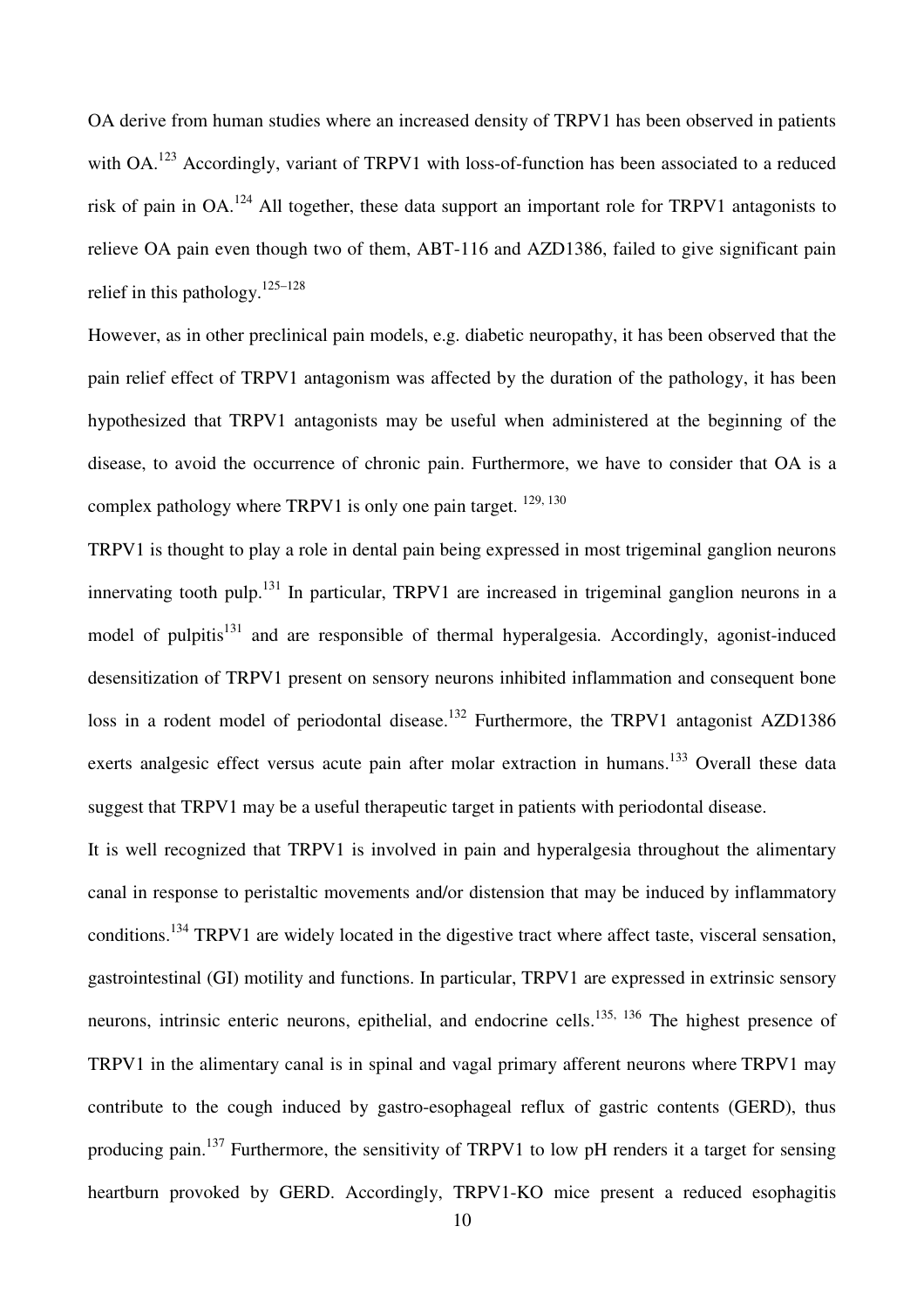OA derive from human studies where an increased density of TRPV1 has been observed in patients with OA.[123] Accordingly, variant of TRPV1 with loss-of-function has been associated to a reduced risk of pain in OA.[124] All together, these data support an important role for TRPV1 antagonists to relieve OA pain even though two of them, ABT-116 and AZD1386, failed to give significant pain relief in this pathology.[125–128]

However, as in other preclinical pain models, e.g. diabetic neuropathy, it has been observed that the pain relief effect of TRPV1 antagonism was affected by the duration of the pathology, it has been hypothesized that TRPV1 antagonists may be useful when administered at the beginning of the disease, to avoid the occurrence of chronic pain. Furthermore, we have to consider that OA is a complex pathology where TRPV1 is only one pain target. [129, 130]

TRPV1 is thought to play a role in dental pain being expressed in most trigeminal ganglion neurons innervating tooth pulp.[131] In particular, TRPV1 are increased in trigeminal ganglion neurons in a model of pulpitis[131] and are responsible of thermal hyperalgesia. Accordingly, agonist-induced desensitization of TRPV1 present on sensory neurons inhibited inflammation and consequent bone loss in a rodent model of periodontal disease.[132] Furthermore, the TRPV1 antagonist AZD1386 exerts analgesic effect versus acute pain after molar extraction in humans.[133] Overall these data suggest that TRPV1 may be a useful therapeutic target in patients with periodontal disease.

It is well recognized that TRPV1 is involved in pain and hyperalgesia throughout the alimentary canal in response to peristaltic movements and/or distension that may be induced by inflammatory conditions.[134] TRPV1 are widely located in the digestive tract where affect taste, visceral sensation, gastrointestinal (GI) motility and functions. In particular, TRPV1 are expressed in extrinsic sensory neurons, intrinsic enteric neurons, epithelial, and endocrine cells.[135, 136] The highest presence of TRPV1 in the alimentary canal is in spinal and vagal primary afferent neurons where TRPV1 may contribute to the cough induced by gastro-esophageal reflux of gastric contents (GERD), thus producing pain.[137] Furthermore, the sensitivity of TRPV1 to low pH renders it a target for sensing heartburn provoked by GERD. Accordingly, TRPV1-KO mice present a reduced esophagitis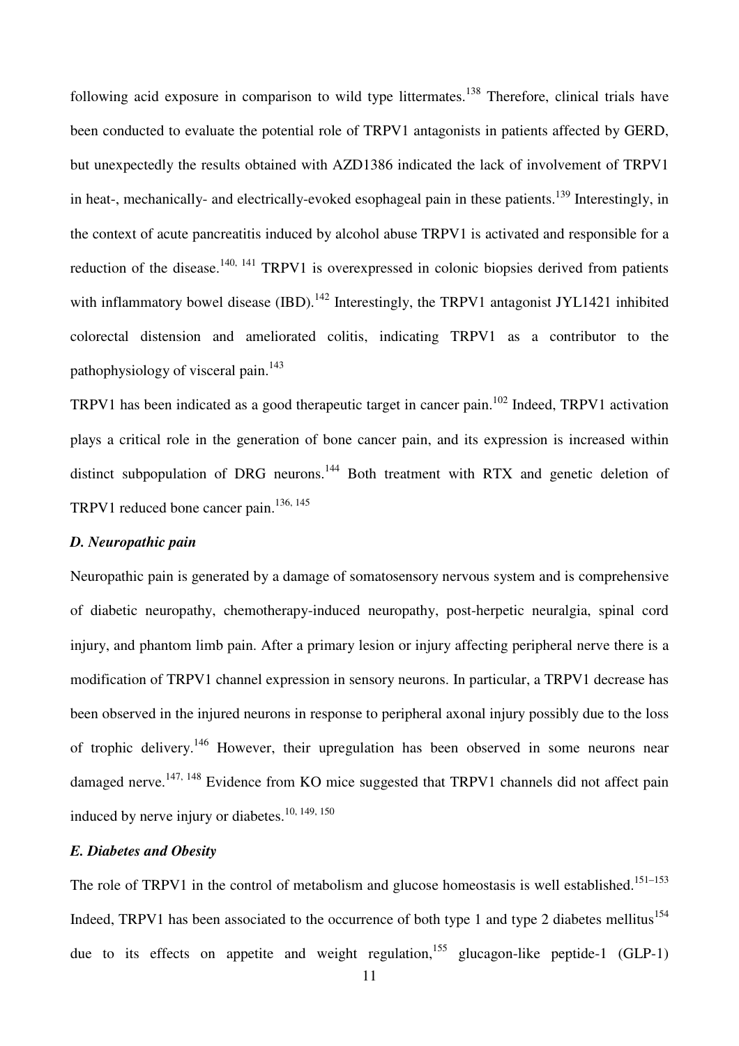following acid exposure in comparison to wild type littermates.[138] Therefore, clinical trials have been conducted to evaluate the potential role of TRPV1 antagonists in patients affected by GERD, but unexpectedly the results obtained with AZD1386 indicated the lack of involvement of TRPV1 in heat-, mechanically- and electrically-evoked esophageal pain in these patients.[139] Interestingly, in the context of acute pancreatitis induced by alcohol abuse TRPV1 is activated and responsible for a reduction of the disease.[140, 141] TRPV1 is overexpressed in colonic biopsies derived from patients with inflammatory bowel disease (IBD).[142] Interestingly, the TRPV1 antagonist JYL1421 inhibited colorectal distension and ameliorated colitis, indicating TRPV1 as a contributor to the pathophysiology of visceral pain.[143]

TRPV1 has been indicated as a good therapeutic target in cancer pain.[102] Indeed, TRPV1 activation plays a critical role in the generation of bone cancer pain, and its expression is increased within distinct subpopulation of DRG neurons.[144] Both treatment with RTX and genetic deletion of TRPV1 reduced bone cancer pain.[136, 145]

### *D. Neuropathic pain*

Neuropathic pain is generated by a damage of somatosensory nervous system and is comprehensive of diabetic neuropathy, chemotherapy-induced neuropathy, post-herpetic neuralgia, spinal cord injury, and phantom limb pain. After a primary lesion or injury affecting peripheral nerve there is a modification of TRPV1 channel expression in sensory neurons. In particular, a TRPV1 decrease has been observed in the injured neurons in response to peripheral axonal injury possibly due to the loss of trophic delivery.[146] However, their upregulation has been observed in some neurons near damaged nerve.[147, 148] Evidence from KO mice suggested that TRPV1 channels did not affect pain induced by nerve injury or diabetes.[10, 149, 150]

### *E. Diabetes and Obesity*

The role of TRPV1 in the control of metabolism and glucose homeostasis is well established.[151–153] Indeed, TRPV1 has been associated to the occurrence of both type 1 and type 2 diabetes mellitus[154] due to its effects on appetite and weight regulation,[155] glucagon-like peptide-1 (GLP-1)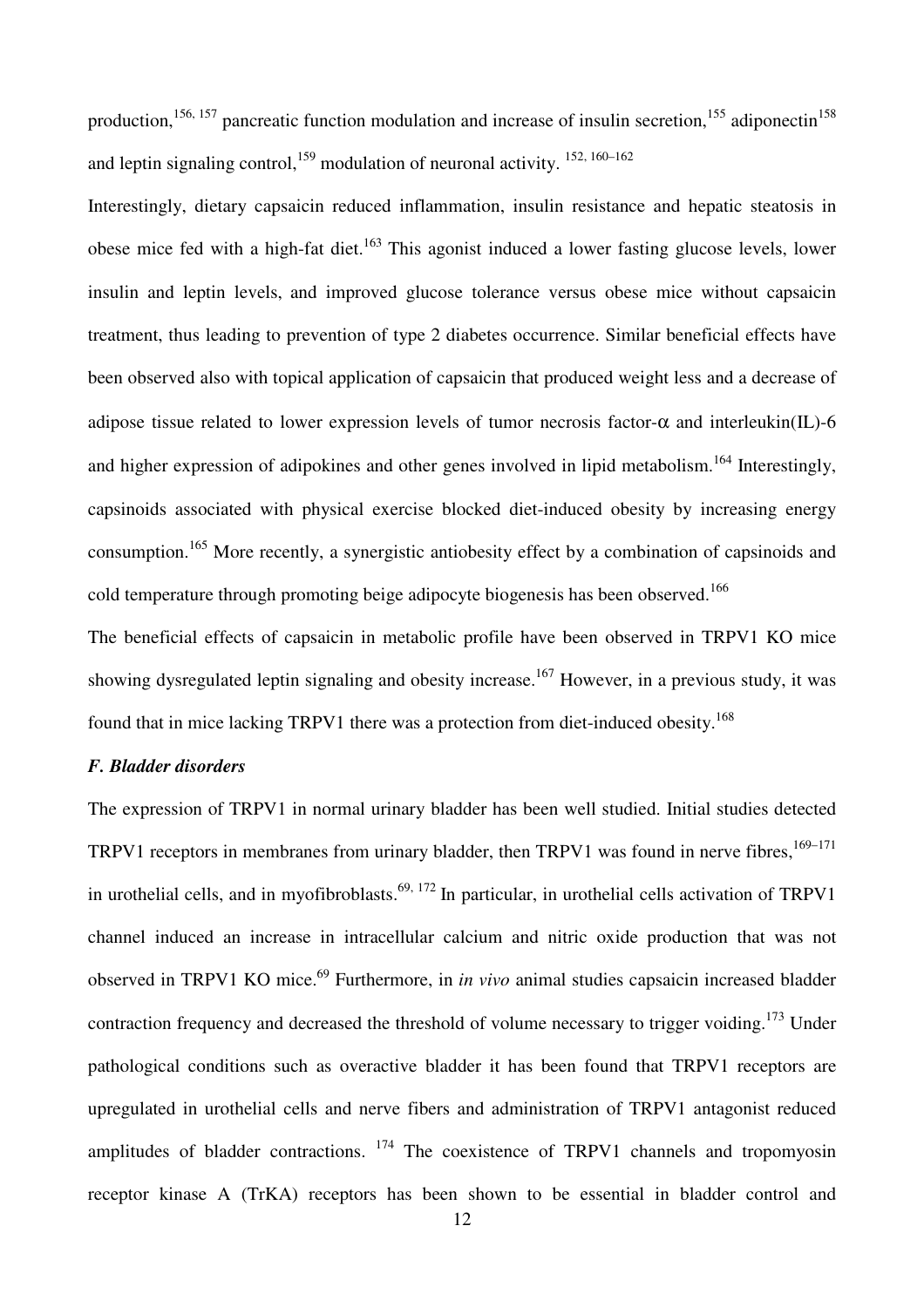production,[156, 157] pancreatic function modulation and increase of insulin secretion,[155] adiponectin[158] and leptin signaling control,[159] modulation of neuronal activity. [152, 160–162]

Interestingly, dietary capsaicin reduced inflammation, insulin resistance and hepatic steatosis in obese mice fed with a high-fat diet.[163] This agonist induced a lower fasting glucose levels, lower insulin and leptin levels, and improved glucose tolerance versus obese mice without capsaicin treatment, thus leading to prevention of type 2 diabetes occurrence. Similar beneficial effects have been observed also with topical application of capsaicin that produced weight less and a decrease of adipose tissue related to lower expression levels of tumor necrosis factor-$\alpha$ and interleukin(IL)-6 and higher expression of adipokines and other genes involved in lipid metabolism.[164] Interestingly, capsinoids associated with physical exercise blocked diet-induced obesity by increasing energy consumption.[165] More recently, a synergistic antiobesity effect by a combination of capsinoids and cold temperature through promoting beige adipocyte biogenesis has been observed.[166]

The beneficial effects of capsaicin in metabolic profile have been observed in TRPV1 KO mice showing dysregulated leptin signaling and obesity increase.[167] However, in a previous study, it was found that in mice lacking TRPV1 there was a protection from diet-induced obesity.[168]

### *F. Bladder disorders*

The expression of TRPV1 in normal urinary bladder has been well studied. Initial studies detected TRPV1 receptors in membranes from urinary bladder, then TRPV1 was found in nerve fibres,[169–171] in urothelial cells, and in myofibroblasts.[69, 172] In particular, in urothelial cells activation of TRPV1 channel induced an increase in intracellular calcium and nitric oxide production that was not observed in TRPV1 KO mice.[69] Furthermore, in *in vivo* animal studies capsaicin increased bladder contraction frequency and decreased the threshold of volume necessary to trigger voiding.[173] Under pathological conditions such as overactive bladder it has been found that TRPV1 receptors are upregulated in urothelial cells and nerve fibers and administration of TRPV1 antagonist reduced amplitudes of bladder contractions. [174] The coexistence of TRPV1 channels and tropomyosin receptor kinase A (TrKA) receptors has been shown to be essential in bladder control and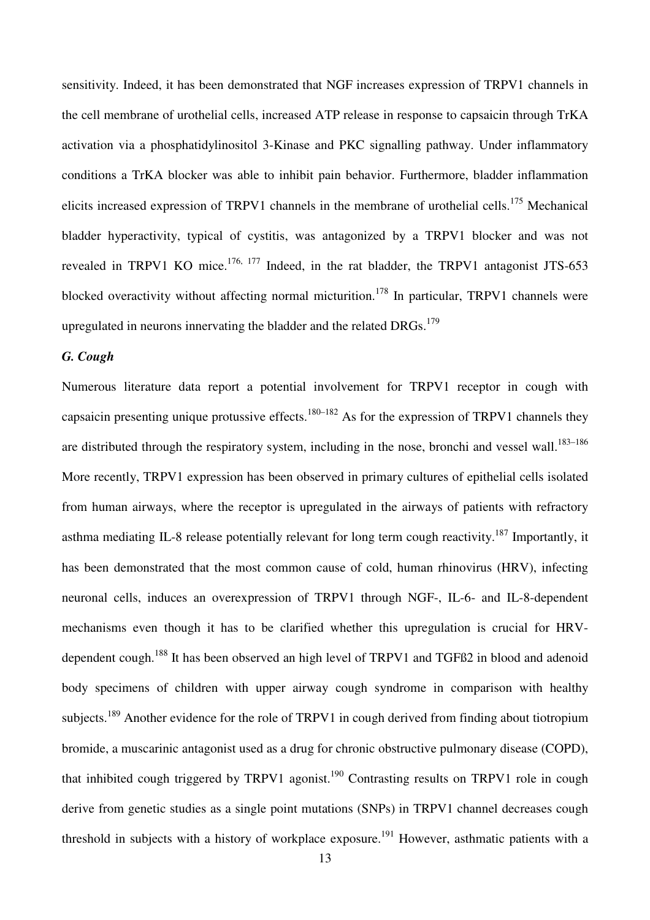sensitivity. Indeed, it has been demonstrated that NGF increases expression of TRPV1 channels in the cell membrane of urothelial cells, increased ATP release in response to capsaicin through TrKA activation via a phosphatidylinositol 3-Kinase and PKC signalling pathway. Under inflammatory conditions a TrKA blocker was able to inhibit pain behavior. Furthermore, bladder inflammation elicits increased expression of TRPV1 channels in the membrane of urothelial cells.[175] Mechanical bladder hyperactivity, typical of cystitis, was antagonized by a TRPV1 blocker and was not revealed in TRPV1 KO mice.[176, 177] Indeed, in the rat bladder, the TRPV1 antagonist JTS-653 blocked overactivity without affecting normal micturition.[178] In particular, TRPV1 channels were upregulated in neurons innervating the bladder and the related DRGs.[179]

### *G. Cough*

Numerous literature data report a potential involvement for TRPV1 receptor in cough with capsaicin presenting unique protussive effects.[180–182] As for the expression of TRPV1 channels they are distributed through the respiratory system, including in the nose, bronchi and vessel wall.[183–186] More recently, TRPV1 expression has been observed in primary cultures of epithelial cells isolated from human airways, where the receptor is upregulated in the airways of patients with refractory asthma mediating IL-8 release potentially relevant for long term cough reactivity.[187] Importantly, it has been demonstrated that the most common cause of cold, human rhinovirus (HRV), infecting neuronal cells, induces an overexpression of TRPV1 through NGF-, IL-6- and IL-8-dependent mechanisms even though it has to be clarified whether this upregulation is crucial for HRV-dependent cough.[188] It has been observed an high level of TRPV1 and TGFß2 in blood and adenoid body specimens of children with upper airway cough syndrome in comparison with healthy subjects.[189] Another evidence for the role of TRPV1 in cough derived from finding about tiotropium bromide, a muscarinic antagonist used as a drug for chronic obstructive pulmonary disease (COPD), that inhibited cough triggered by TRPV1 agonist.[190] Contrasting results on TRPV1 role in cough derive from genetic studies as a single point mutations (SNPs) in TRPV1 channel decreases cough threshold in subjects with a history of workplace exposure.[191] However, asthmatic patients with a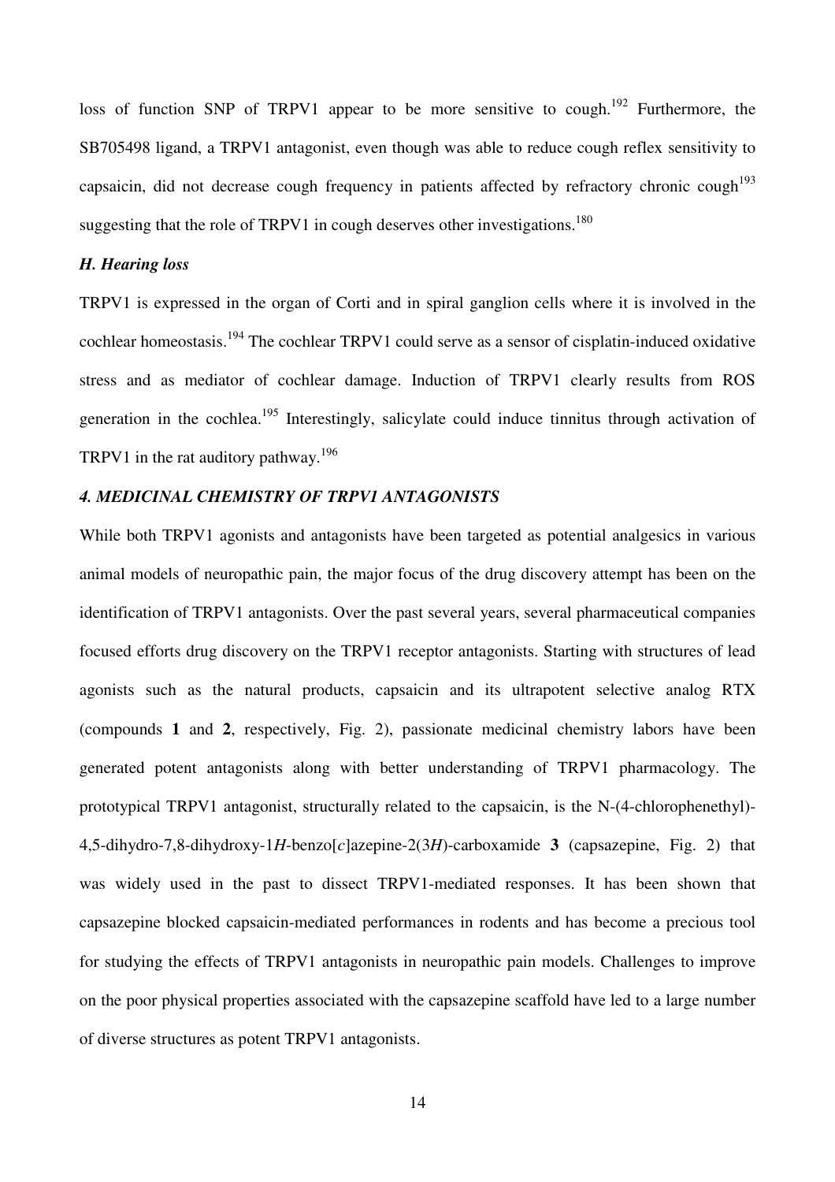loss of function SNP of TRPV1 appear to be more sensitive to cough.[192] Furthermore, the SB705498 ligand, a TRPV1 antagonist, even though was able to reduce cough reflex sensitivity to capsaicin, did not decrease cough frequency in patients affected by refractory chronic cough[193] suggesting that the role of TRPV1 in cough deserves other investigations.[180]

### *H. Hearing loss*

TRPV1 is expressed in the organ of Corti and in spiral ganglion cells where it is involved in the cochlear homeostasis.[194] The cochlear TRPV1 could serve as a sensor of cisplatin-induced oxidative stress and as mediator of cochlear damage. Induction of TRPV1 clearly results from ROS generation in the cochlea.[195] Interestingly, salicylate could induce tinnitus through activation of TRPV1 in the rat auditory pathway.[196]

## *4. MEDICINAL CHEMISTRY OF TRPV1 ANTAGONISTS*

While both TRPV1 agonists and antagonists have been targeted as potential analgesics in various animal models of neuropathic pain, the major focus of the drug discovery attempt has been on the identification of TRPV1 antagonists. Over the past several years, several pharmaceutical companies focused efforts drug discovery on the TRPV1 receptor antagonists. Starting with structures of lead agonists such as the natural products, capsaicin and its ultrapotent selective analog RTX (compounds **1** and **2**, respectively, Fig. 2), passionate medicinal chemistry labors have been generated potent antagonists along with better understanding of TRPV1 pharmacology. The prototypical TRPV1 antagonist, structurally related to the capsaicin, is the N-(4-chlorophenethyl)-4,5-dihydro-7,8-dihydroxy-1*H*-benzo[*c*]azepine-2(3*H*)-carboxamide **3** (capsazepine, Fig. 2) that was widely used in the past to dissect TRPV1-mediated responses. It has been shown that capsazepine blocked capsaicin-mediated performances in rodents and has become a precious tool for studying the effects of TRPV1 antagonists in neuropathic pain models. Challenges to improve on the poor physical properties associated with the capsazepine scaffold have led to a large number of diverse structures as potent TRPV1 antagonists.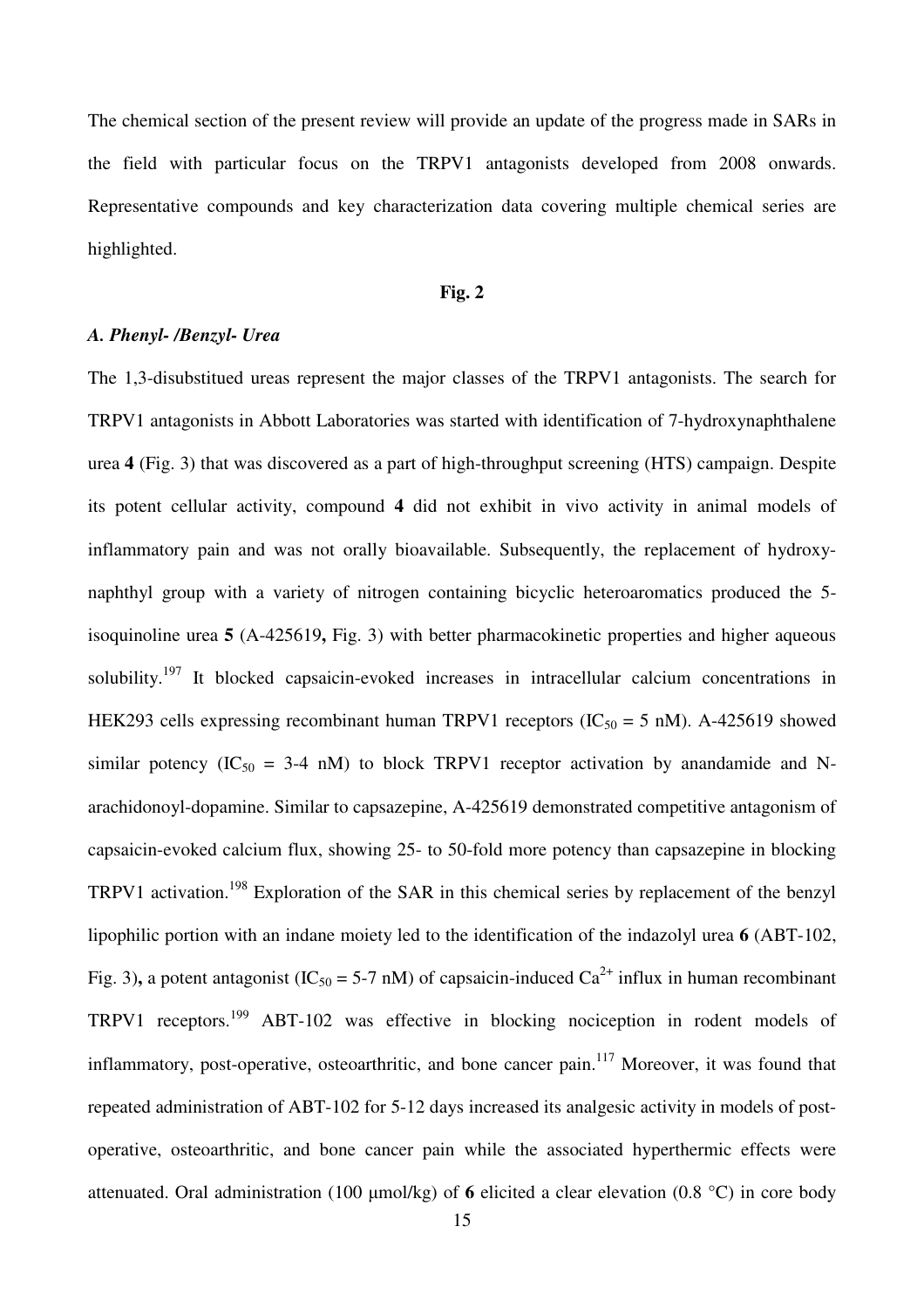The chemical section of the present review will provide an update of the progress made in SARs in the field with particular focus on the TRPV1 antagonists developed from 2008 onwards. Representative compounds and key characterization data covering multiple chemical series are highlighted.

**Fig. 2**

### *A. Phenyl- /Benzyl- Urea*

The 1,3-disubstitued ureas represent the major classes of the TRPV1 antagonists. The search for TRPV1 antagonists in Abbott Laboratories was started with identification of 7-hydroxynaphthalene urea **4** (Fig. 3) that was discovered as a part of high-throughput screening (HTS) campaign. Despite its potent cellular activity, compound **4** did not exhibit in vivo activity in animal models of inflammatory pain and was not orally bioavailable. Subsequently, the replacement of hydroxy-naphthyl group with a variety of nitrogen containing bicyclic heteroaromatics produced the 5-isoquinoline urea **5** (A-425619**,** Fig. 3) with better pharmacokinetic properties and higher aqueous solubility.[197] It blocked capsaicin-evoked increases in intracellular calcium concentrations in HEK293 cells expressing recombinant human TRPV1 receptors ($IC_{50}$ = 5 nM). A-425619 showed similar potency ($IC_{50}$ = 3-4 nM) to block TRPV1 receptor activation by anandamide and N-arachidonoyl-dopamine. Similar to capsazepine, A-425619 demonstrated competitive antagonism of capsaicin-evoked calcium flux, showing 25- to 50-fold more potency than capsazepine in blocking TRPV1 activation.[198] Exploration of the SAR in this chemical series by replacement of the benzyl lipophilic portion with an indane moiety led to the identification of the indazolyl urea **6** (ABT-102, Fig. 3)**,** a potent antagonist ($IC_{50}$ = 5-7 nM) of capsaicin-induced $Ca^{2+}$ influx in human recombinant TRPV1 receptors.[199] ABT-102 was effective in blocking nociception in rodent models of inflammatory, post-operative, osteoarthritic, and bone cancer pain.[117] Moreover, it was found that repeated administration of ABT-102 for 5-12 days increased its analgesic activity in models of post-operative, osteoarthritic, and bone cancer pain while the associated hyperthermic effects were attenuated. Oral administration (100 μmol/kg) of **6** elicited a clear elevation (0.8 °C) in core body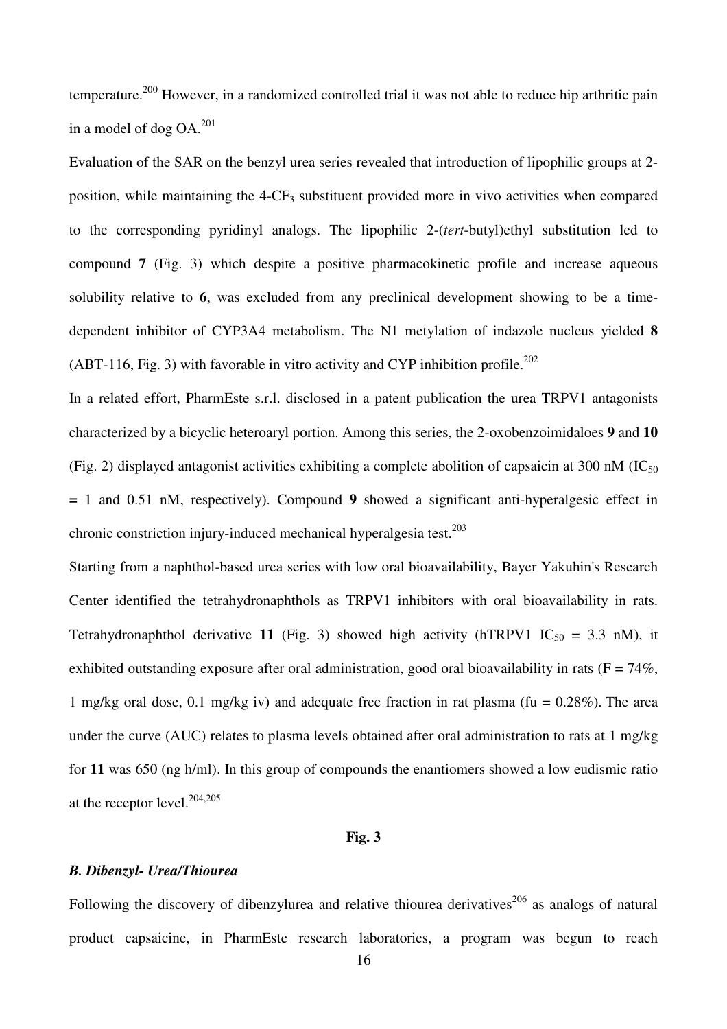temperature.[200] However, in a randomized controlled trial it was not able to reduce hip arthritic pain in a model of dog OA.[201]

Evaluation of the SAR on the benzyl urea series revealed that introduction of lipophilic groups at 2-position, while maintaining the 4-$CF_3$ substituent provided more in vivo activities when compared to the corresponding pyridinyl analogs. The lipophilic 2-(*tert*-butyl)ethyl substitution led to compound **7** (Fig. 3) which despite a positive pharmacokinetic profile and increase aqueous solubility relative to **6**, was excluded from any preclinical development showing to be a time-dependent inhibitor of CYP3A4 metabolism. The N1 metylation of indazole nucleus yielded **8** (ABT-116, Fig. 3) with favorable in vitro activity and CYP inhibition profile.[202]

In a related effort, PharmEste s.r.l. disclosed in a patent publication the urea TRPV1 antagonists characterized by a bicyclic heteroaryl portion. Among this series, the 2-oxobenzoimidaloes **9** and **10** (Fig. 2) displayed antagonist activities exhibiting a complete abolition of capsaicin at 300 nM ($IC_{50}$ **=** 1 and 0.51 nM, respectively). Compound **9** showed a significant anti-hyperalgesic effect in chronic constriction injury-induced mechanical hyperalgesia test.[203]

Starting from a naphthol-based urea series with low oral bioavailability, Bayer Yakuhin's Research Center identified the tetrahydronaphthols as TRPV1 inhibitors with oral bioavailability in rats. Tetrahydronaphthol derivative **11** (Fig. 3) showed high activity (hTRPV1 $IC_{50}$ = 3.3 nM), it exhibited outstanding exposure after oral administration, good oral bioavailability in rats (F = 74%, 1 mg/kg oral dose, 0.1 mg/kg iv) and adequate free fraction in rat plasma (fu = 0.28%). The area under the curve (AUC) relates to plasma levels obtained after oral administration to rats at 1 mg/kg for **11** was 650 (ng h/ml). In this group of compounds the enantiomers showed a low eudismic ratio at the receptor level.[204,205]

**Fig. 3**

### *B. Dibenzyl- Urea/Thiourea*

Following the discovery of dibenzylurea and relative thiourea derivatives[206] as analogs of natural product capsaicine, in PharmEste research laboratories, a program was begun to reach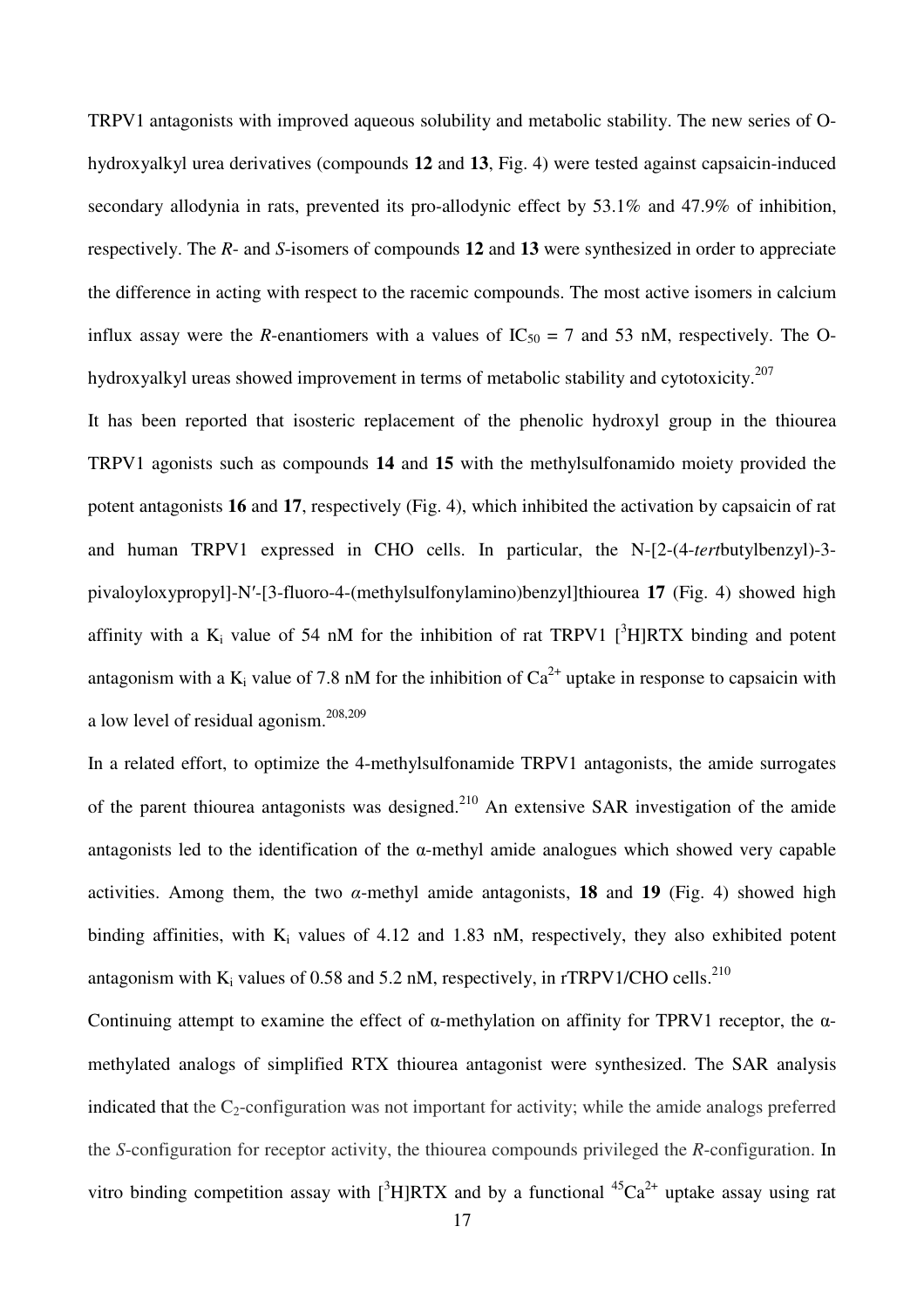TRPV1 antagonists with improved aqueous solubility and metabolic stability. The new series of O-hydroxyalkyl urea derivatives (compounds **12** and **13**, Fig. 4) were tested against capsaicin-induced secondary allodynia in rats, prevented its pro-allodynic effect by 53.1% and 47.9% of inhibition, respectively. The *R*- and *S*-isomers of compounds **12** and **13** were synthesized in order to appreciate the difference in acting with respect to the racemic compounds. The most active isomers in calcium influx assay were the *R*-enantiomers with a values of $IC_{50}$ = 7 and 53 nM, respectively. The O-hydroxyalkyl ureas showed improvement in terms of metabolic stability and cytotoxicity.[207]

It has been reported that isosteric replacement of the phenolic hydroxyl group in the thiourea TRPV1 agonists such as compounds **14** and **15** with the methylsulfonamido moiety provided the potent antagonists **16** and **17**, respectively (Fig. 4), which inhibited the activation by capsaicin of rat and human TRPV1 expressed in CHO cells. In particular, the N-[2-(4-*tert*butylbenzyl)-3-pivaloyloxypropyl]-N′-[3-fluoro-4-(methylsulfonylamino)benzyl]thiourea **17** (Fig. 4) showed high affinity with a $K_i$ value of 54 nM for the inhibition of rat TRPV1 [$^3$H]RTX binding and potent antagonism with a $K_i$ value of 7.8 nM for the inhibition of $Ca^{2+}$ uptake in response to capsaicin with a low level of residual agonism.[208,209]

In a related effort, to optimize the 4-methylsulfonamide TRPV1 antagonists, the amide surrogates of the parent thiourea antagonists was designed.[210] An extensive SAR investigation of the amide antagonists led to the identification of the α-methyl amide analogues which showed very capable activities. Among them, the two *α*-methyl amide antagonists, **18** and **19** (Fig. 4) showed high binding affinities, with $K_i$ values of 4.12 and 1.83 nM, respectively, they also exhibited potent antagonism with $K_i$ values of 0.58 and 5.2 nM, respectively, in rTRPV1/CHO cells.[210]

Continuing attempt to examine the effect of α-methylation on affinity for TPRV1 receptor, the α-methylated analogs of simplified RTX thiourea antagonist were synthesized. The SAR analysis indicated that the $C_2$-configuration was not important for activity; while the amide analogs preferred the *S*-configuration for receptor activity, the thiourea compounds privileged the *R*-configuration. In vitro binding competition assay with [$^3$H]RTX and by a functional $^{45}Ca^{2+}$ uptake assay using rat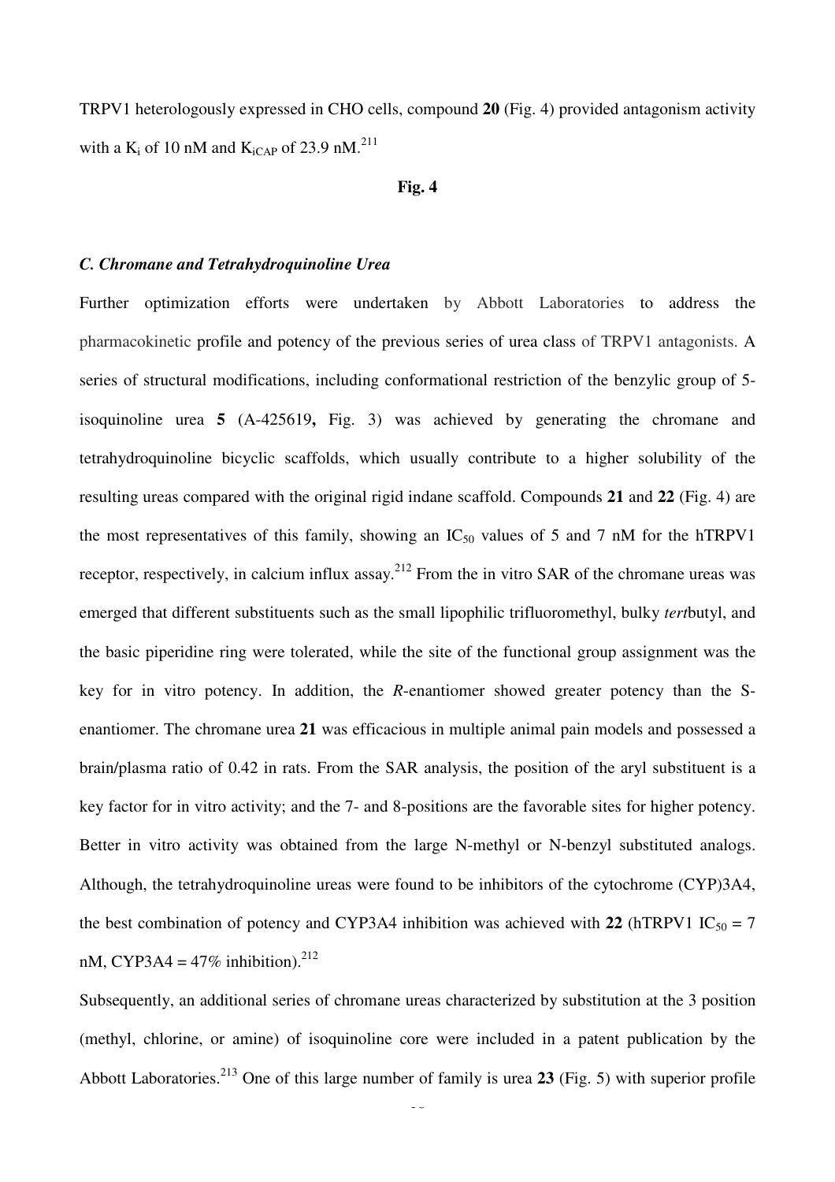TRPV1 heterologously expressed in CHO cells, compound **20** (Fig. 4) provided antagonism activity with a $K_i$ of 10 nM and $K_{iCAP}$ of 23.9 nM.[211]

**Fig. 4**

### *C. Chromane and Tetrahydroquinoline Urea*

Further optimization efforts were undertaken by Abbott Laboratories to address the pharmacokinetic profile and potency of the previous series of urea class of TRPV1 antagonists. A series of structural modifications, including conformational restriction of the benzylic group of 5-isoquinoline urea **5** (A-425619**,** Fig. 3) was achieved by generating the chromane and tetrahydroquinoline bicyclic scaffolds, which usually contribute to a higher solubility of the resulting ureas compared with the original rigid indane scaffold. Compounds **21** and **22** (Fig. 4) are the most representatives of this family, showing an $IC_{50}$ values of 5 and 7 nM for the hTRPV1 receptor, respectively, in calcium influx assay.[212] From the in vitro SAR of the chromane ureas was emerged that different substituents such as the small lipophilic trifluoromethyl, bulky *tert*butyl, and the basic piperidine ring were tolerated, while the site of the functional group assignment was the key for in vitro potency. In addition, the *R*-enantiomer showed greater potency than the S-enantiomer. The chromane urea **21** was efficacious in multiple animal pain models and possessed a brain/plasma ratio of 0.42 in rats. From the SAR analysis, the position of the aryl substituent is a key factor for in vitro activity; and the 7- and 8-positions are the favorable sites for higher potency. Better in vitro activity was obtained from the large N-methyl or N-benzyl substituted analogs. Although, the tetrahydroquinoline ureas were found to be inhibitors of the cytochrome (CYP)3A4, the best combination of potency and CYP3A4 inhibition was achieved with **22** (hTRPV1 $IC_{50}$ = 7 nM, CYP3A4 = 47% inhibition).[212]

Subsequently, an additional series of chromane ureas characterized by substitution at the 3 position (methyl, chlorine, or amine) of isoquinoline core were included in a patent publication by the Abbott Laboratories.[213] One of this large number of family is urea **23** (Fig. 5) with superior profile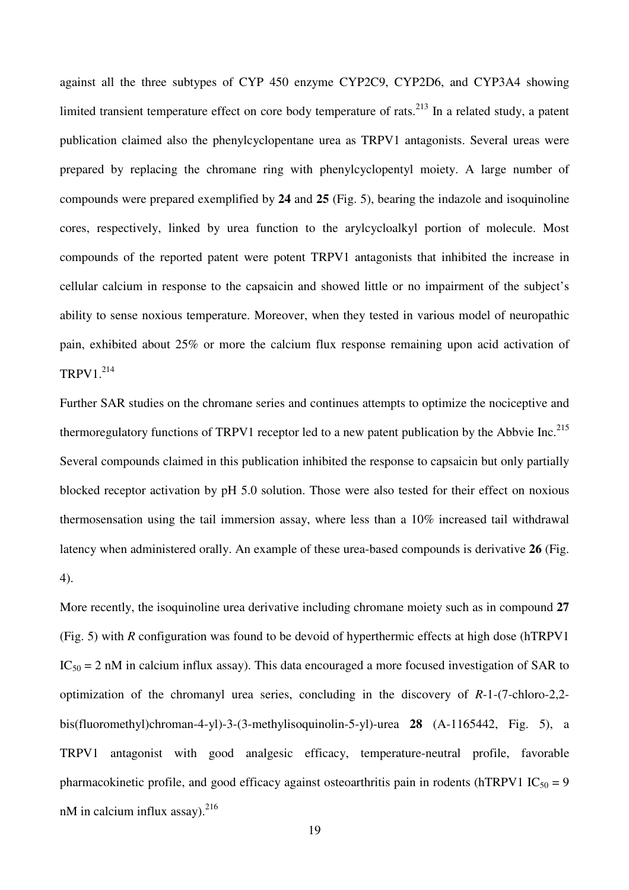against all the three subtypes of CYP 450 enzyme CYP2C9, CYP2D6, and CYP3A4 showing limited transient temperature effect on core body temperature of rats.[213] In a related study, a patent publication claimed also the phenylcyclopentane urea as TRPV1 antagonists. Several ureas were prepared by replacing the chromane ring with phenylcyclopentyl moiety. A large number of compounds were prepared exemplified by **24** and **25** (Fig. 5), bearing the indazole and isoquinoline cores, respectively, linked by urea function to the arylcycloalkyl portion of molecule. Most compounds of the reported patent were potent TRPV1 antagonists that inhibited the increase in cellular calcium in response to the capsaicin and showed little or no impairment of the subject's ability to sense noxious temperature. Moreover, when they tested in various model of neuropathic pain, exhibited about 25% or more the calcium flux response remaining upon acid activation of TRPV1.[214]

Further SAR studies on the chromane series and continues attempts to optimize the nociceptive and thermoregulatory functions of TRPV1 receptor led to a new patent publication by the Abbvie Inc.[215] Several compounds claimed in this publication inhibited the response to capsaicin but only partially blocked receptor activation by pH 5.0 solution. Those were also tested for their effect on noxious thermosensation using the tail immersion assay, where less than a 10% increased tail withdrawal latency when administered orally. An example of these urea-based compounds is derivative **26** (Fig. 4).

More recently, the isoquinoline urea derivative including chromane moiety such as in compound **27** (Fig. 5) with *R* configuration was found to be devoid of hyperthermic effects at high dose (hTRPV1 $IC_{50}$ = 2 nM in calcium influx assay). This data encouraged a more focused investigation of SAR to optimization of the chromanyl urea series, concluding in the discovery of *R*-1-(7-chloro-2,2-bis(fluoromethyl)chroman-4-yl)-3-(3-methylisoquinolin-5-yl)-urea **28** (A-1165442, Fig. 5), a TRPV1 antagonist with good analgesic efficacy, temperature-neutral profile, favorable pharmacokinetic profile, and good efficacy against osteoarthritis pain in rodents (hTRPV1 $IC_{50}$ = 9 nM in calcium influx assay).[216]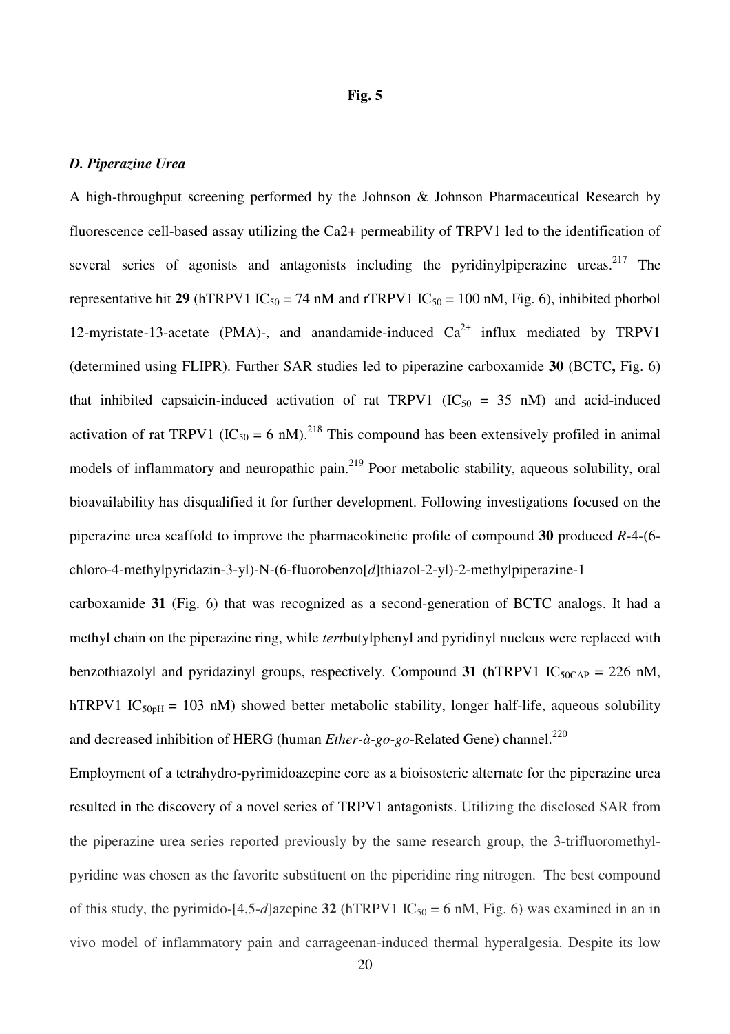**Fig. 5**

### *D. Piperazine Urea*

A high-throughput screening performed by the Johnson & Johnson Pharmaceutical Research by fluorescence cell-based assay utilizing the Ca2+ permeability of TRPV1 led to the identification of several series of agonists and antagonists including the pyridinylpiperazine ureas.[217] The representative hit **29** (hTRPV1 $IC_{50}$ = 74 nM and rTRPV1 $IC_{50}$ = 100 nM, Fig. 6), inhibited phorbol 12-myristate-13-acetate (PMA)-, and anandamide-induced $Ca^{2+}$ influx mediated by TRPV1 (determined using FLIPR). Further SAR studies led to piperazine carboxamide **30** (BCTC**,** Fig. 6) that inhibited capsaicin-induced activation of rat TRPV1 ($IC_{50}$ = 35 nM) and acid-induced activation of rat TRPV1 ($IC_{50}$ = 6 nM).[218] This compound has been extensively profiled in animal models of inflammatory and neuropathic pain.[219] Poor metabolic stability, aqueous solubility, oral bioavailability has disqualified it for further development. Following investigations focused on the piperazine urea scaffold to improve the pharmacokinetic profile of compound **30** produced *R*-4-(6-chloro-4-methylpyridazin-3-yl)-N-(6-fluorobenzo[*d*]thiazol-2-yl)-2-methylpiperazine-1 carboxamide **31** (Fig. 6) that was recognized as a second-generation of BCTC analogs. It had a methyl chain on the piperazine ring, while *tert*butylphenyl and pyridinyl nucleus were replaced with benzothiazolyl and pyridazinyl groups, respectively. Compound **31** (hTRPV1 $IC_{50CAP}$ = 226 nM, hTRPV1 $IC_{50pH}$ = 103 nM) showed better metabolic stability, longer half-life, aqueous solubility and decreased inhibition of HERG (human *Ether-à-go-go*-Related Gene) channel.[220]

Employment of a tetrahydro-pyrimidoazepine core as a bioisosteric alternate for the piperazine urea resulted in the discovery of a novel series of TRPV1 antagonists. Utilizing the disclosed SAR from the piperazine urea series reported previously by the same research group, the 3-trifluoromethyl-pyridine was chosen as the favorite substituent on the piperidine ring nitrogen. The best compound of this study, the pyrimido-[4,5-*d*]azepine **32** (hTRPV1 $IC_{50}$ = 6 nM, Fig. 6) was examined in an in vivo model of inflammatory pain and carrageenan-induced thermal hyperalgesia. Despite its low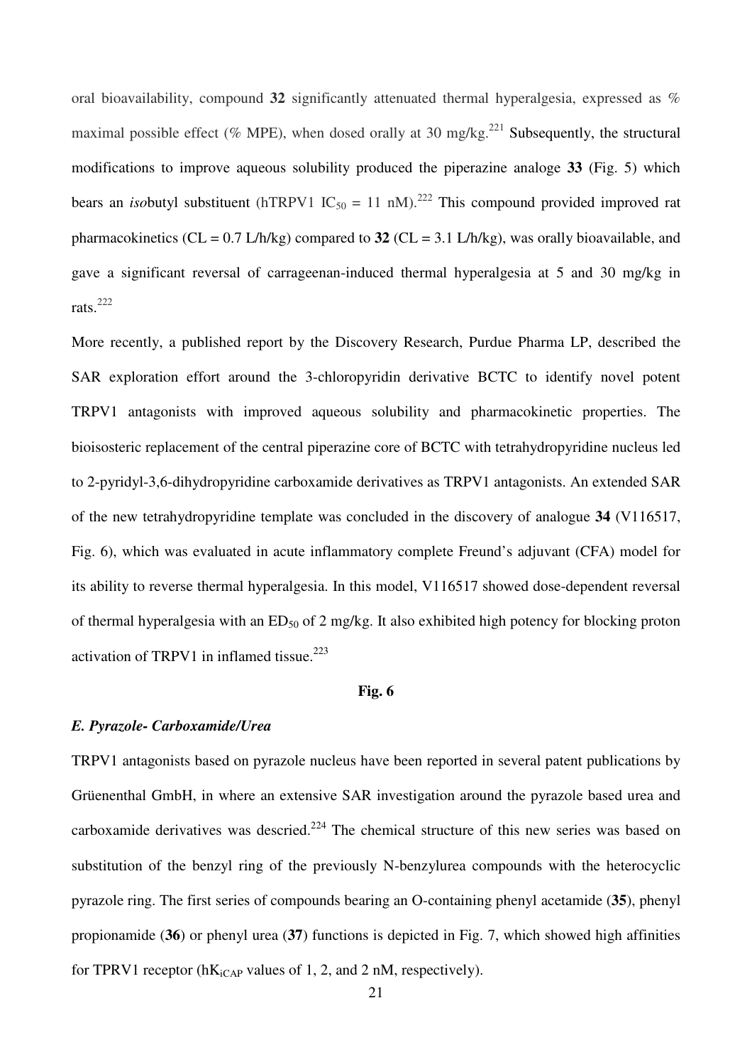oral bioavailability, compound **32** significantly attenuated thermal hyperalgesia, expressed as % maximal possible effect (% MPE), when dosed orally at 30 mg/kg.[221] Subsequently, the structural modifications to improve aqueous solubility produced the piperazine analoge **33** (Fig. 5) which bears an *iso*butyl substituent (hTRPV1 $IC_{50}$ = 11 nM).[222] This compound provided improved rat pharmacokinetics (CL = 0.7 L/h/kg) compared to **32** (CL = 3.1 L/h/kg), was orally bioavailable, and gave a significant reversal of carrageenan-induced thermal hyperalgesia at 5 and 30 mg/kg in rats.[222]

More recently, a published report by the Discovery Research, Purdue Pharma LP, described the SAR exploration effort around the 3-chloropyridin derivative BCTC to identify novel potent TRPV1 antagonists with improved aqueous solubility and pharmacokinetic properties. The bioisosteric replacement of the central piperazine core of BCTC with tetrahydropyridine nucleus led to 2-pyridyl-3,6-dihydropyridine carboxamide derivatives as TRPV1 antagonists. An extended SAR of the new tetrahydropyridine template was concluded in the discovery of analogue **34** (V116517, Fig. 6), which was evaluated in acute inflammatory complete Freund's adjuvant (CFA) model for its ability to reverse thermal hyperalgesia. In this model, V116517 showed dose-dependent reversal of thermal hyperalgesia with an $ED_{50}$ of 2 mg/kg. It also exhibited high potency for blocking proton activation of TRPV1 in inflamed tissue.[223]

**Fig. 6**

### *E. Pyrazole- Carboxamide/Urea*

TRPV1 antagonists based on pyrazole nucleus have been reported in several patent publications by Grüenenthal GmbH, in where an extensive SAR investigation around the pyrazole based urea and carboxamide derivatives was descried.[224] The chemical structure of this new series was based on substitution of the benzyl ring of the previously N-benzylurea compounds with the heterocyclic pyrazole ring. The first series of compounds bearing an O-containing phenyl acetamide (**35**), phenyl propionamide (**36**) or phenyl urea (**37**) functions is depicted in Fig. 7, which showed high affinities for TPRV1 receptor ($hK_{iCAP}$ values of 1, 2, and 2 nM, respectively).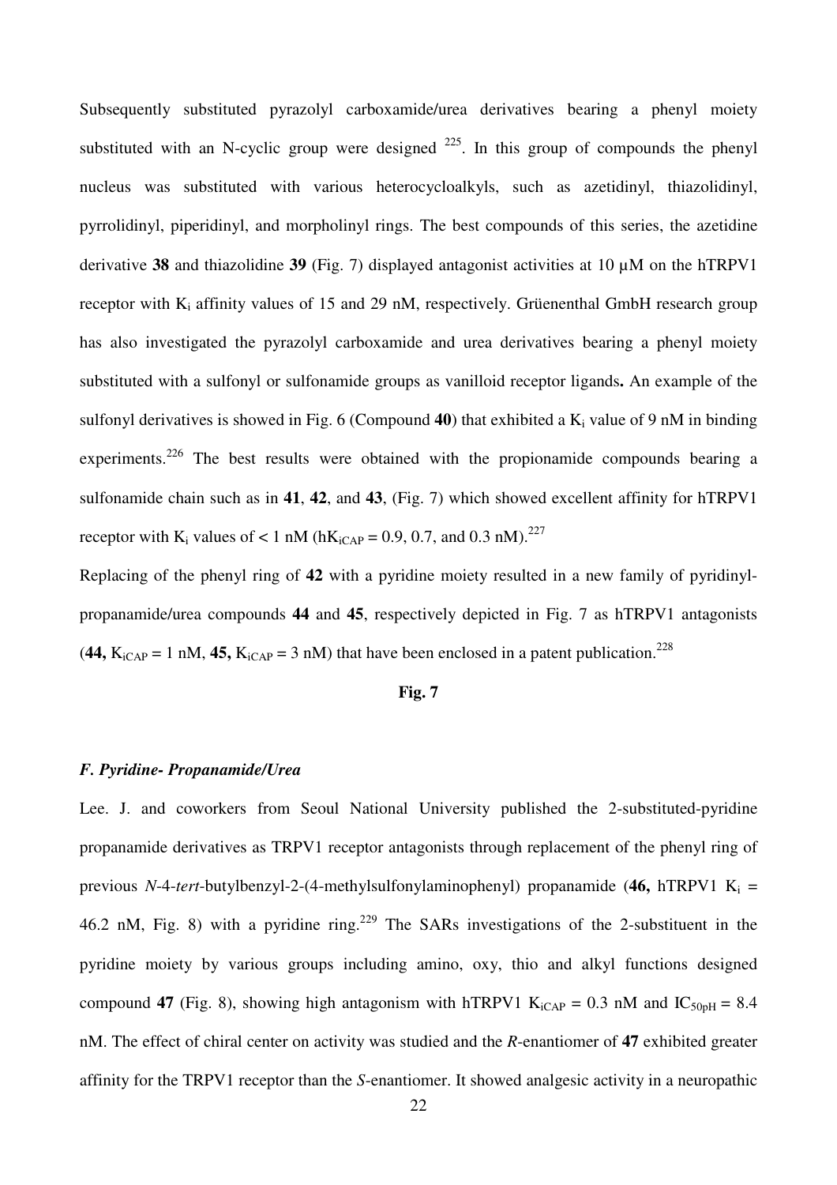Subsequently substituted pyrazolyl carboxamide/urea derivatives bearing a phenyl moiety substituted with an N-cyclic group were designed [225]. In this group of compounds the phenyl nucleus was substituted with various heterocycloalkyls, such as azetidinyl, thiazolidinyl, pyrrolidinyl, piperidinyl, and morpholinyl rings. The best compounds of this series, the azetidine derivative **38** and thiazolidine **39** (Fig. 7) displayed antagonist activities at 10 μM on the hTRPV1 receptor with $K_i$ affinity values of 15 and 29 nM, respectively. Grüenenthal GmbH research group has also investigated the pyrazolyl carboxamide and urea derivatives bearing a phenyl moiety substituted with a sulfonyl or sulfonamide groups as vanilloid receptor ligands**.** An example of the sulfonyl derivatives is showed in Fig. 6 (Compound **40**) that exhibited a $K_i$ value of 9 nM in binding experiments.[226] The best results were obtained with the propionamide compounds bearing a sulfonamide chain such as in **41**, **42**, and **43**, (Fig. 7) which showed excellent affinity for hTRPV1 receptor with $K_i$ values of < 1 nM ($hK_{iCAP}$ = 0.9, 0.7, and 0.3 nM).[227]

Replacing of the phenyl ring of **42** with a pyridine moiety resulted in a new family of pyridinyl-propanamide/urea compounds **44** and **45**, respectively depicted in Fig. 7 as hTRPV1 antagonists (**44,** $K_{iCAP}$ = 1 nM, **45,** $K_{iCAP}$ = 3 nM) that have been enclosed in a patent publication.[228]

**Fig. 7**

### *F. Pyridine- Propanamide/Urea*

Lee. J. and coworkers from Seoul National University published the 2-substituted-pyridine propanamide derivatives as TRPV1 receptor antagonists through replacement of the phenyl ring of previous *N*-4-*tert*-butylbenzyl-2-(4-methylsulfonylaminophenyl) propanamide (**46,** hTRPV1 $K_i$ = 46.2 nM, Fig. 8) with a pyridine ring.[229] The SARs investigations of the 2-substituent in the pyridine moiety by various groups including amino, oxy, thio and alkyl functions designed compound **47** (Fig. 8), showing high antagonism with hTRPV1 $K_{iCAP}$ = 0.3 nM and $IC_{50pH}$ = 8.4 nM. The effect of chiral center on activity was studied and the *R*-enantiomer of **47** exhibited greater affinity for the TRPV1 receptor than the *S*-enantiomer. It showed analgesic activity in a neuropathic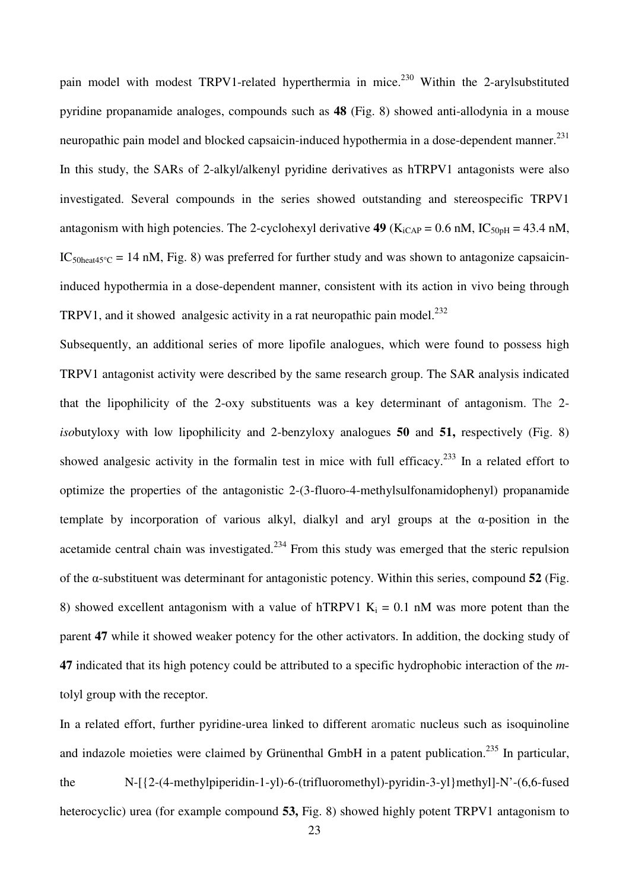pain model with modest TRPV1-related hyperthermia in mice.[230] Within the 2-arylsubstituted pyridine propanamide analoges, compounds such as **48** (Fig. 8) showed anti-allodynia in a mouse neuropathic pain model and blocked capsaicin-induced hypothermia in a dose-dependent manner.[231] In this study, the SARs of 2-alkyl/alkenyl pyridine derivatives as hTRPV1 antagonists were also investigated. Several compounds in the series showed outstanding and stereospecific TRPV1 antagonism with high potencies. The 2-cyclohexyl derivative **49** ($K_{iCAP}$ = 0.6 nM, $IC_{50pH}$ = 43.4 nM, $IC_{50heat45°C}$ = 14 nM, Fig. 8) was preferred for further study and was shown to antagonize capsaicin-induced hypothermia in a dose-dependent manner, consistent with its action in vivo being through TRPV1, and it showed analgesic activity in a rat neuropathic pain model.[232]

Subsequently, an additional series of more lipofile analogues, which were found to possess high TRPV1 antagonist activity were described by the same research group. The SAR analysis indicated that the lipophilicity of the 2-oxy substituents was a key determinant of antagonism. The 2-*iso*butyloxy with low lipophilicity and 2-benzyloxy analogues **50** and **51,** respectively (Fig. 8) showed analgesic activity in the formalin test in mice with full efficacy.[233] In a related effort to optimize the properties of the antagonistic 2-(3-fluoro-4-methylsulfonamidophenyl) propanamide template by incorporation of various alkyl, dialkyl and aryl groups at the α-position in the acetamide central chain was investigated.[234] From this study was emerged that the steric repulsion of the α-substituent was determinant for antagonistic potency. Within this series, compound **52** (Fig. 8) showed excellent antagonism with a value of hTRPV1 $K_i$ = 0.1 nM was more potent than the parent **47** while it showed weaker potency for the other activators. In addition, the docking study of **47** indicated that its high potency could be attributed to a specific hydrophobic interaction of the *m*-tolyl group with the receptor.

In a related effort, further pyridine-urea linked to different aromatic nucleus such as isoquinoline and indazole moieties were claimed by Grünenthal GmbH in a patent publication.[235] In particular, the N-[{2-(4-methylpiperidin-1-yl)-6-(trifluoromethyl)-pyridin-3-yl}methyl]-N'-(6,6-fused heterocyclic) urea (for example compound **53,** Fig. 8) showed highly potent TRPV1 antagonism to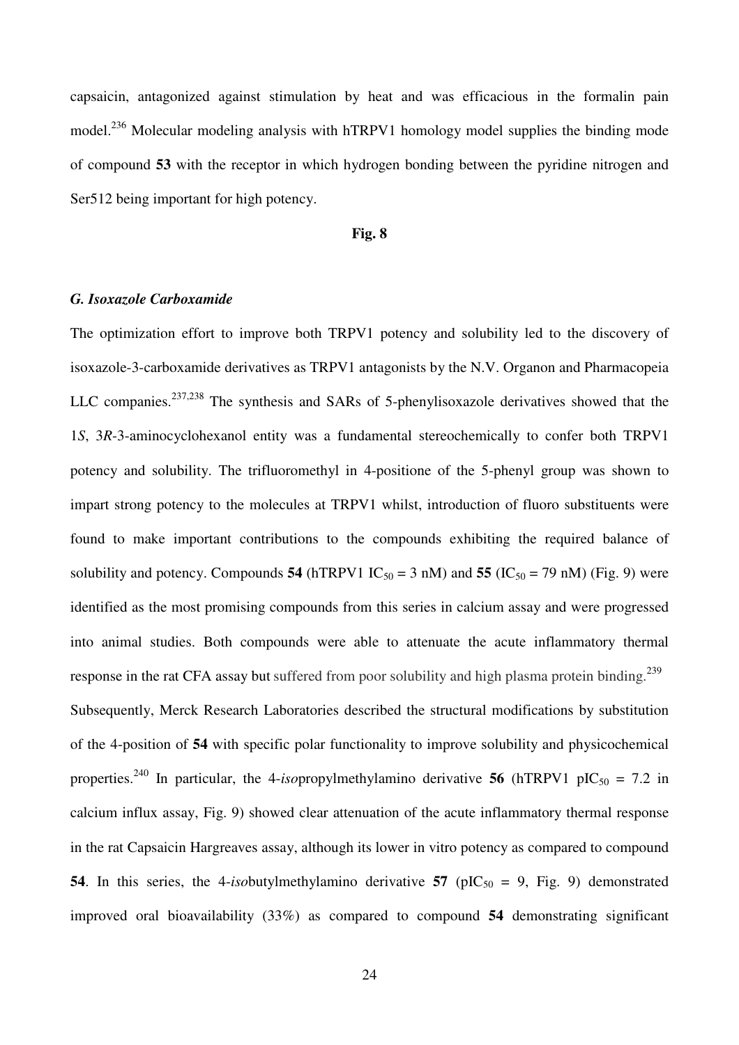capsaicin, antagonized against stimulation by heat and was efficacious in the formalin pain model.[236] Molecular modeling analysis with hTRPV1 homology model supplies the binding mode of compound **53** with the receptor in which hydrogen bonding between the pyridine nitrogen and Ser512 being important for high potency.

**Fig. 8**

### *G. Isoxazole Carboxamide*

The optimization effort to improve both TRPV1 potency and solubility led to the discovery of isoxazole-3-carboxamide derivatives as TRPV1 antagonists by the N.V. Organon and Pharmacopeia LLC companies.[237,238] The synthesis and SARs of 5-phenylisoxazole derivatives showed that the 1*S*, 3*R*-3-aminocyclohexanol entity was a fundamental stereochemically to confer both TRPV1 potency and solubility. The trifluoromethyl in 4-positione of the 5-phenyl group was shown to impart strong potency to the molecules at TRPV1 whilst, introduction of fluoro substituents were found to make important contributions to the compounds exhibiting the required balance of solubility and potency. Compounds **54** (hTRPV1 $IC_{50}$ = 3 nM) and **55** ($IC_{50}$ = 79 nM) (Fig. 9) were identified as the most promising compounds from this series in calcium assay and were progressed into animal studies. Both compounds were able to attenuate the acute inflammatory thermal response in the rat CFA assay but suffered from poor solubility and high plasma protein binding.[239] Subsequently, Merck Research Laboratories described the structural modifications by substitution of the 4-position of **54** with specific polar functionality to improve solubility and physicochemical properties.[240] In particular, the 4-*iso*propylmethylamino derivative **56** (hTRPV1 $pIC_{50}$ = 7.2 in calcium influx assay, Fig. 9) showed clear attenuation of the acute inflammatory thermal response in the rat Capsaicin Hargreaves assay, although its lower in vitro potency as compared to compound **54**. In this series, the 4-*iso*butylmethylamino derivative **57** ($pIC_{50}$ = 9, Fig. 9) demonstrated improved oral bioavailability (33%) as compared to compound **54** demonstrating significant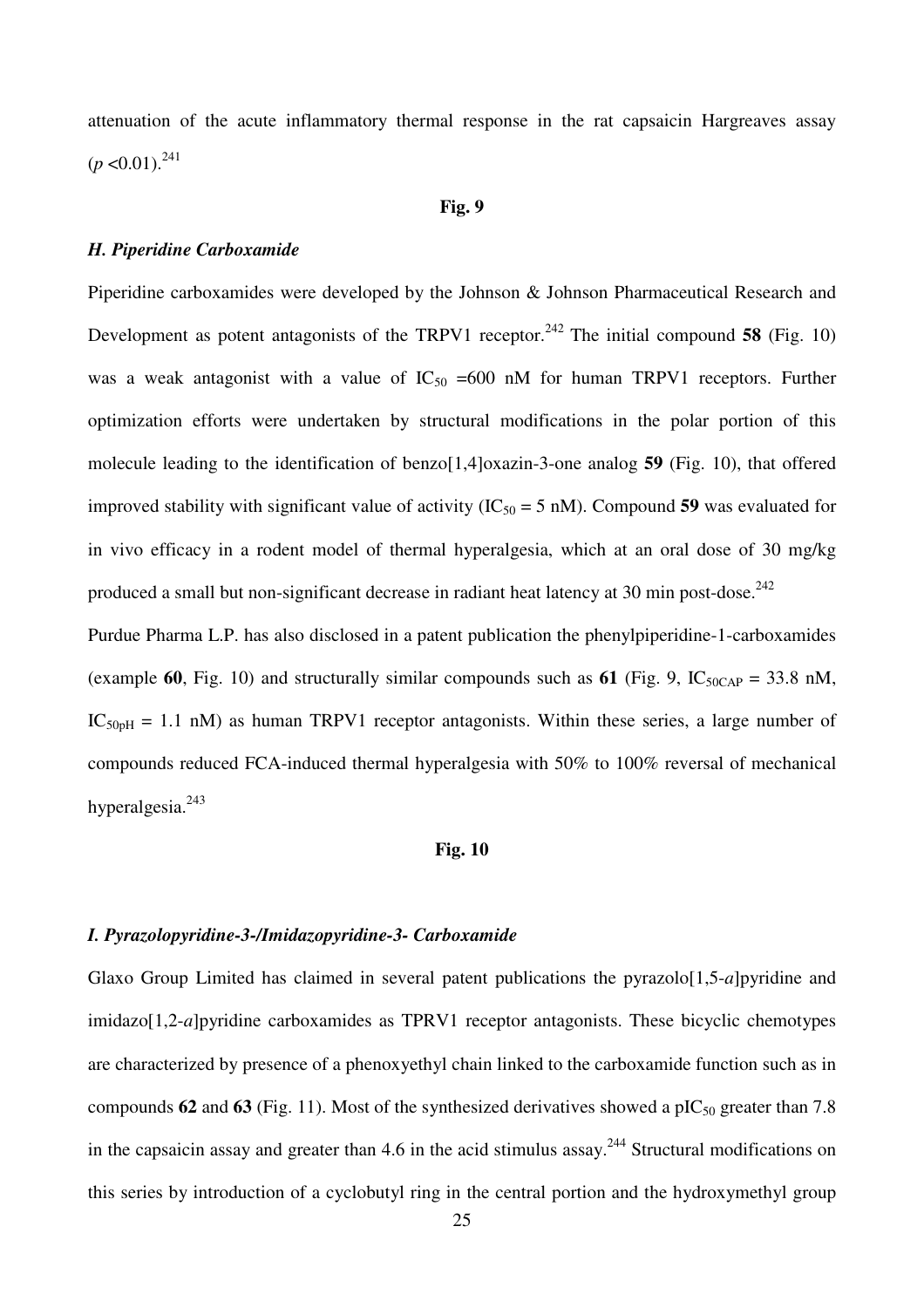attenuation of the acute inflammatory thermal response in the rat capsaicin Hargreaves assay ($p$ <0.01).[241]

**Fig. 9**

### *H. Piperidine Carboxamide*

Piperidine carboxamides were developed by the Johnson & Johnson Pharmaceutical Research and Development as potent antagonists of the TRPV1 receptor.[242] The initial compound **58** (Fig. 10) was a weak antagonist with a value of $IC_{50}$ =600 nM for human TRPV1 receptors. Further optimization efforts were undertaken by structural modifications in the polar portion of this molecule leading to the identification of benzo[1,4]oxazin-3-one analog **59** (Fig. 10), that offered improved stability with significant value of activity ($IC_{50}$ = 5 nM). Compound **59** was evaluated for in vivo efficacy in a rodent model of thermal hyperalgesia, which at an oral dose of 30 mg/kg produced a small but non-significant decrease in radiant heat latency at 30 min post-dose.[242]

Purdue Pharma L.P. has also disclosed in a patent publication the phenylpiperidine-1-carboxamides (example **60**, Fig. 10) and structurally similar compounds such as **61** (Fig. 9, $IC_{50CAP}$ = 33.8 nM, $IC_{50pH}$ = 1.1 nM) as human TRPV1 receptor antagonists. Within these series, a large number of compounds reduced FCA-induced thermal hyperalgesia with 50% to 100% reversal of mechanical hyperalgesia.[243]

**Fig. 10**

### *I. Pyrazolopyridine-3-/Imidazopyridine-3- Carboxamide*

Glaxo Group Limited has claimed in several patent publications the pyrazolo[1,5-*a*]pyridine and imidazo[1,2-*a*]pyridine carboxamides as TPRV1 receptor antagonists. These bicyclic chemotypes are characterized by presence of a phenoxyethyl chain linked to the carboxamide function such as in compounds **62** and **63** (Fig. 11). Most of the synthesized derivatives showed a $pIC_{50}$ greater than 7.8 in the capsaicin assay and greater than 4.6 in the acid stimulus assay.[244] Structural modifications on this series by introduction of a cyclobutyl ring in the central portion and the hydroxymethyl group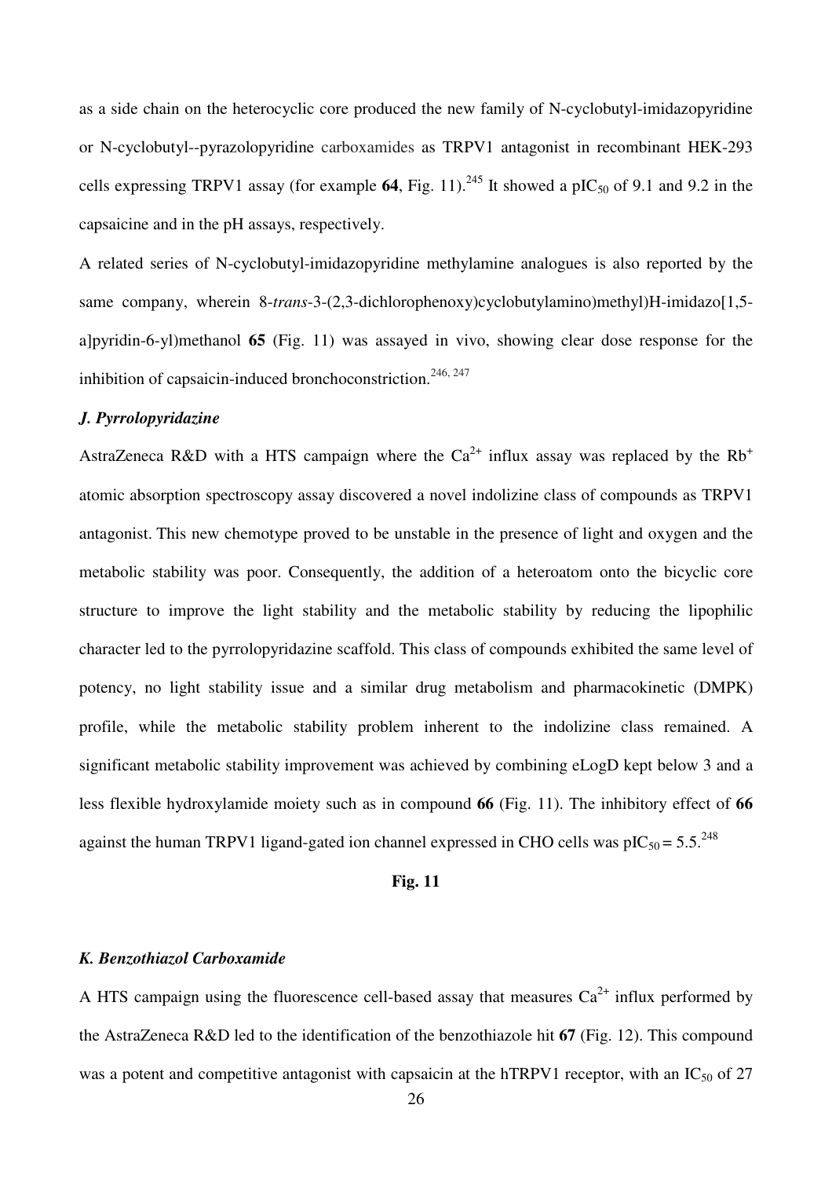as a side chain on the heterocyclic core produced the new family of N-cyclobutyl-imidazopyridine or N-cyclobutyl--pyrazolopyridine carboxamides as TRPV1 antagonist in recombinant HEK-293 cells expressing TRPV1 assay (for example **64**, Fig. 11).[245] It showed a $pIC_{50}$ of 9.1 and 9.2 in the capsaicine and in the pH assays, respectively.

A related series of N-cyclobutyl-imidazopyridine methylamine analogues is also reported by the same company, wherein 8-*trans*-3-(2,3-dichlorophenoxy)cyclobutylamino)methyl)H-imidazo[1,5-a]pyridin-6-yl)methanol **65** (Fig. 11) was assayed in vivo, showing clear dose response for the inhibition of capsaicin-induced bronchoconstriction.[246, 247]

### *J. Pyrrolopyridazine*

AstraZeneca R&D with a HTS campaign where the $Ca^{2+}$ influx assay was replaced by the $Rb^{+}$ atomic absorption spectroscopy assay discovered a novel indolizine class of compounds as TRPV1 antagonist. This new chemotype proved to be unstable in the presence of light and oxygen and the metabolic stability was poor. Consequently, the addition of a heteroatom onto the bicyclic core structure to improve the light stability and the metabolic stability by reducing the lipophilic character led to the pyrrolopyridazine scaffold. This class of compounds exhibited the same level of potency, no light stability issue and a similar drug metabolism and pharmacokinetic (DMPK) profile, while the metabolic stability problem inherent to the indolizine class remained. A significant metabolic stability improvement was achieved by combining eLogD kept below 3 and a less flexible hydroxylamide moiety such as in compound **66** (Fig. 11). The inhibitory effect of **66** against the human TRPV1 ligand-gated ion channel expressed in CHO cells was $pIC_{50} = 5.5$.[248]

**Fig. 11**

### *K. Benzothiazol Carboxamide*

A HTS campaign using the fluorescence cell-based assay that measures $Ca^{2+}$ influx performed by the AstraZeneca R&D led to the identification of the benzothiazole hit **67** (Fig. 12). This compound was a potent and competitive antagonist with capsaicin at the hTRPV1 receptor, with an $IC_{50}$ of 27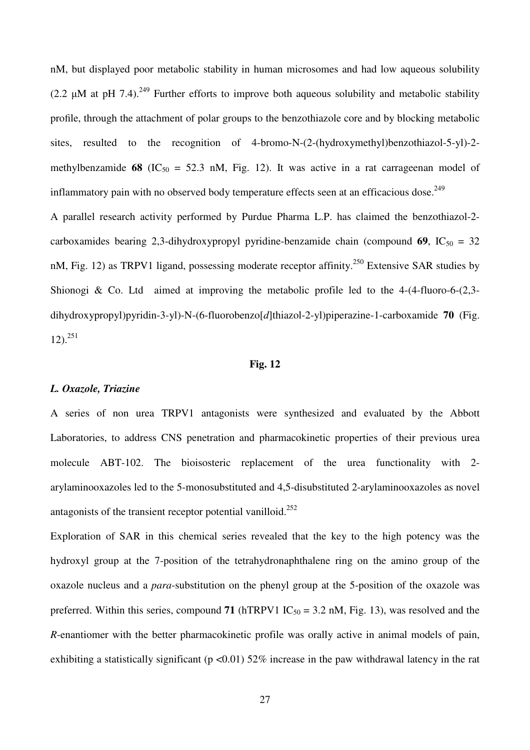nM, but displayed poor metabolic stability in human microsomes and had low aqueous solubility (2.2 μM at pH 7.4).[249] Further efforts to improve both aqueous solubility and metabolic stability profile, through the attachment of polar groups to the benzothiazole core and by blocking metabolic sites, resulted to the recognition of 4-bromo-N-(2-(hydroxymethyl)benzothiazol-5-yl)-2-methylbenzamide **68** ($IC_{50}$ = 52.3 nM, Fig. 12). It was active in a rat carrageenan model of inflammatory pain with no observed body temperature effects seen at an efficacious dose.[249]

A parallel research activity performed by Purdue Pharma L.P. has claimed the benzothiazol-2-carboxamides bearing 2,3-dihydroxypropyl pyridine-benzamide chain (compound **69**, $IC_{50}$ = 32 nM, Fig. 12) as TRPV1 ligand, possessing moderate receptor affinity.[250] Extensive SAR studies by Shionogi & Co. Ltd aimed at improving the metabolic profile led to the 4-(4-fluoro-6-(2,3-dihydroxypropyl)pyridin-3-yl)-N-(6-fluorobenzo[*d*]thiazol-2-yl)piperazine-1-carboxamide **70** (Fig. 12).[251]

**Fig. 12**

### *L. Oxazole, Triazine*

A series of non urea TRPV1 antagonists were synthesized and evaluated by the Abbott Laboratories, to address CNS penetration and pharmacokinetic properties of their previous urea molecule ABT-102. The bioisosteric replacement of the urea functionality with 2-arylaminooxazoles led to the 5-monosubstituted and 4,5-disubstituted 2-arylaminooxazoles as novel antagonists of the transient receptor potential vanilloid.[252]

Exploration of SAR in this chemical series revealed that the key to the high potency was the hydroxyl group at the 7-position of the tetrahydronaphthalene ring on the amino group of the oxazole nucleus and a *para*-substitution on the phenyl group at the 5-position of the oxazole was preferred. Within this series, compound **71** (hTRPV1 $IC_{50}$ = 3.2 nM, Fig. 13), was resolved and the *R*-enantiomer with the better pharmacokinetic profile was orally active in animal models of pain, exhibiting a statistically significant ($p < 0.01$) 52% increase in the paw withdrawal latency in the rat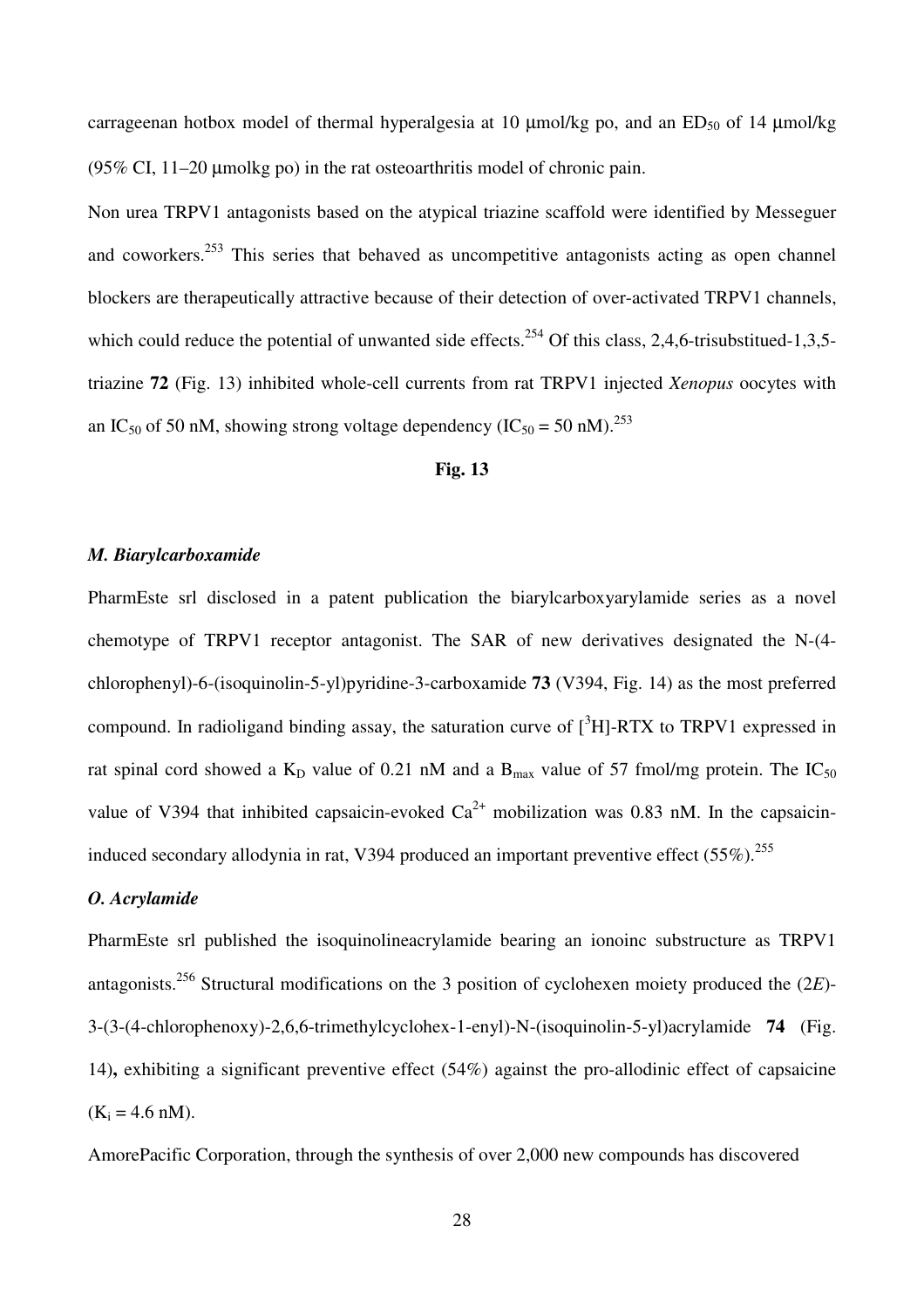carrageenan hotbox model of thermal hyperalgesia at 10 μmol/kg po, and an $ED_{50}$ of 14 μmol/kg (95% CI, 11–20 μmolkg po) in the rat osteoarthritis model of chronic pain.

Non urea TRPV1 antagonists based on the atypical triazine scaffold were identified by Messeguer and coworkers.[253] This series that behaved as uncompetitive antagonists acting as open channel blockers are therapeutically attractive because of their detection of over-activated TRPV1 channels, which could reduce the potential of unwanted side effects.[254] Of this class, 2,4,6-trisubstitued-1,3,5-triazine **72** (Fig. 13) inhibited whole-cell currents from rat TRPV1 injected *Xenopus* oocytes with an $IC_{50}$ of 50 nM, showing strong voltage dependency ($IC_{50}$ = 50 nM).[253]

**Fig. 13**

### *M. Biarylcarboxamide*

PharmEste srl disclosed in a patent publication the biarylcarboxyarylamide series as a novel chemotype of TRPV1 receptor antagonist. The SAR of new derivatives designated the N-(4-chlorophenyl)-6-(isoquinolin-5-yl)pyridine-3-carboxamide **73** (V394, Fig. 14) as the most preferred compound. In radioligand binding assay, the saturation curve of [$^3$H]-RTX to TRPV1 expressed in rat spinal cord showed a $K_D$ value of 0.21 nM and a $B_{max}$ value of 57 fmol/mg protein. The $IC_{50}$ value of V394 that inhibited capsaicin-evoked $Ca^{2+}$ mobilization was 0.83 nM. In the capsaicin-induced secondary allodynia in rat, V394 produced an important preventive effect (55%).[255]

### *O. Acrylamide*

PharmEste srl published the isoquinolineacrylamide bearing an ionoinc substructure as TRPV1 antagonists.[256] Structural modifications on the 3 position of cyclohexen moiety produced the (2*E*)-3-(3-(4-chlorophenoxy)-2,6,6-trimethylcyclohex-1-enyl)-N-(isoquinolin-5-yl)acrylamide **74** (Fig. 14)**,** exhibiting a significant preventive effect (54%) against the pro-allodinic effect of capsaicine ($K_i$ = 4.6 nM).

AmorePacific Corporation, through the synthesis of over 2,000 new compounds has discovered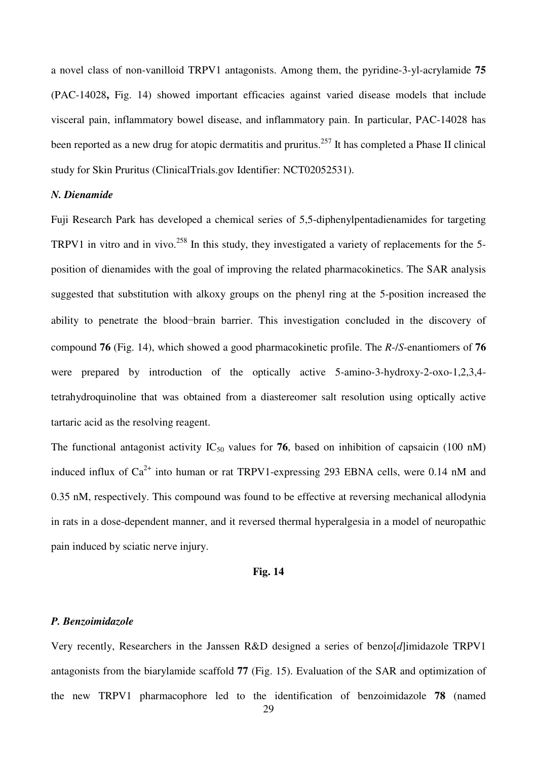a novel class of non-vanilloid TRPV1 antagonists. Among them, the pyridine-3-yl-acrylamide **75** (PAC-14028**,** Fig. 14) showed important efficacies against varied disease models that include visceral pain, inflammatory bowel disease, and inflammatory pain. In particular, PAC-14028 has been reported as a new drug for atopic dermatitis and pruritus.[257] It has completed a Phase II clinical study for Skin Pruritus (ClinicalTrials.gov Identifier: NCT02052531).

### *N. Dienamide*

Fuji Research Park has developed a chemical series of 5,5-diphenylpentadienamides for targeting TRPV1 in vitro and in vivo.[258] In this study, they investigated a variety of replacements for the 5-position of dienamides with the goal of improving the related pharmacokinetics. The SAR analysis suggested that substitution with alkoxy groups on the phenyl ring at the 5-position increased the ability to penetrate the blood−brain barrier. This investigation concluded in the discovery of compound **76** (Fig. 14), which showed a good pharmacokinetic profile. The *R*-/*S*-enantiomers of **76** were prepared by introduction of the optically active 5-amino-3-hydroxy-2-oxo-1,2,3,4-tetrahydroquinoline that was obtained from a diastereomer salt resolution using optically active tartaric acid as the resolving reagent.

The functional antagonist activity $IC_{50}$ values for **76**, based on inhibition of capsaicin (100 nM) induced influx of $Ca^{2+}$ into human or rat TRPV1-expressing 293 EBNA cells, were 0.14 nM and 0.35 nM, respectively. This compound was found to be effective at reversing mechanical allodynia in rats in a dose-dependent manner, and it reversed thermal hyperalgesia in a model of neuropathic pain induced by sciatic nerve injury.

**Fig. 14**

### *P. Benzoimidazole*

Very recently, Researchers in the Janssen R&D designed a series of benzo[*d*]imidazole TRPV1 antagonists from the biarylamide scaffold **77** (Fig. 15). Evaluation of the SAR and optimization of the new TRPV1 pharmacophore led to the identification of benzoimidazole **78** (named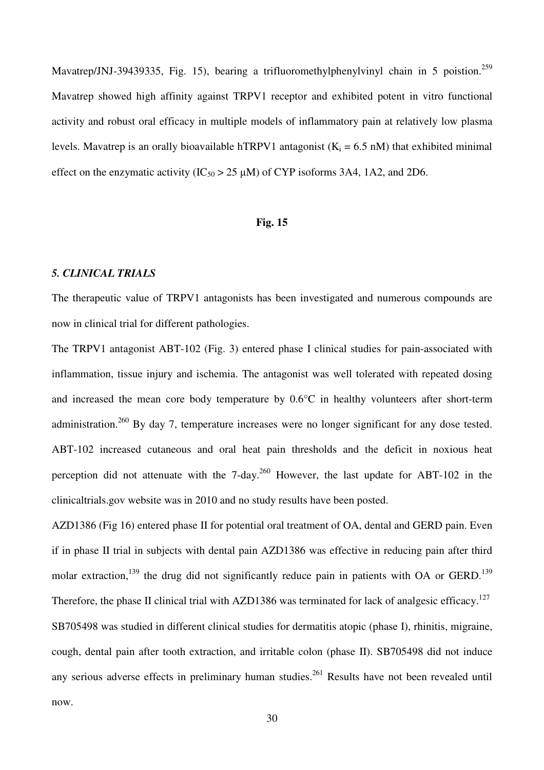Mavatrep/JNJ-39439335, Fig. 15), bearing a trifluoromethylphenylvinyl chain in 5 poistion.[259] Mavatrep showed high affinity against TRPV1 receptor and exhibited potent in vitro functional activity and robust oral efficacy in multiple models of inflammatory pain at relatively low plasma levels. Mavatrep is an orally bioavailable hTRPV1 antagonist ($K_i$ = 6.5 nM) that exhibited minimal effect on the enzymatic activity ($IC_{50}$ > 25 μM) of CYP isoforms 3A4, 1A2, and 2D6.

**Fig. 15**

### *5. CLINICAL TRIALS*

The therapeutic value of TRPV1 antagonists has been investigated and numerous compounds are now in clinical trial for different pathologies.

The TRPV1 antagonist ABT-102 (Fig. 3) entered phase I clinical studies for pain-associated with inflammation, tissue injury and ischemia. The antagonist was well tolerated with repeated dosing and increased the mean core body temperature by 0.6°C in healthy volunteers after short-term administration.[260] By day 7, temperature increases were no longer significant for any dose tested. ABT-102 increased cutaneous and oral heat pain thresholds and the deficit in noxious heat perception did not attenuate with the 7-day.[260] However, the last update for ABT-102 in the clinicaltrials.gov website was in 2010 and no study results have been posted.

AZD1386 (Fig 16) entered phase II for potential oral treatment of OA, dental and GERD pain. Even if in phase II trial in subjects with dental pain AZD1386 was effective in reducing pain after third molar extraction,[139] the drug did not significantly reduce pain in patients with OA or GERD.[139] Therefore, the phase II clinical trial with AZD1386 was terminated for lack of analgesic efficacy.[127]

SB705498 was studied in different clinical studies for dermatitis atopic (phase I), rhinitis, migraine, cough, dental pain after tooth extraction, and irritable colon (phase II). SB705498 did not induce any serious adverse effects in preliminary human studies.[261] Results have not been revealed until now.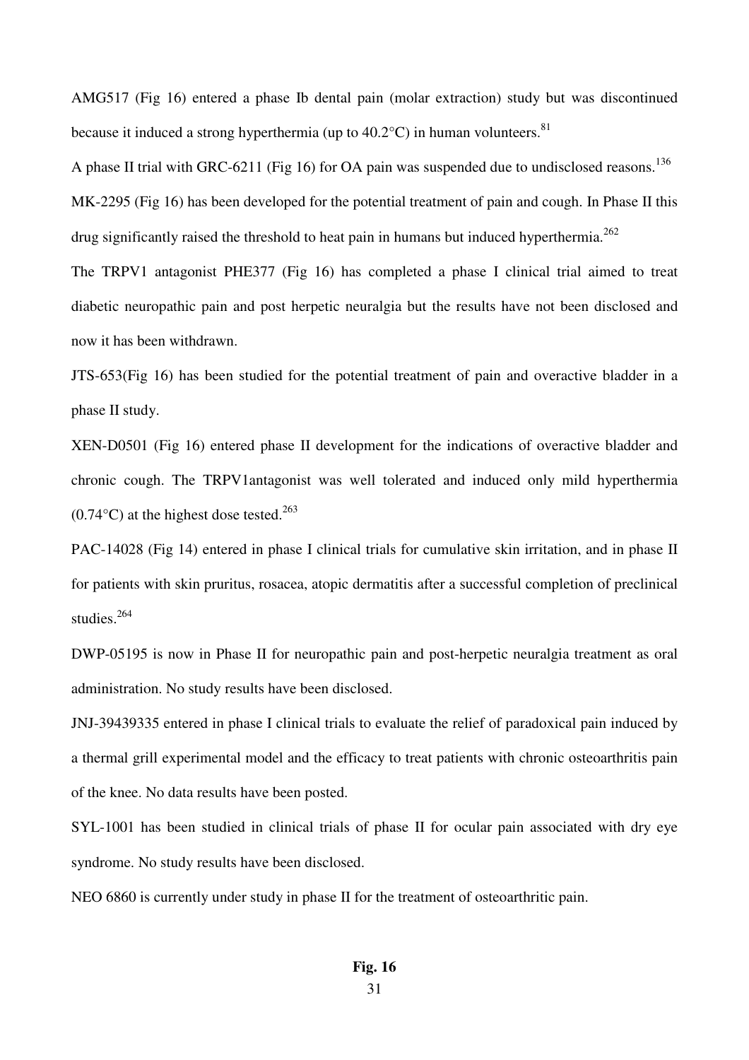AMG517 (Fig 16) entered a phase Ib dental pain (molar extraction) study but was discontinued because it induced a strong hyperthermia (up to 40.2°C) in human volunteers.[81]

A phase II trial with GRC-6211 (Fig 16) for OA pain was suspended due to undisclosed reasons.[136]

MK-2295 (Fig 16) has been developed for the potential treatment of pain and cough. In Phase II this drug significantly raised the threshold to heat pain in humans but induced hyperthermia.[262]

The TRPV1 antagonist PHE377 (Fig 16) has completed a phase I clinical trial aimed to treat diabetic neuropathic pain and post herpetic neuralgia but the results have not been disclosed and now it has been withdrawn.

JTS-653(Fig 16) has been studied for the potential treatment of pain and overactive bladder in a phase II study.

XEN-D0501 (Fig 16) entered phase II development for the indications of overactive bladder and chronic cough. The TRPV1antagonist was well tolerated and induced only mild hyperthermia (0.74°C) at the highest dose tested.[263]

PAC-14028 (Fig 14) entered in phase I clinical trials for cumulative skin irritation, and in phase II for patients with skin pruritus, rosacea, atopic dermatitis after a successful completion of preclinical studies.[264]

DWP-05195 is now in Phase II for neuropathic pain and post-herpetic neuralgia treatment as oral administration. No study results have been disclosed.

JNJ-39439335 entered in phase I clinical trials to evaluate the relief of paradoxical pain induced by a thermal grill experimental model and the efficacy to treat patients with chronic osteoarthritis pain of the knee. No data results have been posted.

SYL-1001 has been studied in clinical trials of phase II for ocular pain associated with dry eye syndrome. No study results have been disclosed.

NEO 6860 is currently under study in phase II for the treatment of osteoarthritic pain.

**Fig. 16**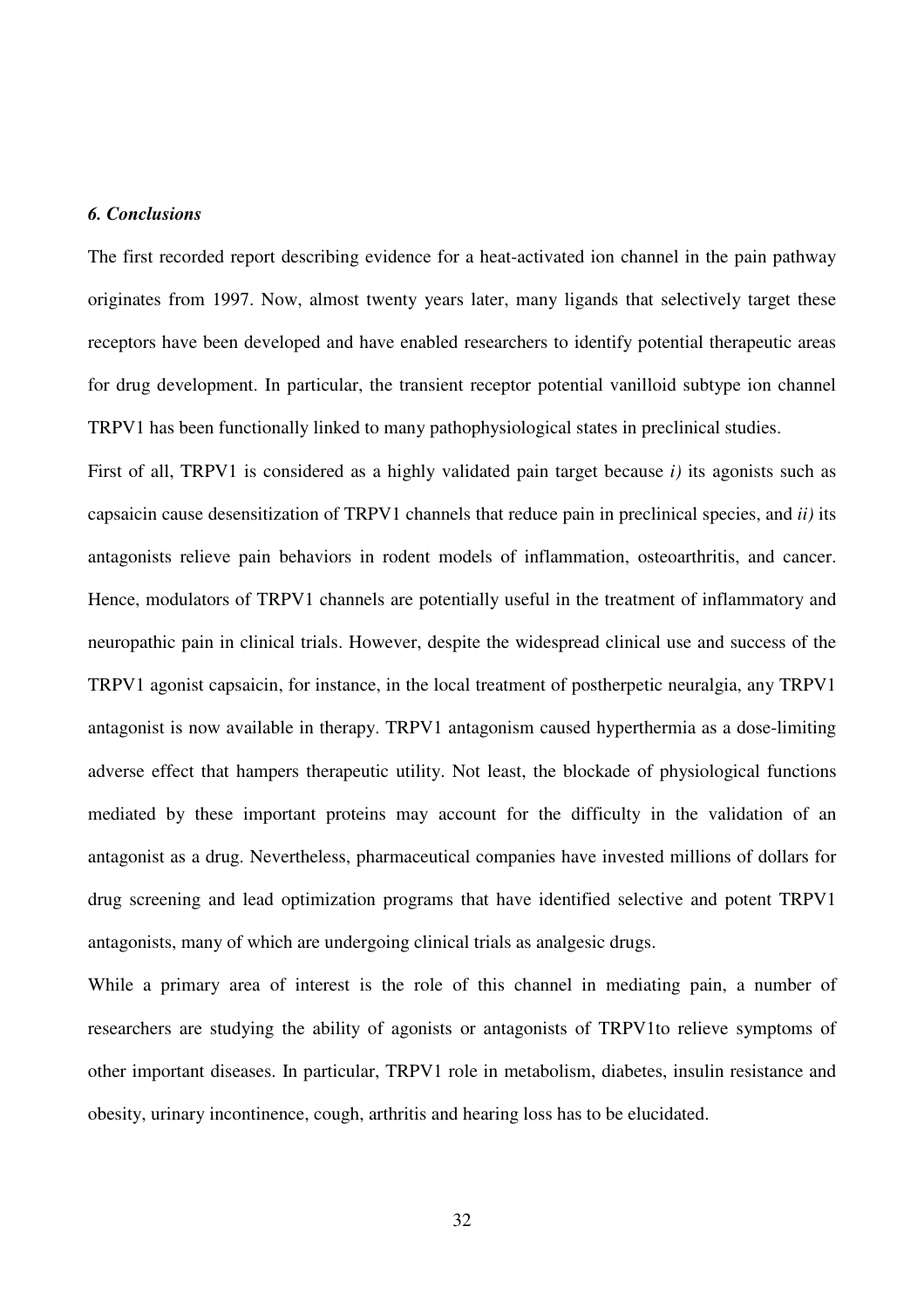***6. Conclusions***

The first recorded report describing evidence for a heat-activated ion channel in the pain pathway originates from 1997. Now, almost twenty years later, many ligands that selectively target these receptors have been developed and have enabled researchers to identify potential therapeutic areas for drug development. In particular, the transient receptor potential vanilloid subtype ion channel TRPV1 has been functionally linked to many pathophysiological states in preclinical studies.

First of all, TRPV1 is considered as a highly validated pain target because *i)* its agonists such as capsaicin cause desensitization of TRPV1 channels that reduce pain in preclinical species, and *ii)* its antagonists relieve pain behaviors in rodent models of inflammation, osteoarthritis, and cancer. Hence, modulators of TRPV1 channels are potentially useful in the treatment of inflammatory and neuropathic pain in clinical trials. However, despite the widespread clinical use and success of the TRPV1 agonist capsaicin, for instance, in the local treatment of postherpetic neuralgia, any TRPV1 antagonist is now available in therapy. TRPV1 antagonism caused hyperthermia as a dose-limiting adverse effect that hampers therapeutic utility. Not least, the blockade of physiological functions mediated by these important proteins may account for the difficulty in the validation of an antagonist as a drug. Nevertheless, pharmaceutical companies have invested millions of dollars for drug screening and lead optimization programs that have identified selective and potent TRPV1 antagonists, many of which are undergoing clinical trials as analgesic drugs.

While a primary area of interest is the role of this channel in mediating pain, a number of researchers are studying the ability of agonists or antagonists of TRPV1to relieve symptoms of other important diseases. In particular, TRPV1 role in metabolism, diabetes, insulin resistance and obesity, urinary incontinence, cough, arthritis and hearing loss has to be elucidated.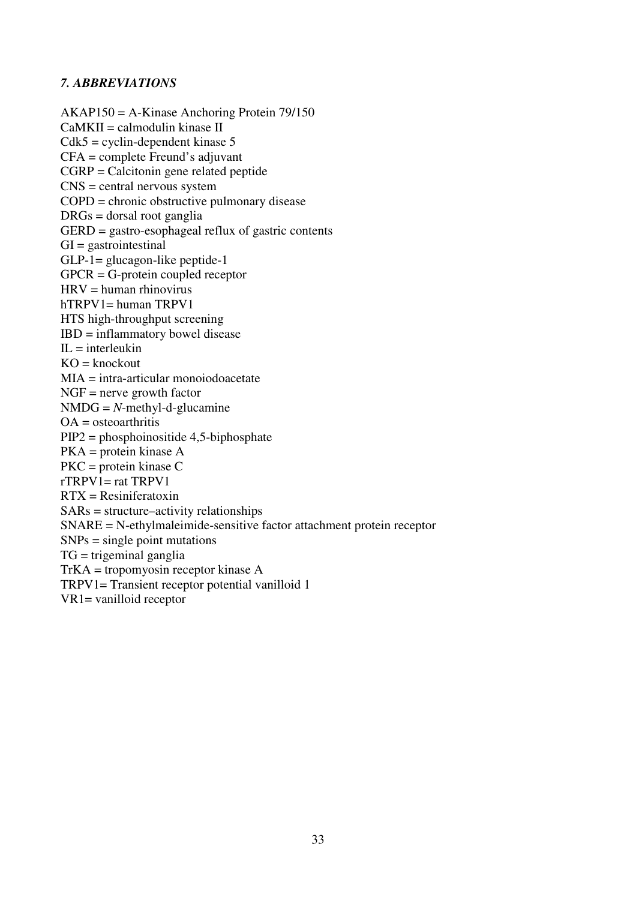### *7. ABBREVIATIONS*

AKAP150 = A-Kinase Anchoring Protein 79/150
CaMKII = calmodulin kinase II
Cdk5 = cyclin-dependent kinase 5
CFA = complete Freund's adjuvant
CGRP = Calcitonin gene related peptide
CNS = central nervous system
COPD = chronic obstructive pulmonary disease
DRGs = dorsal root ganglia
GERD = gastro-esophageal reflux of gastric contents
GI = gastrointestinal
GLP-1= glucagon-like peptide-1
GPCR = G-protein coupled receptor
HRV = human rhinovirus
hTRPV1= human TRPV1
HTS high-throughput screening
IBD = inflammatory bowel disease
IL = interleukin
KO = knockout
MIA = intra-articular monoiodoacetate
NGF = nerve growth factor
NMDG = *N*-methyl-d-glucamine
OA = osteoarthritis
PIP2 = phosphoinositide 4,5-biphosphate
PKA = protein kinase A
PKC = protein kinase C
rTRPV1= rat TRPV1
RTX = Resiniferatoxin
SARs = structure–activity relationships
SNARE = N-ethylmaleimide-sensitive factor attachment protein receptor
SNPs = single point mutations
TG = trigeminal ganglia
TrKA = tropomyosin receptor kinase A
TRPV1= Transient receptor potential vanilloid 1
VR1= vanilloid receptor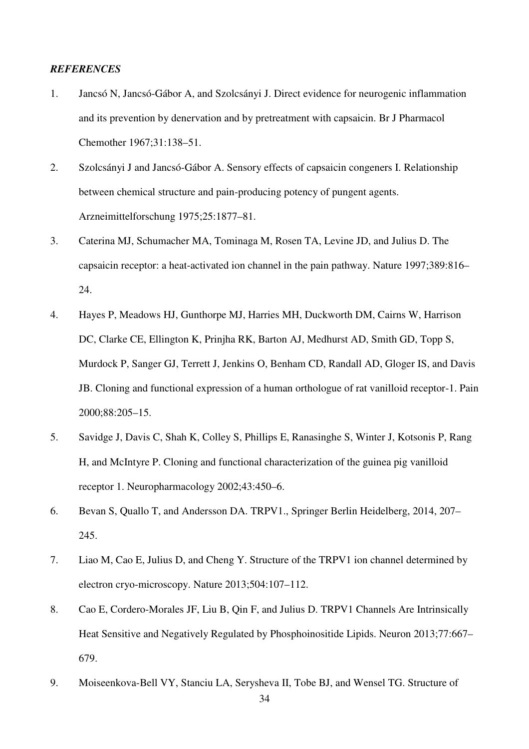### *REFERENCES*

1. Jancsó N, Jancsó-Gábor A, and Szolcsányi J. Direct evidence for neurogenic inflammation and its prevention by denervation and by pretreatment with capsaicin. Br J Pharmacol Chemother 1967;31:138–51.
2. Szolcsányi J and Jancsó-Gábor A. Sensory effects of capsaicin congeners I. Relationship between chemical structure and pain-producing potency of pungent agents. Arzneimittelforschung 1975;25:1877–81.
3. Caterina MJ, Schumacher MA, Tominaga M, Rosen TA, Levine JD, and Julius D. The capsaicin receptor: a heat-activated ion channel in the pain pathway. Nature 1997;389:816–24.
4. Hayes P, Meadows HJ, Gunthorpe MJ, Harries MH, Duckworth DM, Cairns W, Harrison DC, Clarke CE, Ellington K, Prinjha RK, Barton AJ, Medhurst AD, Smith GD, Topp S, Murdock P, Sanger GJ, Terrett J, Jenkins O, Benham CD, Randall AD, Gloger IS, and Davis JB. Cloning and functional expression of a human orthologue of rat vanilloid receptor-1. Pain 2000;88:205–15.
5. Savidge J, Davis C, Shah K, Colley S, Phillips E, Ranasinghe S, Winter J, Kotsonis P, Rang H, and McIntyre P. Cloning and functional characterization of the guinea pig vanilloid receptor 1. Neuropharmacology 2002;43:450–6.
6. Bevan S, Quallo T, and Andersson DA. TRPV1., Springer Berlin Heidelberg, 2014, 207–245.
7. Liao M, Cao E, Julius D, and Cheng Y. Structure of the TRPV1 ion channel determined by electron cryo-microscopy. Nature 2013;504:107–112.
8. Cao E, Cordero-Morales JF, Liu B, Qin F, and Julius D. TRPV1 Channels Are Intrinsically Heat Sensitive and Negatively Regulated by Phosphoinositide Lipids. Neuron 2013;77:667–679.
9. Moiseenkova-Bell VY, Stanciu LA, Serysheva II, Tobe BJ, and Wensel TG. Structure of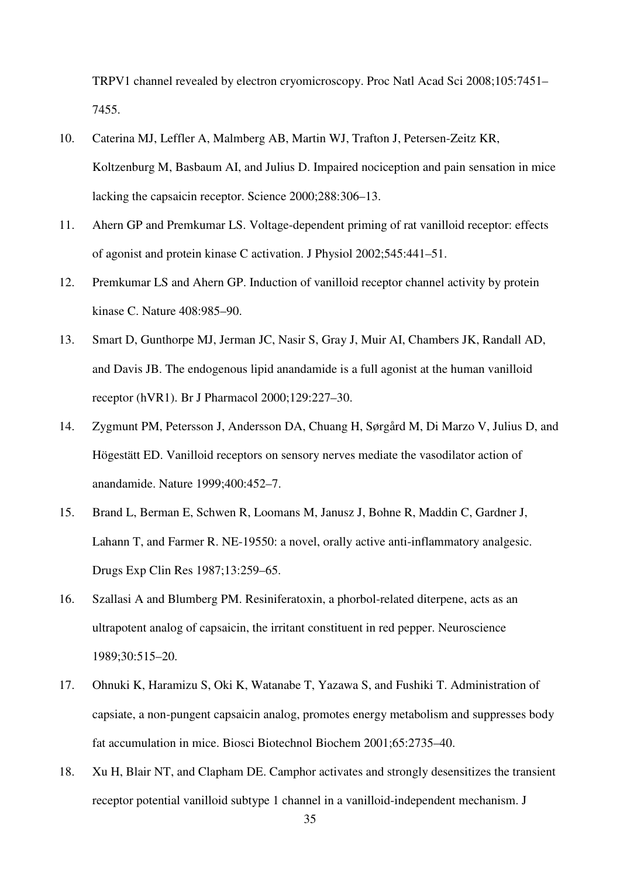TRPV1 channel revealed by electron cryomicroscopy. Proc Natl Acad Sci 2008;105:7451–7455.

10. Caterina MJ, Leffler A, Malmberg AB, Martin WJ, Trafton J, Petersen-Zeitz KR, Koltzenburg M, Basbaum AI, and Julius D. Impaired nociception and pain sensation in mice lacking the capsaicin receptor. Science 2000;288:306–13.

11. Ahern GP and Premkumar LS. Voltage-dependent priming of rat vanilloid receptor: effects of agonist and protein kinase C activation. J Physiol 2002;545:441–51.

12. Premkumar LS and Ahern GP. Induction of vanilloid receptor channel activity by protein kinase C. Nature 408:985–90.

13. Smart D, Gunthorpe MJ, Jerman JC, Nasir S, Gray J, Muir AI, Chambers JK, Randall AD, and Davis JB. The endogenous lipid anandamide is a full agonist at the human vanilloid receptor (hVR1). Br J Pharmacol 2000;129:227–30.

14. Zygmunt PM, Petersson J, Andersson DA, Chuang H, Sørgård M, Di Marzo V, Julius D, and Högestätt ED. Vanilloid receptors on sensory nerves mediate the vasodilator action of anandamide. Nature 1999;400:452–7.

15. Brand L, Berman E, Schwen R, Loomans M, Janusz J, Bohne R, Maddin C, Gardner J, Lahann T, and Farmer R. NE-19550: a novel, orally active anti-inflammatory analgesic. Drugs Exp Clin Res 1987;13:259–65.

16. Szallasi A and Blumberg PM. Resiniferatoxin, a phorbol-related diterpene, acts as an ultrapotent analog of capsaicin, the irritant constituent in red pepper. Neuroscience 1989;30:515–20.

17. Ohnuki K, Haramizu S, Oki K, Watanabe T, Yazawa S, and Fushiki T. Administration of capsiate, a non-pungent capsaicin analog, promotes energy metabolism and suppresses body fat accumulation in mice. Biosci Biotechnol Biochem 2001;65:2735–40.

18. Xu H, Blair NT, and Clapham DE. Camphor activates and strongly desensitizes the transient receptor potential vanilloid subtype 1 channel in a vanilloid-independent mechanism. J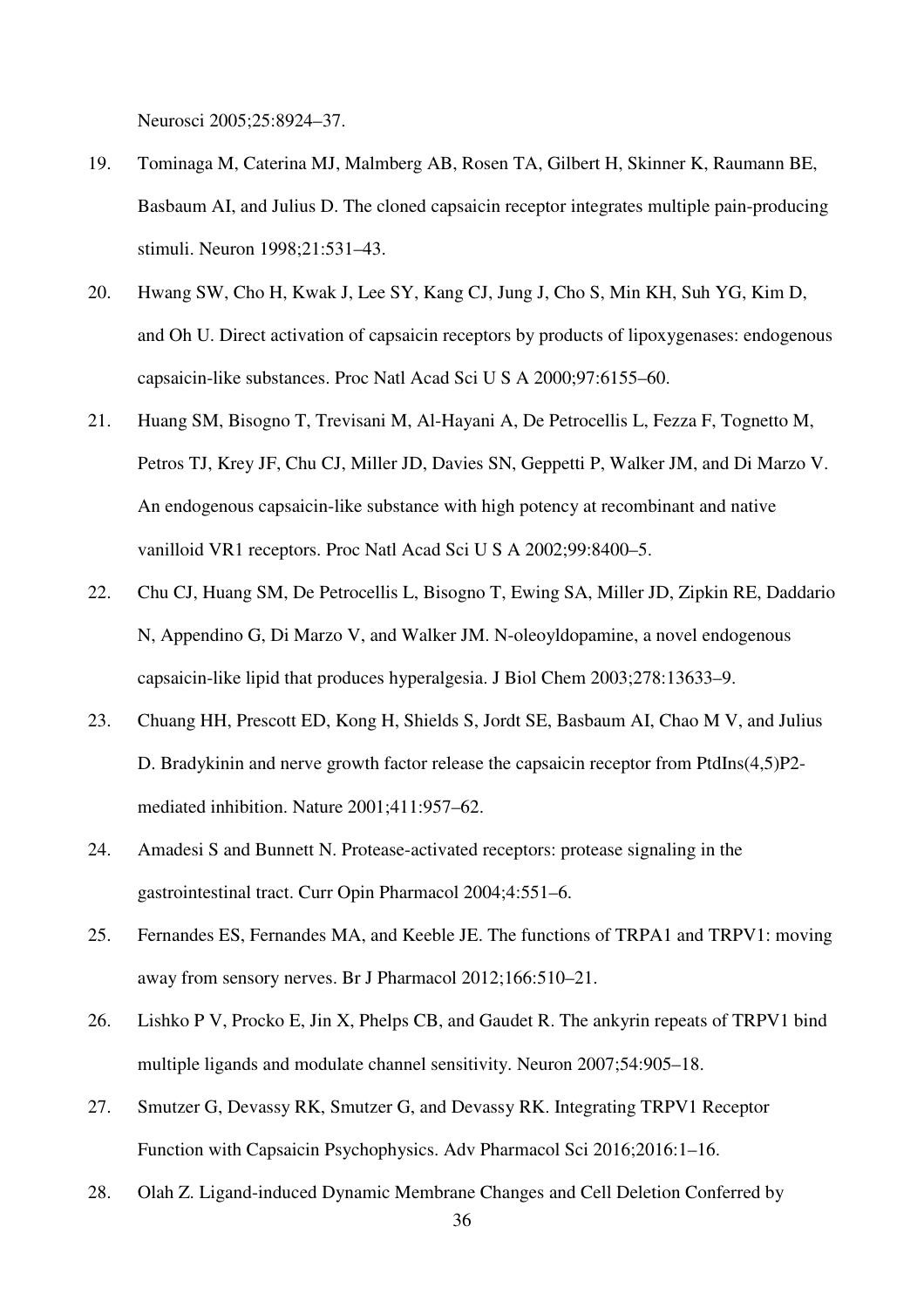Neurosci 2005;25:8924–37.

19. Tominaga M, Caterina MJ, Malmberg AB, Rosen TA, Gilbert H, Skinner K, Raumann BE, Basbaum AI, and Julius D. The cloned capsaicin receptor integrates multiple pain-producing stimuli. Neuron 1998;21:531–43.

20. Hwang SW, Cho H, Kwak J, Lee SY, Kang CJ, Jung J, Cho S, Min KH, Suh YG, Kim D, and Oh U. Direct activation of capsaicin receptors by products of lipoxygenases: endogenous capsaicin-like substances. Proc Natl Acad Sci U S A 2000;97:6155–60.

21. Huang SM, Bisogno T, Trevisani M, Al-Hayani A, De Petrocellis L, Fezza F, Tognetto M, Petros TJ, Krey JF, Chu CJ, Miller JD, Davies SN, Geppetti P, Walker JM, and Di Marzo V. An endogenous capsaicin-like substance with high potency at recombinant and native vanilloid VR1 receptors. Proc Natl Acad Sci U S A 2002;99:8400–5.

22. Chu CJ, Huang SM, De Petrocellis L, Bisogno T, Ewing SA, Miller JD, Zipkin RE, Daddario N, Appendino G, Di Marzo V, and Walker JM. N-oleoyldopamine, a novel endogenous capsaicin-like lipid that produces hyperalgesia. J Biol Chem 2003;278:13633–9.

23. Chuang HH, Prescott ED, Kong H, Shields S, Jordt SE, Basbaum AI, Chao M V, and Julius D. Bradykinin and nerve growth factor release the capsaicin receptor from PtdIns(4,5)P2-mediated inhibition. Nature 2001;411:957–62.

24. Amadesi S and Bunnett N. Protease-activated receptors: protease signaling in the gastrointestinal tract. Curr Opin Pharmacol 2004;4:551–6.

25. Fernandes ES, Fernandes MA, and Keeble JE. The functions of TRPA1 and TRPV1: moving away from sensory nerves. Br J Pharmacol 2012;166:510–21.

26. Lishko P V, Procko E, Jin X, Phelps CB, and Gaudet R. The ankyrin repeats of TRPV1 bind multiple ligands and modulate channel sensitivity. Neuron 2007;54:905–18.

27. Smutzer G, Devassy RK, Smutzer G, and Devassy RK. Integrating TRPV1 Receptor Function with Capsaicin Psychophysics. Adv Pharmacol Sci 2016;2016:1–16.

28. Olah Z. Ligand-induced Dynamic Membrane Changes and Cell Deletion Conferred by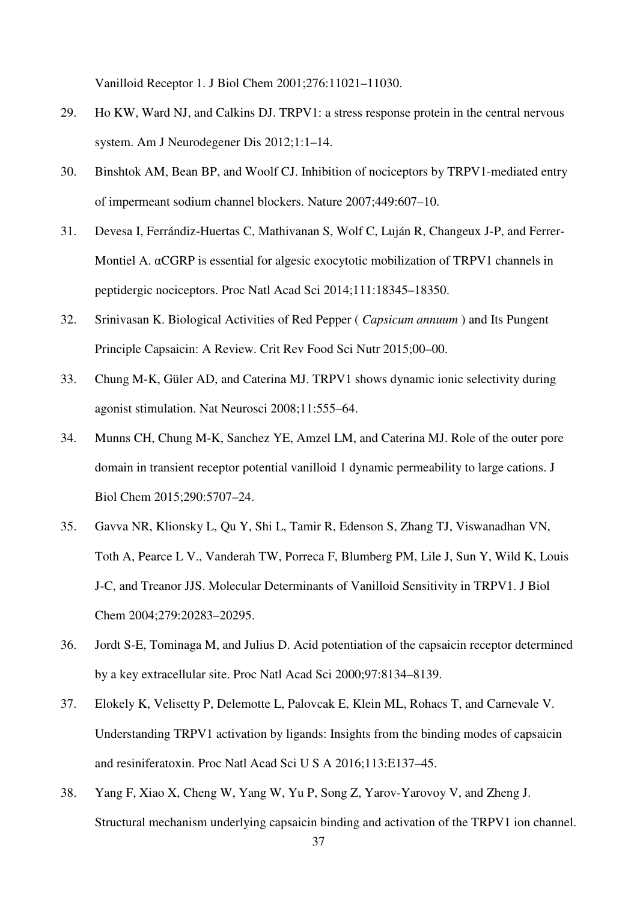Vanilloid Receptor 1. J Biol Chem 2001;276:11021–11030.

29. Ho KW, Ward NJ, and Calkins DJ. TRPV1: a stress response protein in the central nervous system. Am J Neurodegener Dis 2012;1:1–14.

30. Binshtok AM, Bean BP, and Woolf CJ. Inhibition of nociceptors by TRPV1-mediated entry of impermeant sodium channel blockers. Nature 2007;449:607–10.

31. Devesa I, Ferrándiz-Huertas C, Mathivanan S, Wolf C, Luján R, Changeux J-P, and Ferrer-Montiel A. αCGRP is essential for algesic exocytotic mobilization of TRPV1 channels in peptidergic nociceptors. Proc Natl Acad Sci 2014;111:18345–18350.

32. Srinivasan K. Biological Activities of Red Pepper ( *Capsicum annuum* ) and Its Pungent Principle Capsaicin: A Review. Crit Rev Food Sci Nutr 2015;00–00.

33. Chung M-K, Güler AD, and Caterina MJ. TRPV1 shows dynamic ionic selectivity during agonist stimulation. Nat Neurosci 2008;11:555–64.

34. Munns CH, Chung M-K, Sanchez YE, Amzel LM, and Caterina MJ. Role of the outer pore domain in transient receptor potential vanilloid 1 dynamic permeability to large cations. J Biol Chem 2015;290:5707–24.

35. Gavva NR, Klionsky L, Qu Y, Shi L, Tamir R, Edenson S, Zhang TJ, Viswanadhan VN, Toth A, Pearce L V., Vanderah TW, Porreca F, Blumberg PM, Lile J, Sun Y, Wild K, Louis J-C, and Treanor JJS. Molecular Determinants of Vanilloid Sensitivity in TRPV1. J Biol Chem 2004;279:20283–20295.

36. Jordt S-E, Tominaga M, and Julius D. Acid potentiation of the capsaicin receptor determined by a key extracellular site. Proc Natl Acad Sci 2000;97:8134–8139.

37. Elokely K, Velisetty P, Delemotte L, Palovcak E, Klein ML, Rohacs T, and Carnevale V. Understanding TRPV1 activation by ligands: Insights from the binding modes of capsaicin and resiniferatoxin. Proc Natl Acad Sci U S A 2016;113:E137–45.

38. Yang F, Xiao X, Cheng W, Yang W, Yu P, Song Z, Yarov-Yarovoy V, and Zheng J. Structural mechanism underlying capsaicin binding and activation of the TRPV1 ion channel.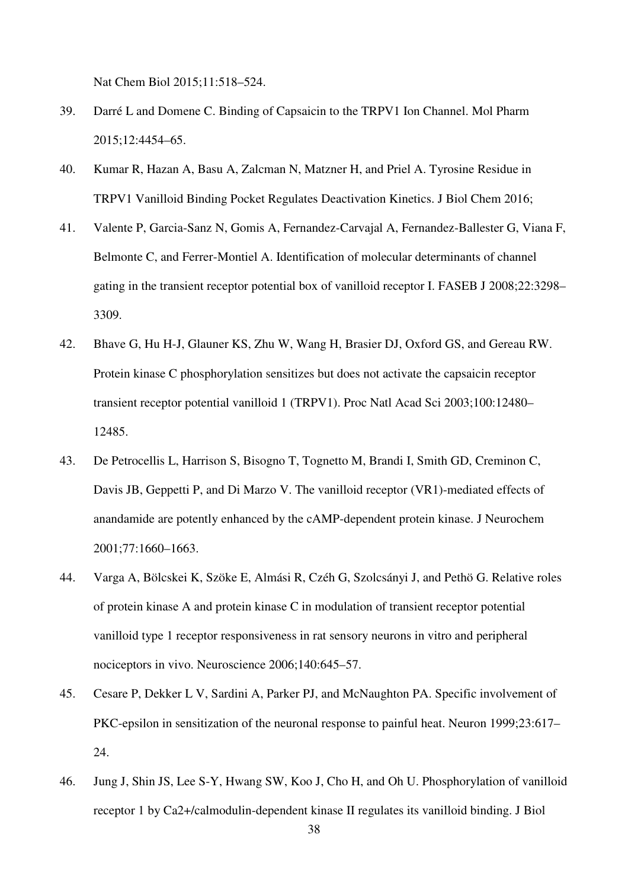Nat Chem Biol 2015;11:518–524.

39. Darré L and Domene C. Binding of Capsaicin to the TRPV1 Ion Channel. Mol Pharm 2015;12:4454–65.

40. Kumar R, Hazan A, Basu A, Zalcman N, Matzner H, and Priel A. Tyrosine Residue in TRPV1 Vanilloid Binding Pocket Regulates Deactivation Kinetics. J Biol Chem 2016;

41. Valente P, Garcia-Sanz N, Gomis A, Fernandez-Carvajal A, Fernandez-Ballester G, Viana F, Belmonte C, and Ferrer-Montiel A. Identification of molecular determinants of channel gating in the transient receptor potential box of vanilloid receptor I. FASEB J 2008;22:3298–3309.

42. Bhave G, Hu H-J, Glauner KS, Zhu W, Wang H, Brasier DJ, Oxford GS, and Gereau RW. Protein kinase C phosphorylation sensitizes but does not activate the capsaicin receptor transient receptor potential vanilloid 1 (TRPV1). Proc Natl Acad Sci 2003;100:12480–12485.

43. De Petrocellis L, Harrison S, Bisogno T, Tognetto M, Brandi I, Smith GD, Creminon C, Davis JB, Geppetti P, and Di Marzo V. The vanilloid receptor (VR1)-mediated effects of anandamide are potently enhanced by the cAMP-dependent protein kinase. J Neurochem 2001;77:1660–1663.

44. Varga A, Bölcskei K, Szöke E, Almási R, Czéh G, Szolcsányi J, and Pethö G. Relative roles of protein kinase A and protein kinase C in modulation of transient receptor potential vanilloid type 1 receptor responsiveness in rat sensory neurons in vitro and peripheral nociceptors in vivo. Neuroscience 2006;140:645–57.

45. Cesare P, Dekker L V, Sardini A, Parker PJ, and McNaughton PA. Specific involvement of PKC-epsilon in sensitization of the neuronal response to painful heat. Neuron 1999;23:617–24.

46. Jung J, Shin JS, Lee S-Y, Hwang SW, Koo J, Cho H, and Oh U. Phosphorylation of vanilloid receptor 1 by Ca2+/calmodulin-dependent kinase II regulates its vanilloid binding. J Biol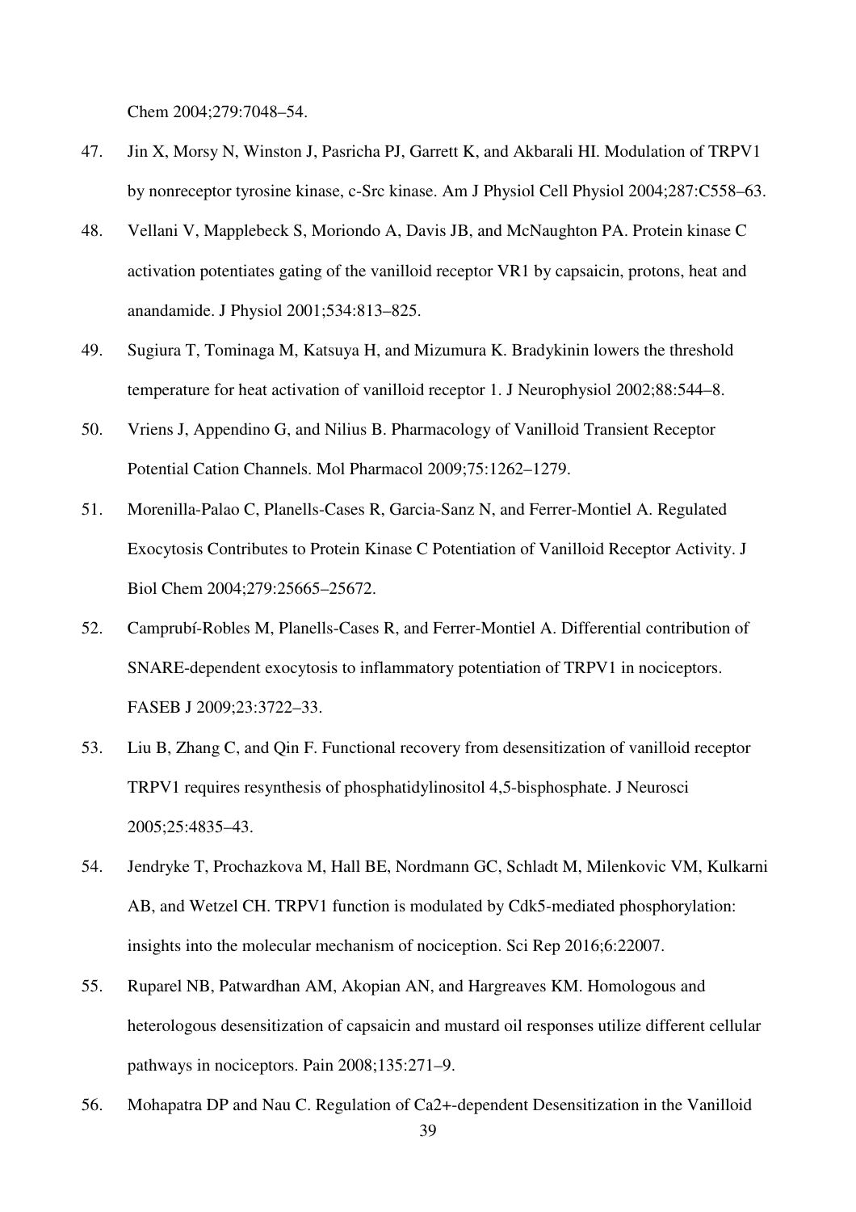Chem 2004;279:7048–54.

47. Jin X, Morsy N, Winston J, Pasricha PJ, Garrett K, and Akbarali HI. Modulation of TRPV1 by nonreceptor tyrosine kinase, c-Src kinase. Am J Physiol Cell Physiol 2004;287:C558–63.

48. Vellani V, Mapplebeck S, Moriondo A, Davis JB, and McNaughton PA. Protein kinase C activation potentiates gating of the vanilloid receptor VR1 by capsaicin, protons, heat and anandamide. J Physiol 2001;534:813–825.

49. Sugiura T, Tominaga M, Katsuya H, and Mizumura K. Bradykinin lowers the threshold temperature for heat activation of vanilloid receptor 1. J Neurophysiol 2002;88:544–8.

50. Vriens J, Appendino G, and Nilius B. Pharmacology of Vanilloid Transient Receptor Potential Cation Channels. Mol Pharmacol 2009;75:1262–1279.

51. Morenilla-Palao C, Planells-Cases R, Garcia-Sanz N, and Ferrer-Montiel A. Regulated Exocytosis Contributes to Protein Kinase C Potentiation of Vanilloid Receptor Activity. J Biol Chem 2004;279:25665–25672.

52. Camprubí-Robles M, Planells-Cases R, and Ferrer-Montiel A. Differential contribution of SNARE-dependent exocytosis to inflammatory potentiation of TRPV1 in nociceptors. FASEB J 2009;23:3722–33.

53. Liu B, Zhang C, and Qin F. Functional recovery from desensitization of vanilloid receptor TRPV1 requires resynthesis of phosphatidylinositol 4,5-bisphosphate. J Neurosci 2005;25:4835–43.

54. Jendryke T, Prochazkova M, Hall BE, Nordmann GC, Schladt M, Milenkovic VM, Kulkarni AB, and Wetzel CH. TRPV1 function is modulated by Cdk5-mediated phosphorylation: insights into the molecular mechanism of nociception. Sci Rep 2016;6:22007.

55. Ruparel NB, Patwardhan AM, Akopian AN, and Hargreaves KM. Homologous and heterologous desensitization of capsaicin and mustard oil responses utilize different cellular pathways in nociceptors. Pain 2008;135:271–9.

56. Mohapatra DP and Nau C. Regulation of Ca2+-dependent Desensitization in the Vanilloid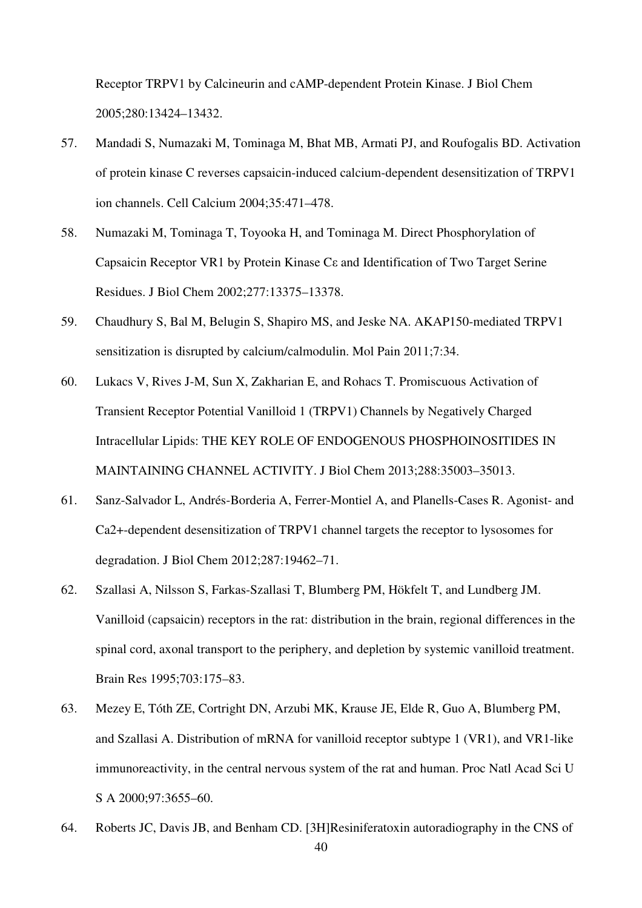Receptor TRPV1 by Calcineurin and cAMP-dependent Protein Kinase. J Biol Chem 2005;280:13424–13432.

57. Mandadi S, Numazaki M, Tominaga M, Bhat MB, Armati PJ, and Roufogalis BD. Activation of protein kinase C reverses capsaicin-induced calcium-dependent desensitization of TRPV1 ion channels. Cell Calcium 2004;35:471–478.

58. Numazaki M, Tominaga T, Toyooka H, and Tominaga M. Direct Phosphorylation of Capsaicin Receptor VR1 by Protein Kinase Cε and Identification of Two Target Serine Residues. J Biol Chem 2002;277:13375–13378.

59. Chaudhury S, Bal M, Belugin S, Shapiro MS, and Jeske NA. AKAP150-mediated TRPV1 sensitization is disrupted by calcium/calmodulin. Mol Pain 2011;7:34.

60. Lukacs V, Rives J-M, Sun X, Zakharian E, and Rohacs T. Promiscuous Activation of Transient Receptor Potential Vanilloid 1 (TRPV1) Channels by Negatively Charged Intracellular Lipids: THE KEY ROLE OF ENDOGENOUS PHOSPHOINOSITIDES IN MAINTAINING CHANNEL ACTIVITY. J Biol Chem 2013;288:35003–35013.

61. Sanz-Salvador L, Andrés-Borderia A, Ferrer-Montiel A, and Planells-Cases R. Agonist- and Ca2+-dependent desensitization of TRPV1 channel targets the receptor to lysosomes for degradation. J Biol Chem 2012;287:19462–71.

62. Szallasi A, Nilsson S, Farkas-Szallasi T, Blumberg PM, Hökfelt T, and Lundberg JM. Vanilloid (capsaicin) receptors in the rat: distribution in the brain, regional differences in the spinal cord, axonal transport to the periphery, and depletion by systemic vanilloid treatment. Brain Res 1995;703:175–83.

63. Mezey E, Tóth ZE, Cortright DN, Arzubi MK, Krause JE, Elde R, Guo A, Blumberg PM, and Szallasi A. Distribution of mRNA for vanilloid receptor subtype 1 (VR1), and VR1-like immunoreactivity, in the central nervous system of the rat and human. Proc Natl Acad Sci U S A 2000;97:3655–60.

64. Roberts JC, Davis JB, and Benham CD. [3H]Resiniferatoxin autoradiography in the CNS of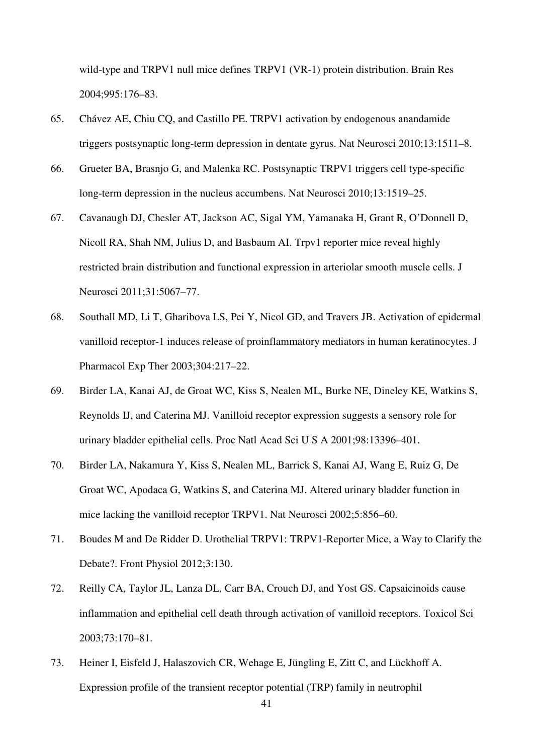wild-type and TRPV1 null mice defines TRPV1 (VR-1) protein distribution. Brain Res 2004;995:176–83.

65. Chávez AE, Chiu CQ, and Castillo PE. TRPV1 activation by endogenous anandamide triggers postsynaptic long-term depression in dentate gyrus. Nat Neurosci 2010;13:1511–8.

66. Grueter BA, Brasnjo G, and Malenka RC. Postsynaptic TRPV1 triggers cell type-specific long-term depression in the nucleus accumbens. Nat Neurosci 2010;13:1519–25.

67. Cavanaugh DJ, Chesler AT, Jackson AC, Sigal YM, Yamanaka H, Grant R, O'Donnell D, Nicoll RA, Shah NM, Julius D, and Basbaum AI. Trpv1 reporter mice reveal highly restricted brain distribution and functional expression in arteriolar smooth muscle cells. J Neurosci 2011;31:5067–77.

68. Southall MD, Li T, Gharibova LS, Pei Y, Nicol GD, and Travers JB. Activation of epidermal vanilloid receptor-1 induces release of proinflammatory mediators in human keratinocytes. J Pharmacol Exp Ther 2003;304:217–22.

69. Birder LA, Kanai AJ, de Groat WC, Kiss S, Nealen ML, Burke NE, Dineley KE, Watkins S, Reynolds IJ, and Caterina MJ. Vanilloid receptor expression suggests a sensory role for urinary bladder epithelial cells. Proc Natl Acad Sci U S A 2001;98:13396–401.

70. Birder LA, Nakamura Y, Kiss S, Nealen ML, Barrick S, Kanai AJ, Wang E, Ruiz G, De Groat WC, Apodaca G, Watkins S, and Caterina MJ. Altered urinary bladder function in mice lacking the vanilloid receptor TRPV1. Nat Neurosci 2002;5:856–60.

71. Boudes M and De Ridder D. Urothelial TRPV1: TRPV1-Reporter Mice, a Way to Clarify the Debate?. Front Physiol 2012;3:130.

72. Reilly CA, Taylor JL, Lanza DL, Carr BA, Crouch DJ, and Yost GS. Capsaicinoids cause inflammation and epithelial cell death through activation of vanilloid receptors. Toxicol Sci 2003;73:170–81.

73. Heiner I, Eisfeld J, Halaszovich CR, Wehage E, Jüngling E, Zitt C, and Lückhoff A. Expression profile of the transient receptor potential (TRP) family in neutrophil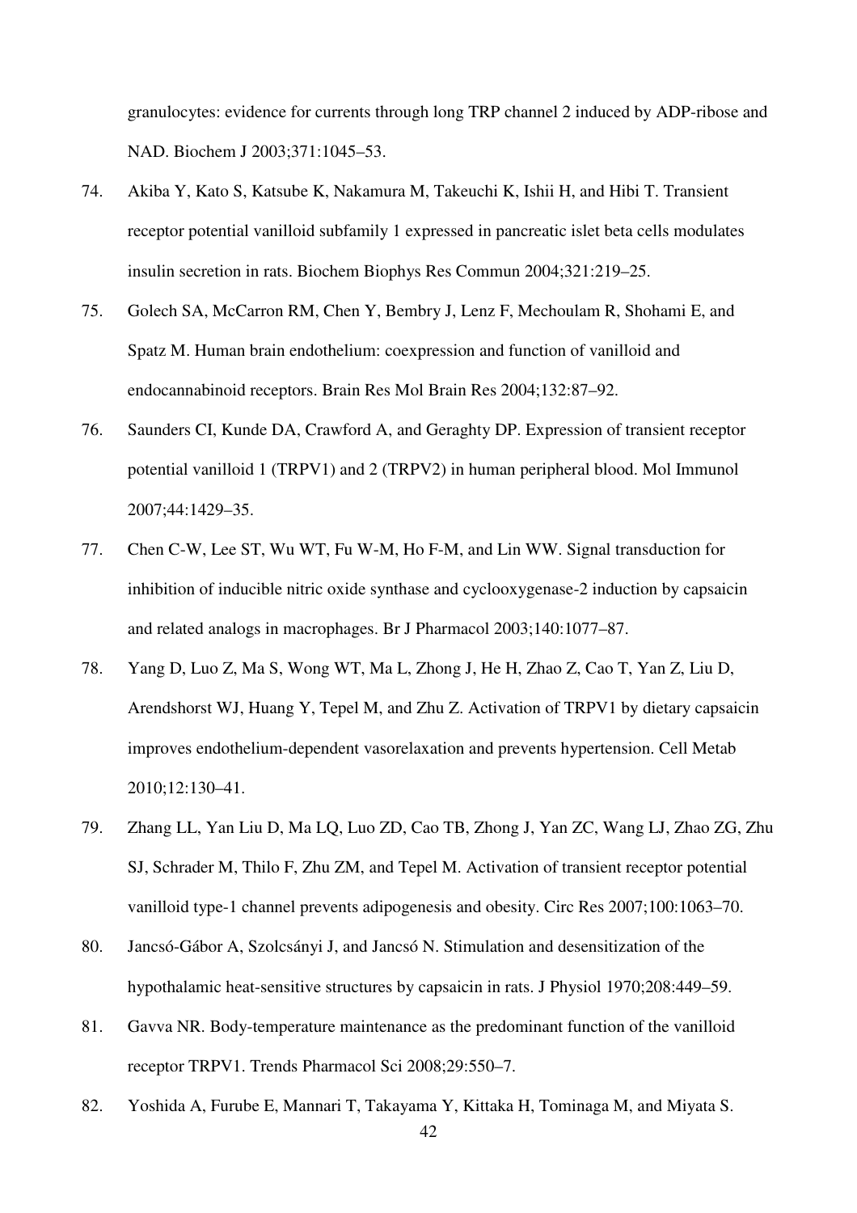granulocytes: evidence for currents through long TRP channel 2 induced by ADP-ribose and NAD. Biochem J 2003;371:1045–53.

74. Akiba Y, Kato S, Katsube K, Nakamura M, Takeuchi K, Ishii H, and Hibi T. Transient receptor potential vanilloid subfamily 1 expressed in pancreatic islet beta cells modulates insulin secretion in rats. Biochem Biophys Res Commun 2004;321:219–25.

75. Golech SA, McCarron RM, Chen Y, Bembry J, Lenz F, Mechoulam R, Shohami E, and Spatz M. Human brain endothelium: coexpression and function of vanilloid and endocannabinoid receptors. Brain Res Mol Brain Res 2004;132:87–92.

76. Saunders CI, Kunde DA, Crawford A, and Geraghty DP. Expression of transient receptor potential vanilloid 1 (TRPV1) and 2 (TRPV2) in human peripheral blood. Mol Immunol 2007;44:1429–35.

77. Chen C-W, Lee ST, Wu WT, Fu W-M, Ho F-M, and Lin WW. Signal transduction for inhibition of inducible nitric oxide synthase and cyclooxygenase-2 induction by capsaicin and related analogs in macrophages. Br J Pharmacol 2003;140:1077–87.

78. Yang D, Luo Z, Ma S, Wong WT, Ma L, Zhong J, He H, Zhao Z, Cao T, Yan Z, Liu D, Arendshorst WJ, Huang Y, Tepel M, and Zhu Z. Activation of TRPV1 by dietary capsaicin improves endothelium-dependent vasorelaxation and prevents hypertension. Cell Metab 2010;12:130–41.

79. Zhang LL, Yan Liu D, Ma LQ, Luo ZD, Cao TB, Zhong J, Yan ZC, Wang LJ, Zhao ZG, Zhu SJ, Schrader M, Thilo F, Zhu ZM, and Tepel M. Activation of transient receptor potential vanilloid type-1 channel prevents adipogenesis and obesity. Circ Res 2007;100:1063–70.

80. Jancsó-Gábor A, Szolcsányi J, and Jancsó N. Stimulation and desensitization of the hypothalamic heat-sensitive structures by capsaicin in rats. J Physiol 1970;208:449–59.

81. Gavva NR. Body-temperature maintenance as the predominant function of the vanilloid receptor TRPV1. Trends Pharmacol Sci 2008;29:550–7.

82. Yoshida A, Furube E, Mannari T, Takayama Y, Kittaka H, Tominaga M, and Miyata S.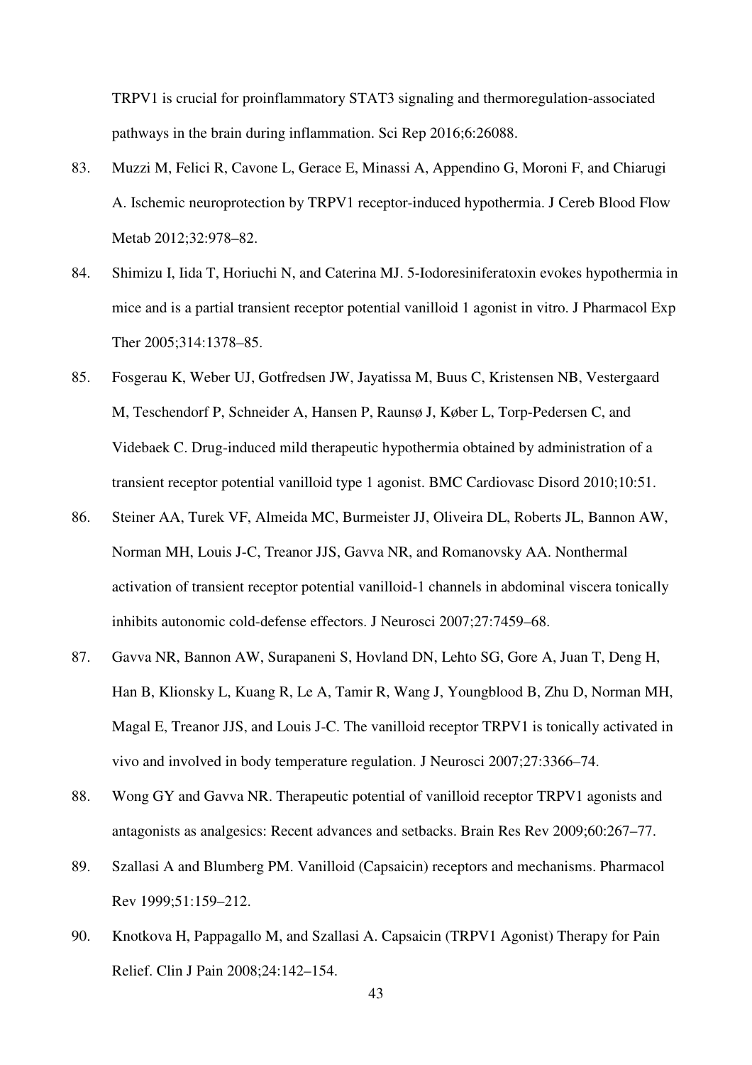TRPV1 is crucial for proinflammatory STAT3 signaling and thermoregulation-associated pathways in the brain during inflammation. Sci Rep 2016;6:26088.

83. Muzzi M, Felici R, Cavone L, Gerace E, Minassi A, Appendino G, Moroni F, and Chiarugi A. Ischemic neuroprotection by TRPV1 receptor-induced hypothermia. J Cereb Blood Flow Metab 2012;32:978–82.

84. Shimizu I, Iida T, Horiuchi N, and Caterina MJ. 5-Iodoresiniferatoxin evokes hypothermia in mice and is a partial transient receptor potential vanilloid 1 agonist in vitro. J Pharmacol Exp Ther 2005;314:1378–85.

85. Fosgerau K, Weber UJ, Gotfredsen JW, Jayatissa M, Buus C, Kristensen NB, Vestergaard M, Teschendorf P, Schneider A, Hansen P, Raunsø J, Køber L, Torp-Pedersen C, and Videbaek C. Drug-induced mild therapeutic hypothermia obtained by administration of a transient receptor potential vanilloid type 1 agonist. BMC Cardiovasc Disord 2010;10:51.

86. Steiner AA, Turek VF, Almeida MC, Burmeister JJ, Oliveira DL, Roberts JL, Bannon AW, Norman MH, Louis J-C, Treanor JJS, Gavva NR, and Romanovsky AA. Nonthermal activation of transient receptor potential vanilloid-1 channels in abdominal viscera tonically inhibits autonomic cold-defense effectors. J Neurosci 2007;27:7459–68.

87. Gavva NR, Bannon AW, Surapaneni S, Hovland DN, Lehto SG, Gore A, Juan T, Deng H, Han B, Klionsky L, Kuang R, Le A, Tamir R, Wang J, Youngblood B, Zhu D, Norman MH, Magal E, Treanor JJS, and Louis J-C. The vanilloid receptor TRPV1 is tonically activated in vivo and involved in body temperature regulation. J Neurosci 2007;27:3366–74.

88. Wong GY and Gavva NR. Therapeutic potential of vanilloid receptor TRPV1 agonists and antagonists as analgesics: Recent advances and setbacks. Brain Res Rev 2009;60:267–77.

89. Szallasi A and Blumberg PM. Vanilloid (Capsaicin) receptors and mechanisms. Pharmacol Rev 1999;51:159–212.

90. Knotkova H, Pappagallo M, and Szallasi A. Capsaicin (TRPV1 Agonist) Therapy for Pain Relief. Clin J Pain 2008;24:142–154.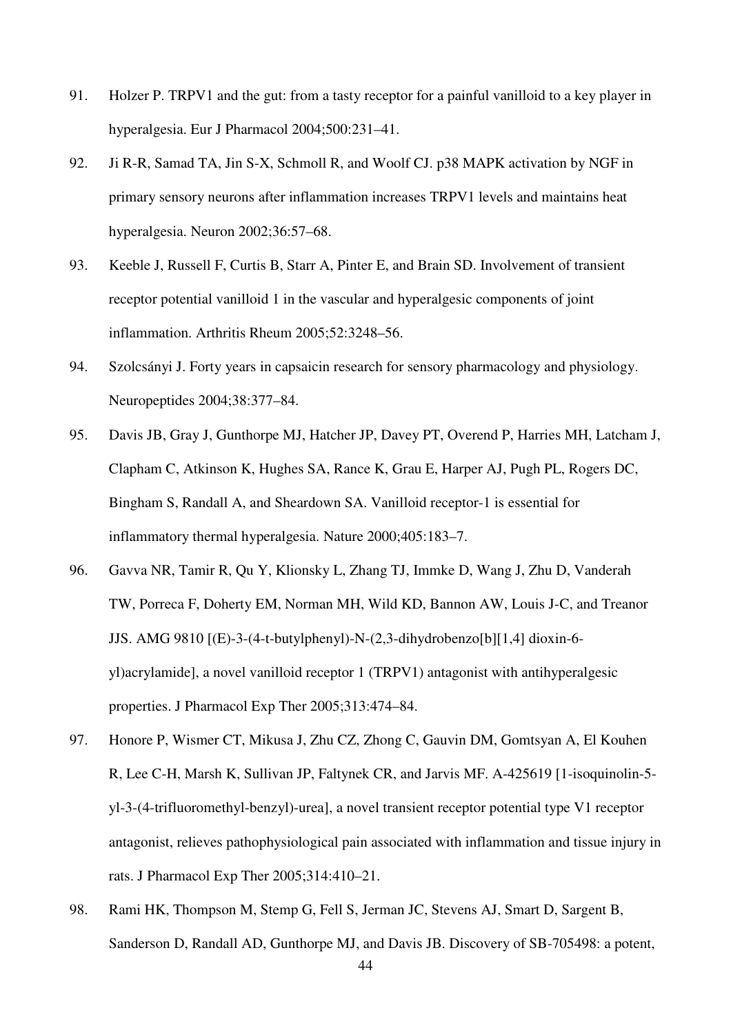91. Holzer P. TRPV1 and the gut: from a tasty receptor for a painful vanilloid to a key player in hyperalgesia. Eur J Pharmacol 2004;500:231–41.

92. Ji R-R, Samad TA, Jin S-X, Schmoll R, and Woolf CJ. p38 MAPK activation by NGF in primary sensory neurons after inflammation increases TRPV1 levels and maintains heat hyperalgesia. Neuron 2002;36:57–68.

93. Keeble J, Russell F, Curtis B, Starr A, Pinter E, and Brain SD. Involvement of transient receptor potential vanilloid 1 in the vascular and hyperalgesic components of joint inflammation. Arthritis Rheum 2005;52:3248–56.

94. Szolcsányi J. Forty years in capsaicin research for sensory pharmacology and physiology. Neuropeptides 2004;38:377–84.

95. Davis JB, Gray J, Gunthorpe MJ, Hatcher JP, Davey PT, Overend P, Harries MH, Latcham J, Clapham C, Atkinson K, Hughes SA, Rance K, Grau E, Harper AJ, Pugh PL, Rogers DC, Bingham S, Randall A, and Sheardown SA. Vanilloid receptor-1 is essential for inflammatory thermal hyperalgesia. Nature 2000;405:183–7.

96. Gavva NR, Tamir R, Qu Y, Klionsky L, Zhang TJ, Immke D, Wang J, Zhu D, Vanderah TW, Porreca F, Doherty EM, Norman MH, Wild KD, Bannon AW, Louis J-C, and Treanor JJS. AMG 9810 [(E)-3-(4-t-butylphenyl)-N-(2,3-dihydrobenzo[b][1,4] dioxin-6-yl)acrylamide], a novel vanilloid receptor 1 (TRPV1) antagonist with antihyperalgesic properties. J Pharmacol Exp Ther 2005;313:474–84.

97. Honore P, Wismer CT, Mikusa J, Zhu CZ, Zhong C, Gauvin DM, Gomtsyan A, El Kouhen R, Lee C-H, Marsh K, Sullivan JP, Faltynek CR, and Jarvis MF. A-425619 [1-isoquinolin-5-yl-3-(4-trifluoromethyl-benzyl)-urea], a novel transient receptor potential type V1 receptor antagonist, relieves pathophysiological pain associated with inflammation and tissue injury in rats. J Pharmacol Exp Ther 2005;314:410–21.

98. Rami HK, Thompson M, Stemp G, Fell S, Jerman JC, Stevens AJ, Smart D, Sargent B, Sanderson D, Randall AD, Gunthorpe MJ, and Davis JB. Discovery of SB-705498: a potent,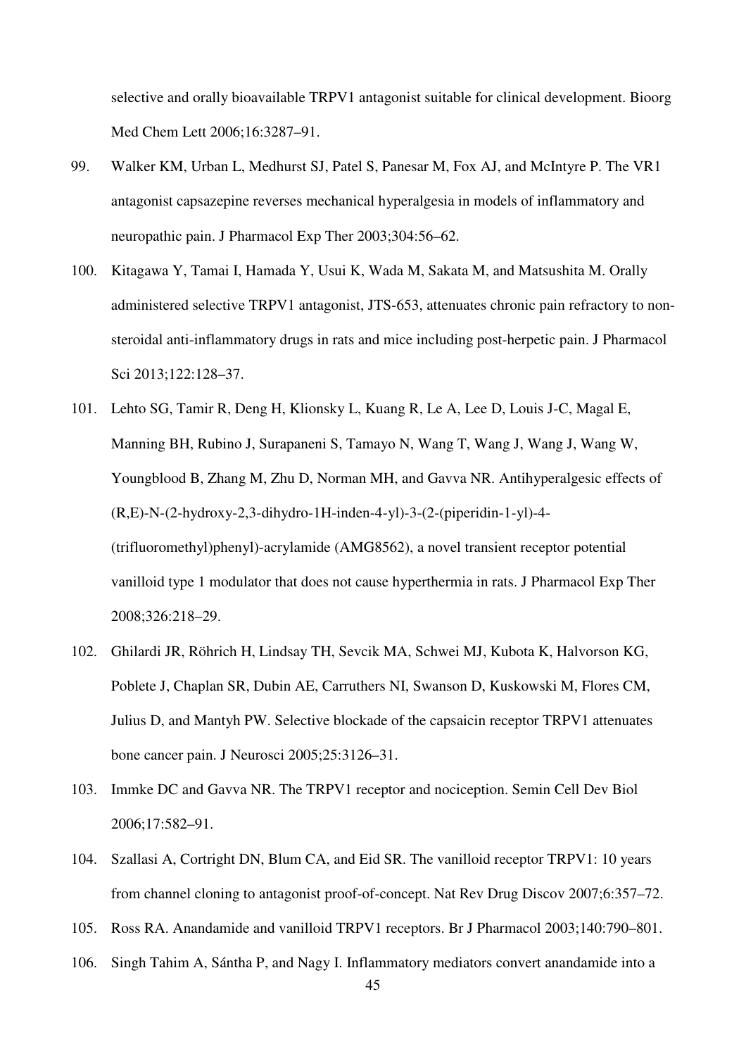selective and orally bioavailable TRPV1 antagonist suitable for clinical development. Bioorg Med Chem Lett 2006;16:3287–91.

99. Walker KM, Urban L, Medhurst SJ, Patel S, Panesar M, Fox AJ, and McIntyre P. The VR1 antagonist capsazepine reverses mechanical hyperalgesia in models of inflammatory and neuropathic pain. J Pharmacol Exp Ther 2003;304:56–62.

100. Kitagawa Y, Tamai I, Hamada Y, Usui K, Wada M, Sakata M, and Matsushita M. Orally administered selective TRPV1 antagonist, JTS-653, attenuates chronic pain refractory to non-steroidal anti-inflammatory drugs in rats and mice including post-herpetic pain. J Pharmacol Sci 2013;122:128–37.

101. Lehto SG, Tamir R, Deng H, Klionsky L, Kuang R, Le A, Lee D, Louis J-C, Magal E, Manning BH, Rubino J, Surapaneni S, Tamayo N, Wang T, Wang J, Wang J, Wang W, Youngblood B, Zhang M, Zhu D, Norman MH, and Gavva NR. Antihyperalgesic effects of (R,E)-N-(2-hydroxy-2,3-dihydro-1H-inden-4-yl)-3-(2-(piperidin-1-yl)-4-(trifluoromethyl)phenyl)-acrylamide (AMG8562), a novel transient receptor potential vanilloid type 1 modulator that does not cause hyperthermia in rats. J Pharmacol Exp Ther 2008;326:218–29.

102. Ghilardi JR, Röhrich H, Lindsay TH, Sevcik MA, Schwei MJ, Kubota K, Halvorson KG, Poblete J, Chaplan SR, Dubin AE, Carruthers NI, Swanson D, Kuskowski M, Flores CM, Julius D, and Mantyh PW. Selective blockade of the capsaicin receptor TRPV1 attenuates bone cancer pain. J Neurosci 2005;25:3126–31.

103. Immke DC and Gavva NR. The TRPV1 receptor and nociception. Semin Cell Dev Biol 2006;17:582–91.

104. Szallasi A, Cortright DN, Blum CA, and Eid SR. The vanilloid receptor TRPV1: 10 years from channel cloning to antagonist proof-of-concept. Nat Rev Drug Discov 2007;6:357–72.

105. Ross RA. Anandamide and vanilloid TRPV1 receptors. Br J Pharmacol 2003;140:790–801.

106. Singh Tahim A, Sántha P, and Nagy I. Inflammatory mediators convert anandamide into a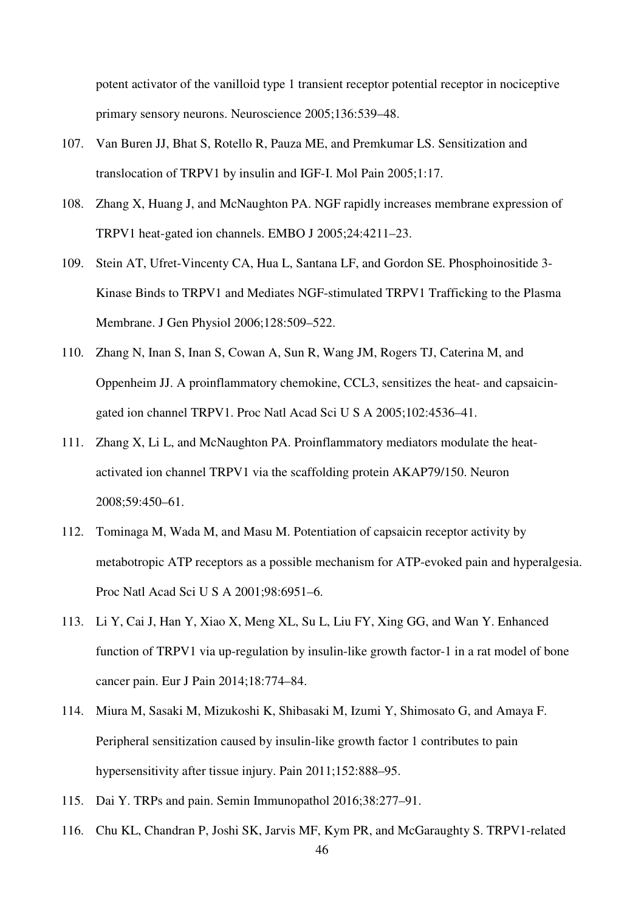potent activator of the vanilloid type 1 transient receptor potential receptor in nociceptive primary sensory neurons. Neuroscience 2005;136:539–48.

107. Van Buren JJ, Bhat S, Rotello R, Pauza ME, and Premkumar LS. Sensitization and translocation of TRPV1 by insulin and IGF-I. Mol Pain 2005;1:17.

108. Zhang X, Huang J, and McNaughton PA. NGF rapidly increases membrane expression of TRPV1 heat-gated ion channels. EMBO J 2005;24:4211–23.

109. Stein AT, Ufret-Vincenty CA, Hua L, Santana LF, and Gordon SE. Phosphoinositide 3-Kinase Binds to TRPV1 and Mediates NGF-stimulated TRPV1 Trafficking to the Plasma Membrane. J Gen Physiol 2006;128:509–522.

110. Zhang N, Inan S, Inan S, Cowan A, Sun R, Wang JM, Rogers TJ, Caterina M, and Oppenheim JJ. A proinflammatory chemokine, CCL3, sensitizes the heat- and capsaicin-gated ion channel TRPV1. Proc Natl Acad Sci U S A 2005;102:4536–41.

111. Zhang X, Li L, and McNaughton PA. Proinflammatory mediators modulate the heat-activated ion channel TRPV1 via the scaffolding protein AKAP79/150. Neuron 2008;59:450–61.

112. Tominaga M, Wada M, and Masu M. Potentiation of capsaicin receptor activity by metabotropic ATP receptors as a possible mechanism for ATP-evoked pain and hyperalgesia. Proc Natl Acad Sci U S A 2001;98:6951–6.

113. Li Y, Cai J, Han Y, Xiao X, Meng XL, Su L, Liu FY, Xing GG, and Wan Y. Enhanced function of TRPV1 via up-regulation by insulin-like growth factor-1 in a rat model of bone cancer pain. Eur J Pain 2014;18:774–84.

114. Miura M, Sasaki M, Mizukoshi K, Shibasaki M, Izumi Y, Shimosato G, and Amaya F. Peripheral sensitization caused by insulin-like growth factor 1 contributes to pain hypersensitivity after tissue injury. Pain 2011;152:888–95.

115. Dai Y. TRPs and pain. Semin Immunopathol 2016;38:277–91.

116. Chu KL, Chandran P, Joshi SK, Jarvis MF, Kym PR, and McGaraughty S. TRPV1-related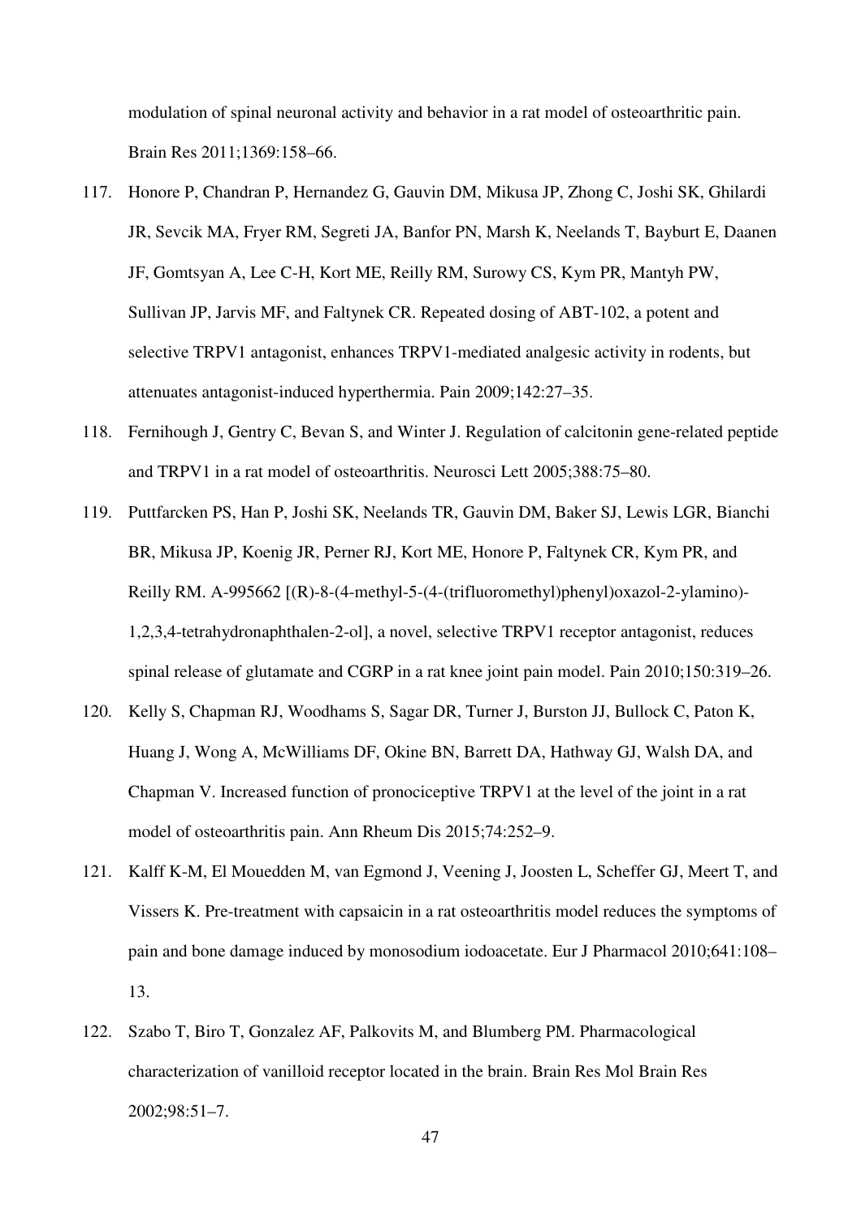modulation of spinal neuronal activity and behavior in a rat model of osteoarthritic pain. Brain Res 2011;1369:158–66.

117. Honore P, Chandran P, Hernandez G, Gauvin DM, Mikusa JP, Zhong C, Joshi SK, Ghilardi JR, Sevcik MA, Fryer RM, Segreti JA, Banfor PN, Marsh K, Neelands T, Bayburt E, Daanen JF, Gomtsyan A, Lee C-H, Kort ME, Reilly RM, Surowy CS, Kym PR, Mantyh PW, Sullivan JP, Jarvis MF, and Faltynek CR. Repeated dosing of ABT-102, a potent and selective TRPV1 antagonist, enhances TRPV1-mediated analgesic activity in rodents, but attenuates antagonist-induced hyperthermia. Pain 2009;142:27–35.

118. Fernihough J, Gentry C, Bevan S, and Winter J. Regulation of calcitonin gene-related peptide and TRPV1 in a rat model of osteoarthritis. Neurosci Lett 2005;388:75–80.

119. Puttfarcken PS, Han P, Joshi SK, Neelands TR, Gauvin DM, Baker SJ, Lewis LGR, Bianchi BR, Mikusa JP, Koenig JR, Perner RJ, Kort ME, Honore P, Faltynek CR, Kym PR, and Reilly RM. A-995662 [(R)-8-(4-methyl-5-(4-(trifluoromethyl)phenyl)oxazol-2-ylamino)-1,2,3,4-tetrahydronaphthalen-2-ol], a novel, selective TRPV1 receptor antagonist, reduces spinal release of glutamate and CGRP in a rat knee joint pain model. Pain 2010;150:319–26.

120. Kelly S, Chapman RJ, Woodhams S, Sagar DR, Turner J, Burston JJ, Bullock C, Paton K, Huang J, Wong A, McWilliams DF, Okine BN, Barrett DA, Hathway GJ, Walsh DA, and Chapman V. Increased function of pronociceptive TRPV1 at the level of the joint in a rat model of osteoarthritis pain. Ann Rheum Dis 2015;74:252–9.

121. Kalff K-M, El Mouedden M, van Egmond J, Veening J, Joosten L, Scheffer GJ, Meert T, and Vissers K. Pre-treatment with capsaicin in a rat osteoarthritis model reduces the symptoms of pain and bone damage induced by monosodium iodoacetate. Eur J Pharmacol 2010;641:108–13.

122. Szabo T, Biro T, Gonzalez AF, Palkovits M, and Blumberg PM. Pharmacological characterization of vanilloid receptor located in the brain. Brain Res Mol Brain Res 2002;98:51–7.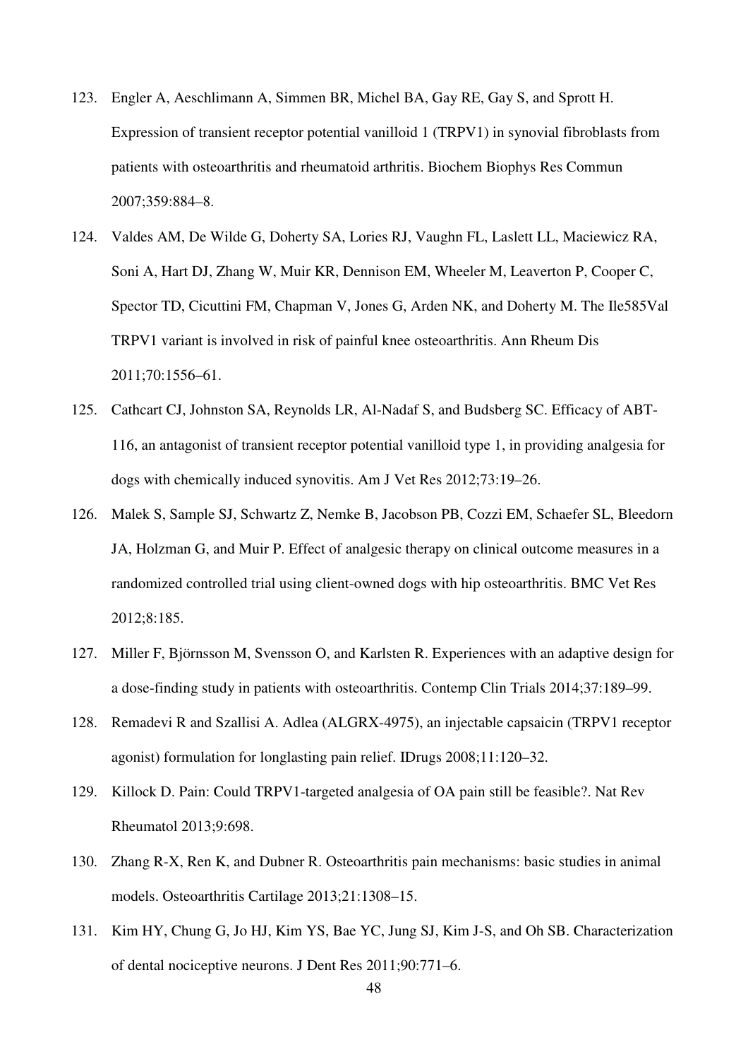123. Engler A, Aeschlimann A, Simmen BR, Michel BA, Gay RE, Gay S, and Sprott H. Expression of transient receptor potential vanilloid 1 (TRPV1) in synovial fibroblasts from patients with osteoarthritis and rheumatoid arthritis. Biochem Biophys Res Commun 2007;359:884–8.

124. Valdes AM, De Wilde G, Doherty SA, Lories RJ, Vaughn FL, Laslett LL, Maciewicz RA, Soni A, Hart DJ, Zhang W, Muir KR, Dennison EM, Wheeler M, Leaverton P, Cooper C, Spector TD, Cicuttini FM, Chapman V, Jones G, Arden NK, and Doherty M. The Ile585Val TRPV1 variant is involved in risk of painful knee osteoarthritis. Ann Rheum Dis 2011;70:1556–61.

125. Cathcart CJ, Johnston SA, Reynolds LR, Al-Nadaf S, and Budsberg SC. Efficacy of ABT-116, an antagonist of transient receptor potential vanilloid type 1, in providing analgesia for dogs with chemically induced synovitis. Am J Vet Res 2012;73:19–26.

126. Malek S, Sample SJ, Schwartz Z, Nemke B, Jacobson PB, Cozzi EM, Schaefer SL, Bleedorn JA, Holzman G, and Muir P. Effect of analgesic therapy on clinical outcome measures in a randomized controlled trial using client-owned dogs with hip osteoarthritis. BMC Vet Res 2012;8:185.

127. Miller F, Björnsson M, Svensson O, and Karlsten R. Experiences with an adaptive design for a dose-finding study in patients with osteoarthritis. Contemp Clin Trials 2014;37:189–99.

128. Remadevi R and Szallisi A. Adlea (ALGRX-4975), an injectable capsaicin (TRPV1 receptor agonist) formulation for longlasting pain relief. IDrugs 2008;11:120–32.

129. Killock D. Pain: Could TRPV1-targeted analgesia of OA pain still be feasible?. Nat Rev Rheumatol 2013;9:698.

130. Zhang R-X, Ren K, and Dubner R. Osteoarthritis pain mechanisms: basic studies in animal models. Osteoarthritis Cartilage 2013;21:1308–15.

131. Kim HY, Chung G, Jo HJ, Kim YS, Bae YC, Jung SJ, Kim J-S, and Oh SB. Characterization of dental nociceptive neurons. J Dent Res 2011;90:771–6.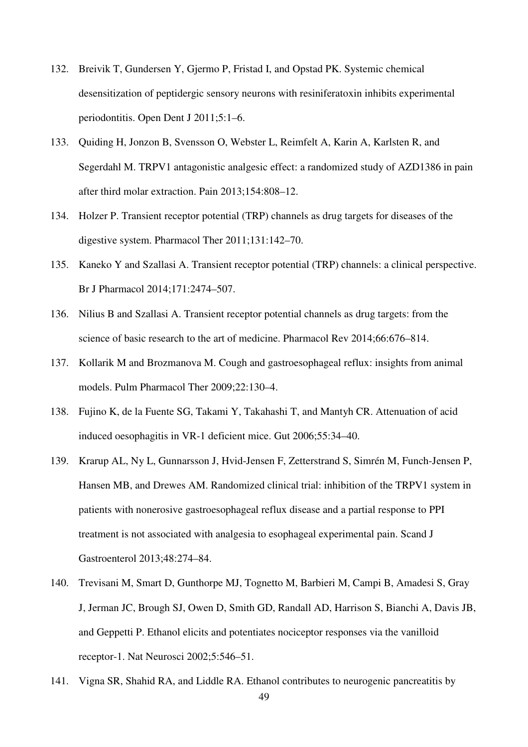132. Breivik T, Gundersen Y, Gjermo P, Fristad I, and Opstad PK. Systemic chemical desensitization of peptidergic sensory neurons with resiniferatoxin inhibits experimental periodontitis. Open Dent J 2011;5:1–6.

133. Quiding H, Jonzon B, Svensson O, Webster L, Reimfelt A, Karin A, Karlsten R, and Segerdahl M. TRPV1 antagonistic analgesic effect: a randomized study of AZD1386 in pain after third molar extraction. Pain 2013;154:808–12.

134. Holzer P. Transient receptor potential (TRP) channels as drug targets for diseases of the digestive system. Pharmacol Ther 2011;131:142–70.

135. Kaneko Y and Szallasi A. Transient receptor potential (TRP) channels: a clinical perspective. Br J Pharmacol 2014;171:2474–507.

136. Nilius B and Szallasi A. Transient receptor potential channels as drug targets: from the science of basic research to the art of medicine. Pharmacol Rev 2014;66:676–814.

137. Kollarik M and Brozmanova M. Cough and gastroesophageal reflux: insights from animal models. Pulm Pharmacol Ther 2009;22:130–4.

138. Fujino K, de la Fuente SG, Takami Y, Takahashi T, and Mantyh CR. Attenuation of acid induced oesophagitis in VR-1 deficient mice. Gut 2006;55:34–40.

139. Krarup AL, Ny L, Gunnarsson J, Hvid-Jensen F, Zetterstrand S, Simrén M, Funch-Jensen P, Hansen MB, and Drewes AM. Randomized clinical trial: inhibition of the TRPV1 system in patients with nonerosive gastroesophageal reflux disease and a partial response to PPI treatment is not associated with analgesia to esophageal experimental pain. Scand J Gastroenterol 2013;48:274–84.

140. Trevisani M, Smart D, Gunthorpe MJ, Tognetto M, Barbieri M, Campi B, Amadesi S, Gray J, Jerman JC, Brough SJ, Owen D, Smith GD, Randall AD, Harrison S, Bianchi A, Davis JB, and Geppetti P. Ethanol elicits and potentiates nociceptor responses via the vanilloid receptor-1. Nat Neurosci 2002;5:546–51.

141. Vigna SR, Shahid RA, and Liddle RA. Ethanol contributes to neurogenic pancreatitis by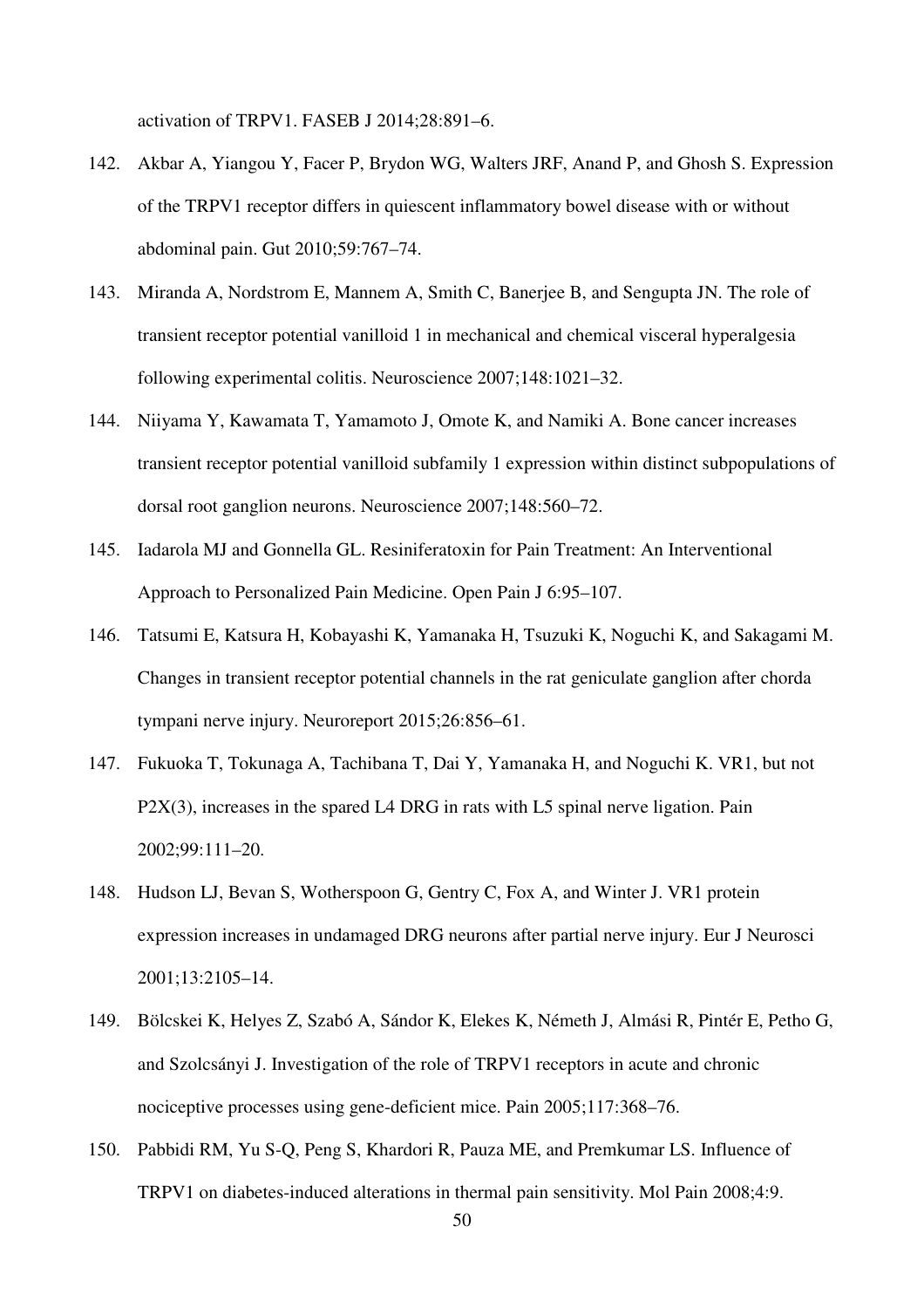activation of TRPV1. FASEB J 2014;28:891–6.

142. Akbar A, Yiangou Y, Facer P, Brydon WG, Walters JRF, Anand P, and Ghosh S. Expression of the TRPV1 receptor differs in quiescent inflammatory bowel disease with or without abdominal pain. Gut 2010;59:767–74.

143. Miranda A, Nordstrom E, Mannem A, Smith C, Banerjee B, and Sengupta JN. The role of transient receptor potential vanilloid 1 in mechanical and chemical visceral hyperalgesia following experimental colitis. Neuroscience 2007;148:1021–32.

144. Niiyama Y, Kawamata T, Yamamoto J, Omote K, and Namiki A. Bone cancer increases transient receptor potential vanilloid subfamily 1 expression within distinct subpopulations of dorsal root ganglion neurons. Neuroscience 2007;148:560–72.

145. Iadarola MJ and Gonnella GL. Resiniferatoxin for Pain Treatment: An Interventional Approach to Personalized Pain Medicine. Open Pain J 6:95–107.

146. Tatsumi E, Katsura H, Kobayashi K, Yamanaka H, Tsuzuki K, Noguchi K, and Sakagami M. Changes in transient receptor potential channels in the rat geniculate ganglion after chorda tympani nerve injury. Neuroreport 2015;26:856–61.

147. Fukuoka T, Tokunaga A, Tachibana T, Dai Y, Yamanaka H, and Noguchi K. VR1, but not P2X(3), increases in the spared L4 DRG in rats with L5 spinal nerve ligation. Pain 2002;99:111–20.

148. Hudson LJ, Bevan S, Wotherspoon G, Gentry C, Fox A, and Winter J. VR1 protein expression increases in undamaged DRG neurons after partial nerve injury. Eur J Neurosci 2001;13:2105–14.

149. Bölcskei K, Helyes Z, Szabó A, Sándor K, Elekes K, Németh J, Almási R, Pintér E, Petho G, and Szolcsányi J. Investigation of the role of TRPV1 receptors in acute and chronic nociceptive processes using gene-deficient mice. Pain 2005;117:368–76.

150. Pabbidi RM, Yu S-Q, Peng S, Khardori R, Pauza ME, and Premkumar LS. Influence of TRPV1 on diabetes-induced alterations in thermal pain sensitivity. Mol Pain 2008;4:9.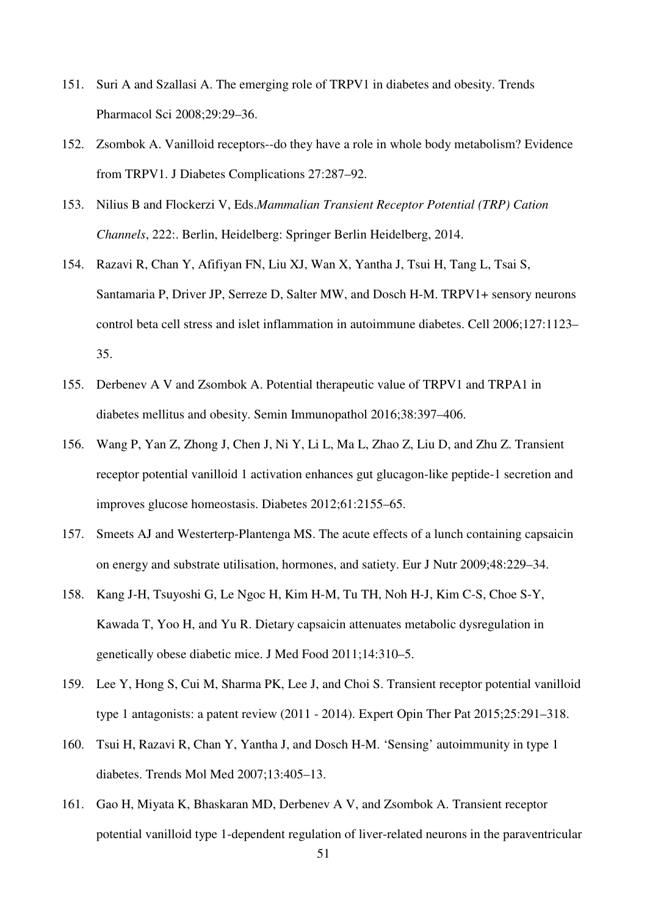151. Suri A and Szallasi A. The emerging role of TRPV1 in diabetes and obesity. Trends Pharmacol Sci 2008;29:29–36.

152. Zsombok A. Vanilloid receptors--do they have a role in whole body metabolism? Evidence from TRPV1. J Diabetes Complications 27:287–92.

153. Nilius B and Flockerzi V, Eds.*Mammalian Transient Receptor Potential (TRP) Cation Channels*, 222:. Berlin, Heidelberg: Springer Berlin Heidelberg, 2014.

154. Razavi R, Chan Y, Afifiyan FN, Liu XJ, Wan X, Yantha J, Tsui H, Tang L, Tsai S, Santamaria P, Driver JP, Serreze D, Salter MW, and Dosch H-M. TRPV1+ sensory neurons control beta cell stress and islet inflammation in autoimmune diabetes. Cell 2006;127:1123–35.

155. Derbenev A V and Zsombok A. Potential therapeutic value of TRPV1 and TRPA1 in diabetes mellitus and obesity. Semin Immunopathol 2016;38:397–406.

156. Wang P, Yan Z, Zhong J, Chen J, Ni Y, Li L, Ma L, Zhao Z, Liu D, and Zhu Z. Transient receptor potential vanilloid 1 activation enhances gut glucagon-like peptide-1 secretion and improves glucose homeostasis. Diabetes 2012;61:2155–65.

157. Smeets AJ and Westerterp-Plantenga MS. The acute effects of a lunch containing capsaicin on energy and substrate utilisation, hormones, and satiety. Eur J Nutr 2009;48:229–34.

158. Kang J-H, Tsuyoshi G, Le Ngoc H, Kim H-M, Tu TH, Noh H-J, Kim C-S, Choe S-Y, Kawada T, Yoo H, and Yu R. Dietary capsaicin attenuates metabolic dysregulation in genetically obese diabetic mice. J Med Food 2011;14:310–5.

159. Lee Y, Hong S, Cui M, Sharma PK, Lee J, and Choi S. Transient receptor potential vanilloid type 1 antagonists: a patent review (2011 - 2014). Expert Opin Ther Pat 2015;25:291–318.

160. Tsui H, Razavi R, Chan Y, Yantha J, and Dosch H-M. 'Sensing' autoimmunity in type 1 diabetes. Trends Mol Med 2007;13:405–13.

161. Gao H, Miyata K, Bhaskaran MD, Derbenev A V, and Zsombok A. Transient receptor potential vanilloid type 1-dependent regulation of liver-related neurons in the paraventricular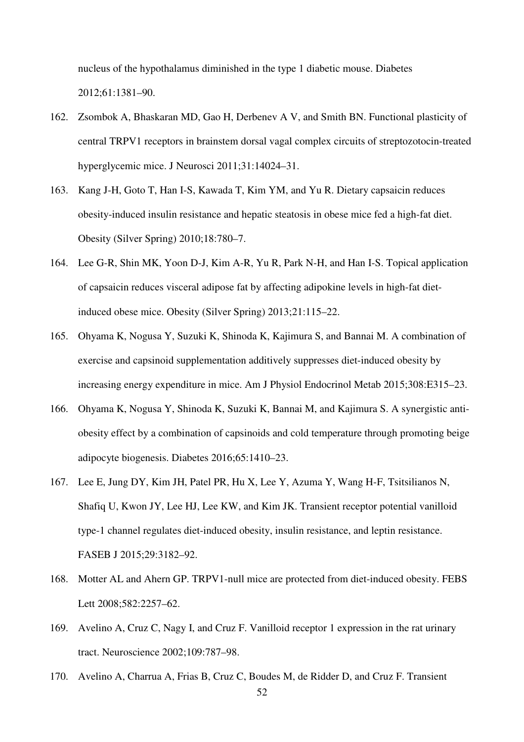nucleus of the hypothalamus diminished in the type 1 diabetic mouse. Diabetes 2012;61:1381–90.

162. Zsombok A, Bhaskaran MD, Gao H, Derbenev A V, and Smith BN. Functional plasticity of central TRPV1 receptors in brainstem dorsal vagal complex circuits of streptozotocin-treated hyperglycemic mice. J Neurosci 2011;31:14024–31.

163. Kang J-H, Goto T, Han I-S, Kawada T, Kim YM, and Yu R. Dietary capsaicin reduces obesity-induced insulin resistance and hepatic steatosis in obese mice fed a high-fat diet. Obesity (Silver Spring) 2010;18:780–7.

164. Lee G-R, Shin MK, Yoon D-J, Kim A-R, Yu R, Park N-H, and Han I-S. Topical application of capsaicin reduces visceral adipose fat by affecting adipokine levels in high-fat diet-induced obese mice. Obesity (Silver Spring) 2013;21:115–22.

165. Ohyama K, Nogusa Y, Suzuki K, Shinoda K, Kajimura S, and Bannai M. A combination of exercise and capsinoid supplementation additively suppresses diet-induced obesity by increasing energy expenditure in mice. Am J Physiol Endocrinol Metab 2015;308:E315–23.

166. Ohyama K, Nogusa Y, Shinoda K, Suzuki K, Bannai M, and Kajimura S. A synergistic anti-obesity effect by a combination of capsinoids and cold temperature through promoting beige adipocyte biogenesis. Diabetes 2016;65:1410–23.

167. Lee E, Jung DY, Kim JH, Patel PR, Hu X, Lee Y, Azuma Y, Wang H-F, Tsitsilianos N, Shafiq U, Kwon JY, Lee HJ, Lee KW, and Kim JK. Transient receptor potential vanilloid type-1 channel regulates diet-induced obesity, insulin resistance, and leptin resistance. FASEB J 2015;29:3182–92.

168. Motter AL and Ahern GP. TRPV1-null mice are protected from diet-induced obesity. FEBS Lett 2008;582:2257–62.

169. Avelino A, Cruz C, Nagy I, and Cruz F. Vanilloid receptor 1 expression in the rat urinary tract. Neuroscience 2002;109:787–98.

170. Avelino A, Charrua A, Frias B, Cruz C, Boudes M, de Ridder D, and Cruz F. Transient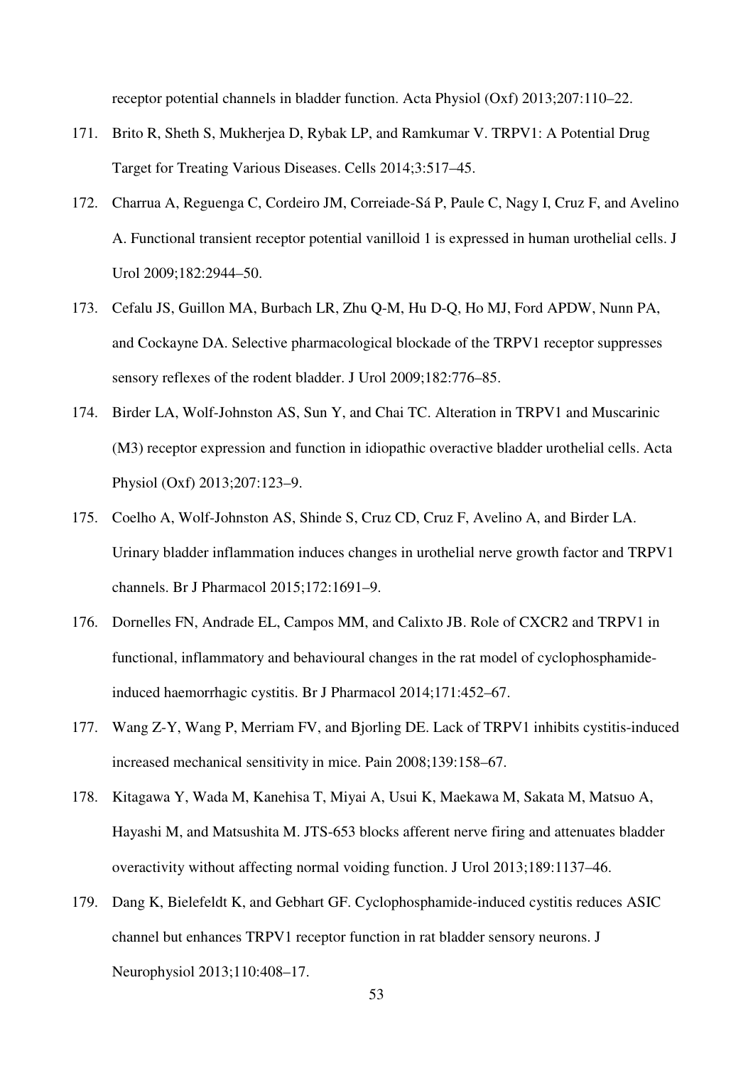receptor potential channels in bladder function. Acta Physiol (Oxf) 2013;207:110–22.

171. Brito R, Sheth S, Mukherjea D, Rybak LP, and Ramkumar V. TRPV1: A Potential Drug Target for Treating Various Diseases. Cells 2014;3:517–45.

172. Charrua A, Reguenga C, Cordeiro JM, Correiade-Sá P, Paule C, Nagy I, Cruz F, and Avelino A. Functional transient receptor potential vanilloid 1 is expressed in human urothelial cells. J Urol 2009;182:2944–50.

173. Cefalu JS, Guillon MA, Burbach LR, Zhu Q-M, Hu D-Q, Ho MJ, Ford APDW, Nunn PA, and Cockayne DA. Selective pharmacological blockade of the TRPV1 receptor suppresses sensory reflexes of the rodent bladder. J Urol 2009;182:776–85.

174. Birder LA, Wolf-Johnston AS, Sun Y, and Chai TC. Alteration in TRPV1 and Muscarinic (M3) receptor expression and function in idiopathic overactive bladder urothelial cells. Acta Physiol (Oxf) 2013;207:123–9.

175. Coelho A, Wolf-Johnston AS, Shinde S, Cruz CD, Cruz F, Avelino A, and Birder LA. Urinary bladder inflammation induces changes in urothelial nerve growth factor and TRPV1 channels. Br J Pharmacol 2015;172:1691–9.

176. Dornelles FN, Andrade EL, Campos MM, and Calixto JB. Role of CXCR2 and TRPV1 in functional, inflammatory and behavioural changes in the rat model of cyclophosphamide-induced haemorrhagic cystitis. Br J Pharmacol 2014;171:452–67.

177. Wang Z-Y, Wang P, Merriam FV, and Bjorling DE. Lack of TRPV1 inhibits cystitis-induced increased mechanical sensitivity in mice. Pain 2008;139:158–67.

178. Kitagawa Y, Wada M, Kanehisa T, Miyai A, Usui K, Maekawa M, Sakata M, Matsuo A, Hayashi M, and Matsushita M. JTS-653 blocks afferent nerve firing and attenuates bladder overactivity without affecting normal voiding function. J Urol 2013;189:1137–46.

179. Dang K, Bielefeldt K, and Gebhart GF. Cyclophosphamide-induced cystitis reduces ASIC channel but enhances TRPV1 receptor function in rat bladder sensory neurons. J Neurophysiol 2013;110:408–17.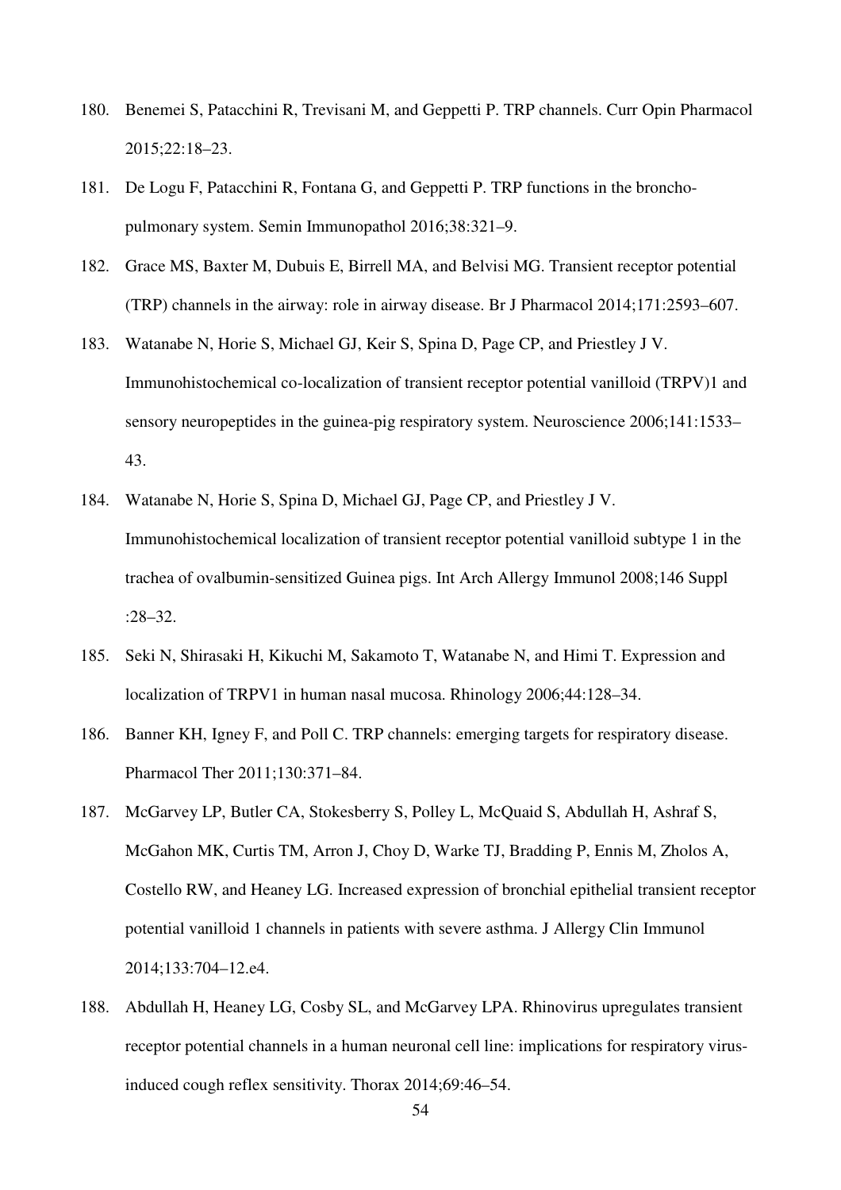180. Benemei S, Patacchini R, Trevisani M, and Geppetti P. TRP channels. Curr Opin Pharmacol 2015;22:18–23.

181. De Logu F, Patacchini R, Fontana G, and Geppetti P. TRP functions in the broncho-pulmonary system. Semin Immunopathol 2016;38:321–9.

182. Grace MS, Baxter M, Dubuis E, Birrell MA, and Belvisi MG. Transient receptor potential (TRP) channels in the airway: role in airway disease. Br J Pharmacol 2014;171:2593–607.

183. Watanabe N, Horie S, Michael GJ, Keir S, Spina D, Page CP, and Priestley J V. Immunohistochemical co-localization of transient receptor potential vanilloid (TRPV)1 and sensory neuropeptides in the guinea-pig respiratory system. Neuroscience 2006;141:1533–43.

184. Watanabe N, Horie S, Spina D, Michael GJ, Page CP, and Priestley J V. Immunohistochemical localization of transient receptor potential vanilloid subtype 1 in the trachea of ovalbumin-sensitized Guinea pigs. Int Arch Allergy Immunol 2008;146 Suppl :28–32.

185. Seki N, Shirasaki H, Kikuchi M, Sakamoto T, Watanabe N, and Himi T. Expression and localization of TRPV1 in human nasal mucosa. Rhinology 2006;44:128–34.

186. Banner KH, Igney F, and Poll C. TRP channels: emerging targets for respiratory disease. Pharmacol Ther 2011;130:371–84.

187. McGarvey LP, Butler CA, Stokesberry S, Polley L, McQuaid S, Abdullah H, Ashraf S, McGahon MK, Curtis TM, Arron J, Choy D, Warke TJ, Bradding P, Ennis M, Zholos A, Costello RW, and Heaney LG. Increased expression of bronchial epithelial transient receptor potential vanilloid 1 channels in patients with severe asthma. J Allergy Clin Immunol 2014;133:704–12.e4.

188. Abdullah H, Heaney LG, Cosby SL, and McGarvey LPA. Rhinovirus upregulates transient receptor potential channels in a human neuronal cell line: implications for respiratory virus-induced cough reflex sensitivity. Thorax 2014;69:46–54.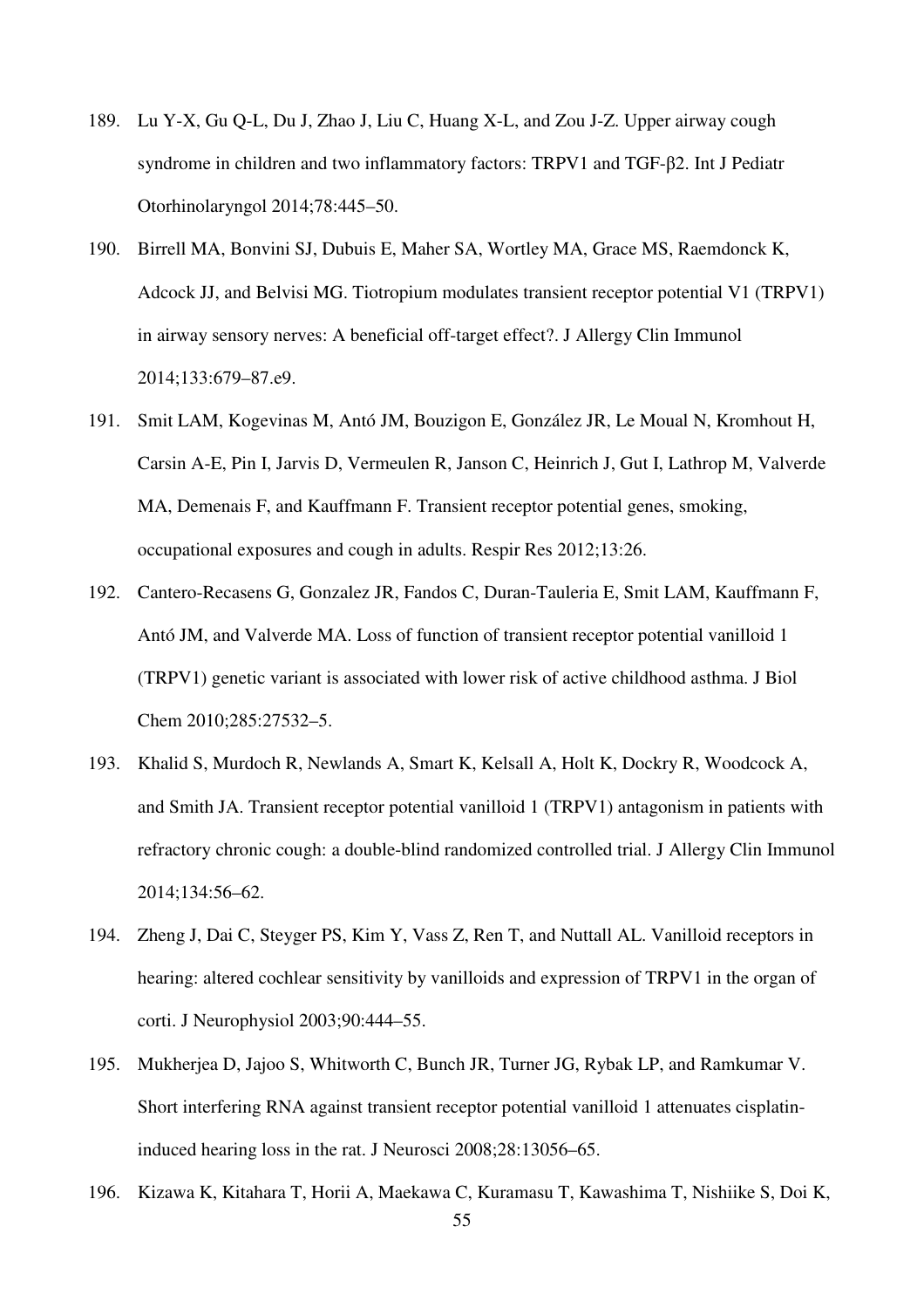189. Lu Y-X, Gu Q-L, Du J, Zhao J, Liu C, Huang X-L, and Zou J-Z. Upper airway cough syndrome in children and two inflammatory factors: TRPV1 and TGF-β2. Int J Pediatr Otorhinolaryngol 2014;78:445–50.

190. Birrell MA, Bonvini SJ, Dubuis E, Maher SA, Wortley MA, Grace MS, Raemdonck K, Adcock JJ, and Belvisi MG. Tiotropium modulates transient receptor potential V1 (TRPV1) in airway sensory nerves: A beneficial off-target effect?. J Allergy Clin Immunol 2014;133:679–87.e9.

191. Smit LAM, Kogevinas M, Antó JM, Bouzigon E, González JR, Le Moual N, Kromhout H, Carsin A-E, Pin I, Jarvis D, Vermeulen R, Janson C, Heinrich J, Gut I, Lathrop M, Valverde MA, Demenais F, and Kauffmann F. Transient receptor potential genes, smoking, occupational exposures and cough in adults. Respir Res 2012;13:26.

192. Cantero-Recasens G, Gonzalez JR, Fandos C, Duran-Tauleria E, Smit LAM, Kauffmann F, Antó JM, and Valverde MA. Loss of function of transient receptor potential vanilloid 1 (TRPV1) genetic variant is associated with lower risk of active childhood asthma. J Biol Chem 2010;285:27532–5.

193. Khalid S, Murdoch R, Newlands A, Smart K, Kelsall A, Holt K, Dockry R, Woodcock A, and Smith JA. Transient receptor potential vanilloid 1 (TRPV1) antagonism in patients with refractory chronic cough: a double-blind randomized controlled trial. J Allergy Clin Immunol 2014;134:56–62.

194. Zheng J, Dai C, Steyger PS, Kim Y, Vass Z, Ren T, and Nuttall AL. Vanilloid receptors in hearing: altered cochlear sensitivity by vanilloids and expression of TRPV1 in the organ of corti. J Neurophysiol 2003;90:444–55.

195. Mukherjea D, Jajoo S, Whitworth C, Bunch JR, Turner JG, Rybak LP, and Ramkumar V. Short interfering RNA against transient receptor potential vanilloid 1 attenuates cisplatin-induced hearing loss in the rat. J Neurosci 2008;28:13056–65.

196. Kizawa K, Kitahara T, Horii A, Maekawa C, Kuramasu T, Kawashima T, Nishiike S, Doi K,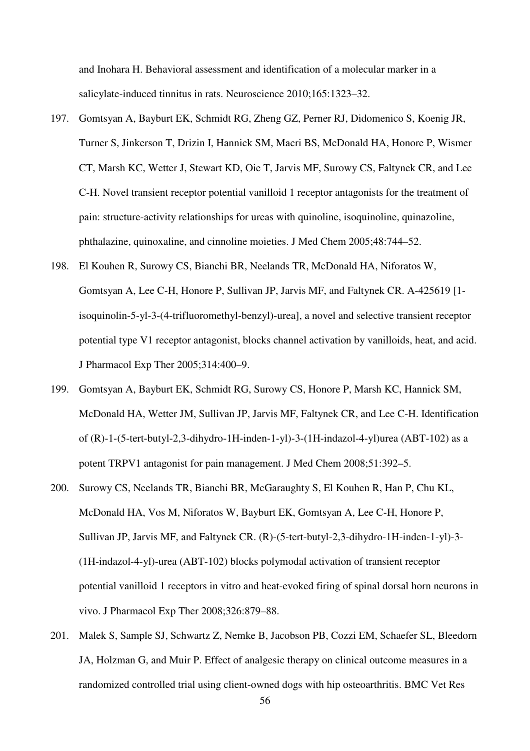and Inohara H. Behavioral assessment and identification of a molecular marker in a salicylate-induced tinnitus in rats. Neuroscience 2010;165:1323–32.

197. Gomtsyan A, Bayburt EK, Schmidt RG, Zheng GZ, Perner RJ, Didomenico S, Koenig JR, Turner S, Jinkerson T, Drizin I, Hannick SM, Macri BS, McDonald HA, Honore P, Wismer CT, Marsh KC, Wetter J, Stewart KD, Oie T, Jarvis MF, Surowy CS, Faltynek CR, and Lee C-H. Novel transient receptor potential vanilloid 1 receptor antagonists for the treatment of pain: structure-activity relationships for ureas with quinoline, isoquinoline, quinazoline, phthalazine, quinoxaline, and cinnoline moieties. J Med Chem 2005;48:744–52.

198. El Kouhen R, Surowy CS, Bianchi BR, Neelands TR, McDonald HA, Niforatos W, Gomtsyan A, Lee C-H, Honore P, Sullivan JP, Jarvis MF, and Faltynek CR. A-425619 [1-isoquinolin-5-yl-3-(4-trifluoromethyl-benzyl)-urea], a novel and selective transient receptor potential type V1 receptor antagonist, blocks channel activation by vanilloids, heat, and acid. J Pharmacol Exp Ther 2005;314:400–9.

199. Gomtsyan A, Bayburt EK, Schmidt RG, Surowy CS, Honore P, Marsh KC, Hannick SM, McDonald HA, Wetter JM, Sullivan JP, Jarvis MF, Faltynek CR, and Lee C-H. Identification of (R)-1-(5-tert-butyl-2,3-dihydro-1H-inden-1-yl)-3-(1H-indazol-4-yl)urea (ABT-102) as a potent TRPV1 antagonist for pain management. J Med Chem 2008;51:392–5.

200. Surowy CS, Neelands TR, Bianchi BR, McGaraughty S, El Kouhen R, Han P, Chu KL, McDonald HA, Vos M, Niforatos W, Bayburt EK, Gomtsyan A, Lee C-H, Honore P, Sullivan JP, Jarvis MF, and Faltynek CR. (R)-(5-tert-butyl-2,3-dihydro-1H-inden-1-yl)-3-(1H-indazol-4-yl)-urea (ABT-102) blocks polymodal activation of transient receptor potential vanilloid 1 receptors in vitro and heat-evoked firing of spinal dorsal horn neurons in vivo. J Pharmacol Exp Ther 2008;326:879–88.

201. Malek S, Sample SJ, Schwartz Z, Nemke B, Jacobson PB, Cozzi EM, Schaefer SL, Bleedorn JA, Holzman G, and Muir P. Effect of analgesic therapy on clinical outcome measures in a randomized controlled trial using client-owned dogs with hip osteoarthritis. BMC Vet Res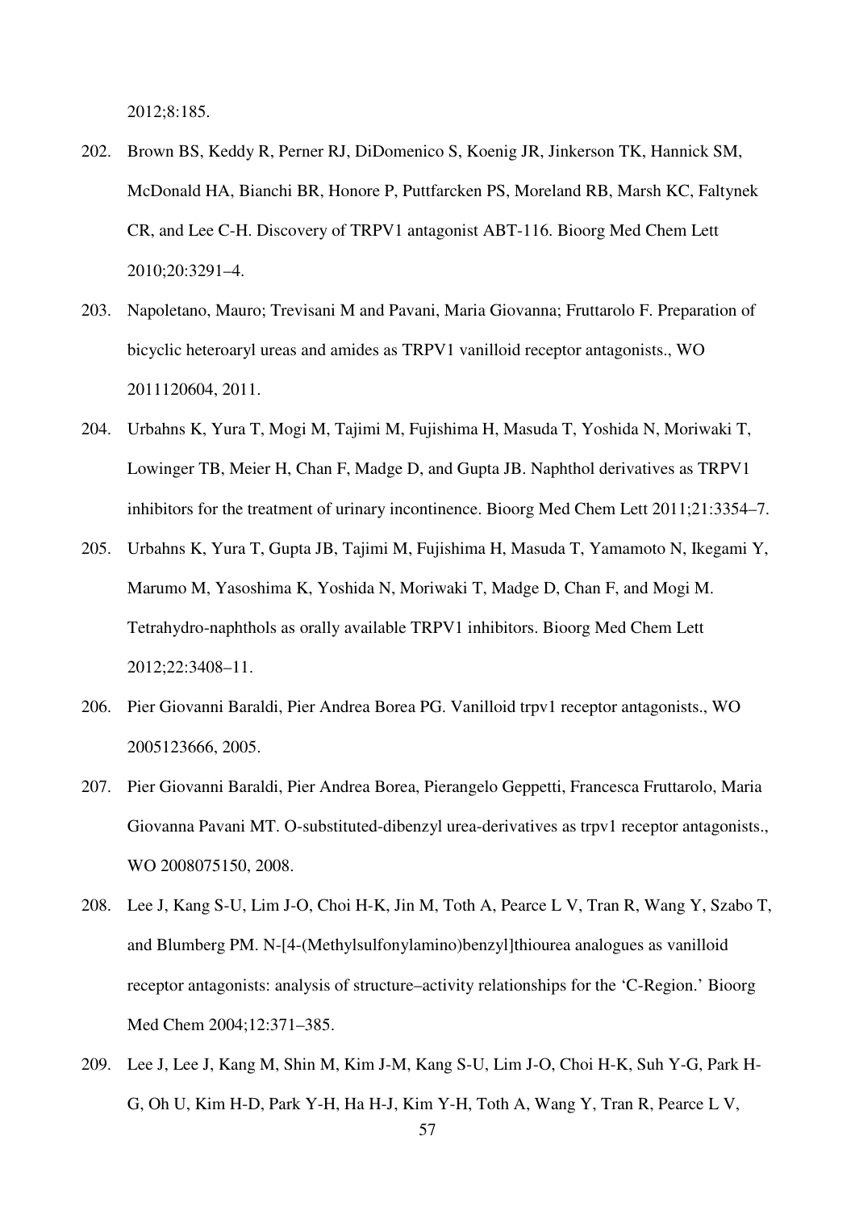2012;8:185.

202. Brown BS, Keddy R, Perner RJ, DiDomenico S, Koenig JR, Jinkerson TK, Hannick SM, McDonald HA, Bianchi BR, Honore P, Puttfarcken PS, Moreland RB, Marsh KC, Faltynek CR, and Lee C-H. Discovery of TRPV1 antagonist ABT-116. Bioorg Med Chem Lett 2010;20:3291–4.

203. Napoletano, Mauro; Trevisani M and Pavani, Maria Giovanna; Fruttarolo F. Preparation of bicyclic heteroaryl ureas and amides as TRPV1 vanilloid receptor antagonists., WO 2011120604, 2011.

204. Urbahns K, Yura T, Mogi M, Tajimi M, Fujishima H, Masuda T, Yoshida N, Moriwaki T, Lowinger TB, Meier H, Chan F, Madge D, and Gupta JB. Naphthol derivatives as TRPV1 inhibitors for the treatment of urinary incontinence. Bioorg Med Chem Lett 2011;21:3354–7.

205. Urbahns K, Yura T, Gupta JB, Tajimi M, Fujishima H, Masuda T, Yamamoto N, Ikegami Y, Marumo M, Yasoshima K, Yoshida N, Moriwaki T, Madge D, Chan F, and Mogi M. Tetrahydro-naphthols as orally available TRPV1 inhibitors. Bioorg Med Chem Lett 2012;22:3408–11.

206. Pier Giovanni Baraldi, Pier Andrea Borea PG. Vanilloid trpv1 receptor antagonists., WO 2005123666, 2005.

207. Pier Giovanni Baraldi, Pier Andrea Borea, Pierangelo Geppetti, Francesca Fruttarolo, Maria Giovanna Pavani MT. O-substituted-dibenzyl urea-derivatives as trpv1 receptor antagonists., WO 2008075150, 2008.

208. Lee J, Kang S-U, Lim J-O, Choi H-K, Jin M, Toth A, Pearce L V, Tran R, Wang Y, Szabo T, and Blumberg PM. N-[4-(Methylsulfonylamino)benzyl]thiourea analogues as vanilloid receptor antagonists: analysis of structure–activity relationships for the 'C-Region.' Bioorg Med Chem 2004;12:371–385.

209. Lee J, Lee J, Kang M, Shin M, Kim J-M, Kang S-U, Lim J-O, Choi H-K, Suh Y-G, Park H-G, Oh U, Kim H-D, Park Y-H, Ha H-J, Kim Y-H, Toth A, Wang Y, Tran R, Pearce L V,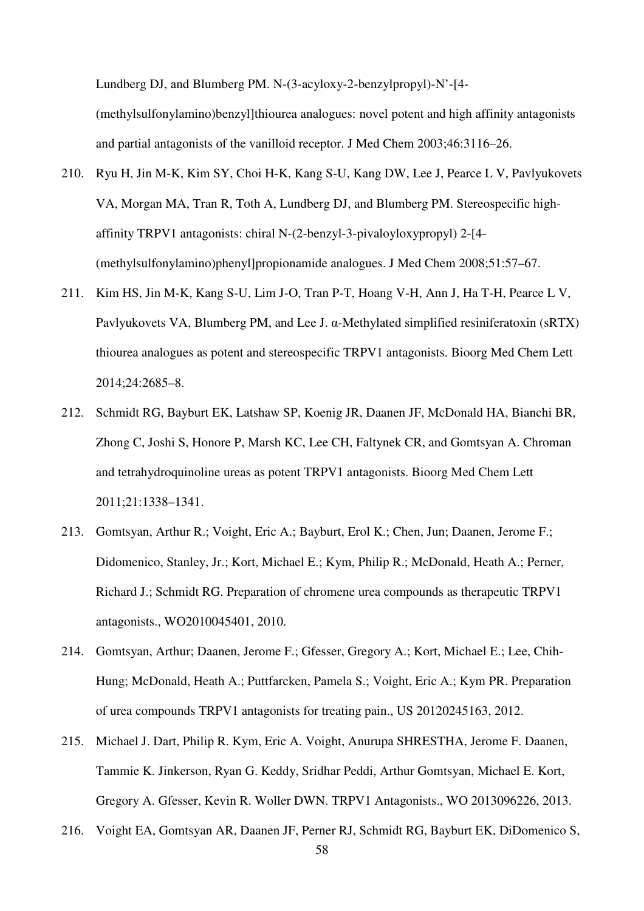Lundberg DJ, and Blumberg PM. N-(3-acyloxy-2-benzylpropyl)-N'-[4-(methylsulfonylamino)benzyl]thiourea analogues: novel potent and high affinity antagonists and partial antagonists of the vanilloid receptor. J Med Chem 2003;46:3116–26.

210. Ryu H, Jin M-K, Kim SY, Choi H-K, Kang S-U, Kang DW, Lee J, Pearce L V, Pavlyukovets VA, Morgan MA, Tran R, Toth A, Lundberg DJ, and Blumberg PM. Stereospecific high-affinity TRPV1 antagonists: chiral N-(2-benzyl-3-pivaloyloxypropyl) 2-[4-(methylsulfonylamino)phenyl]propionamide analogues. J Med Chem 2008;51:57–67.

211. Kim HS, Jin M-K, Kang S-U, Lim J-O, Tran P-T, Hoang V-H, Ann J, Ha T-H, Pearce L V, Pavlyukovets VA, Blumberg PM, and Lee J. α-Methylated simplified resiniferatoxin (sRTX) thiourea analogues as potent and stereospecific TRPV1 antagonists. Bioorg Med Chem Lett 2014;24:2685–8.

212. Schmidt RG, Bayburt EK, Latshaw SP, Koenig JR, Daanen JF, McDonald HA, Bianchi BR, Zhong C, Joshi S, Honore P, Marsh KC, Lee CH, Faltynek CR, and Gomtsyan A. Chroman and tetrahydroquinoline ureas as potent TRPV1 antagonists. Bioorg Med Chem Lett 2011;21:1338–1341.

213. Gomtsyan, Arthur R.; Voight, Eric A.; Bayburt, Erol K.; Chen, Jun; Daanen, Jerome F.; Didomenico, Stanley, Jr.; Kort, Michael E.; Kym, Philip R.; McDonald, Heath A.; Perner, Richard J.; Schmidt RG. Preparation of chromene urea compounds as therapeutic TRPV1 antagonists., WO2010045401, 2010.

214. Gomtsyan, Arthur; Daanen, Jerome F.; Gfesser, Gregory A.; Kort, Michael E.; Lee, Chih-Hung; McDonald, Heath A.; Puttfarcken, Pamela S.; Voight, Eric A.; Kym PR. Preparation of urea compounds TRPV1 antagonists for treating pain., US 20120245163, 2012.

215. Michael J. Dart, Philip R. Kym, Eric A. Voight, Anurupa SHRESTHA, Jerome F. Daanen, Tammie K. Jinkerson, Ryan G. Keddy, Sridhar Peddi, Arthur Gomtsyan, Michael E. Kort, Gregory A. Gfesser, Kevin R. Woller DWN. TRPV1 Antagonists., WO 2013096226, 2013.

216. Voight EA, Gomtsyan AR, Daanen JF, Perner RJ, Schmidt RG, Bayburt EK, DiDomenico S,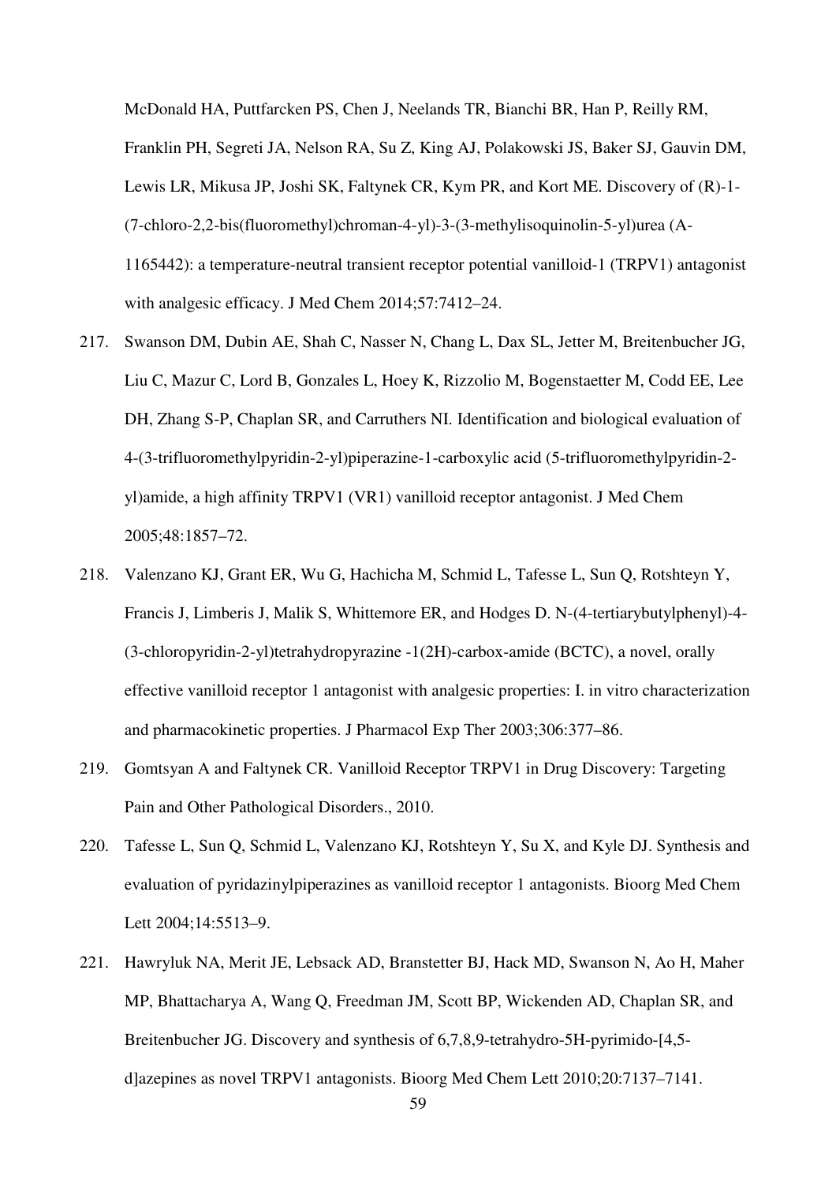McDonald HA, Puttfarcken PS, Chen J, Neelands TR, Bianchi BR, Han P, Reilly RM, Franklin PH, Segreti JA, Nelson RA, Su Z, King AJ, Polakowski JS, Baker SJ, Gauvin DM, Lewis LR, Mikusa JP, Joshi SK, Faltynek CR, Kym PR, and Kort ME. Discovery of (R)-1-(7-chloro-2,2-bis(fluoromethyl)chroman-4-yl)-3-(3-methylisoquinolin-5-yl)urea (A-1165442): a temperature-neutral transient receptor potential vanilloid-1 (TRPV1) antagonist with analgesic efficacy. J Med Chem 2014;57:7412–24.

217. Swanson DM, Dubin AE, Shah C, Nasser N, Chang L, Dax SL, Jetter M, Breitenbucher JG, Liu C, Mazur C, Lord B, Gonzales L, Hoey K, Rizzolio M, Bogenstaetter M, Codd EE, Lee DH, Zhang S-P, Chaplan SR, and Carruthers NI. Identification and biological evaluation of 4-(3-trifluoromethylpyridin-2-yl)piperazine-1-carboxylic acid (5-trifluoromethylpyridin-2-yl)amide, a high affinity TRPV1 (VR1) vanilloid receptor antagonist. J Med Chem 2005;48:1857–72.

218. Valenzano KJ, Grant ER, Wu G, Hachicha M, Schmid L, Tafesse L, Sun Q, Rotshteyn Y, Francis J, Limberis J, Malik S, Whittemore ER, and Hodges D. N-(4-tertiarybutylphenyl)-4-(3-chloropyridin-2-yl)tetrahydropyrazine -1(2H)-carbox-amide (BCTC), a novel, orally effective vanilloid receptor 1 antagonist with analgesic properties: I. in vitro characterization and pharmacokinetic properties. J Pharmacol Exp Ther 2003;306:377–86.

219. Gomtsyan A and Faltynek CR. Vanilloid Receptor TRPV1 in Drug Discovery: Targeting Pain and Other Pathological Disorders., 2010.

220. Tafesse L, Sun Q, Schmid L, Valenzano KJ, Rotshteyn Y, Su X, and Kyle DJ. Synthesis and evaluation of pyridazinylpiperazines as vanilloid receptor 1 antagonists. Bioorg Med Chem Lett 2004;14:5513–9.

221. Hawryluk NA, Merit JE, Lebsack AD, Branstetter BJ, Hack MD, Swanson N, Ao H, Maher MP, Bhattacharya A, Wang Q, Freedman JM, Scott BP, Wickenden AD, Chaplan SR, and Breitenbucher JG. Discovery and synthesis of 6,7,8,9-tetrahydro-5H-pyrimido-[4,5-d]azepines as novel TRPV1 antagonists. Bioorg Med Chem Lett 2010;20:7137–7141.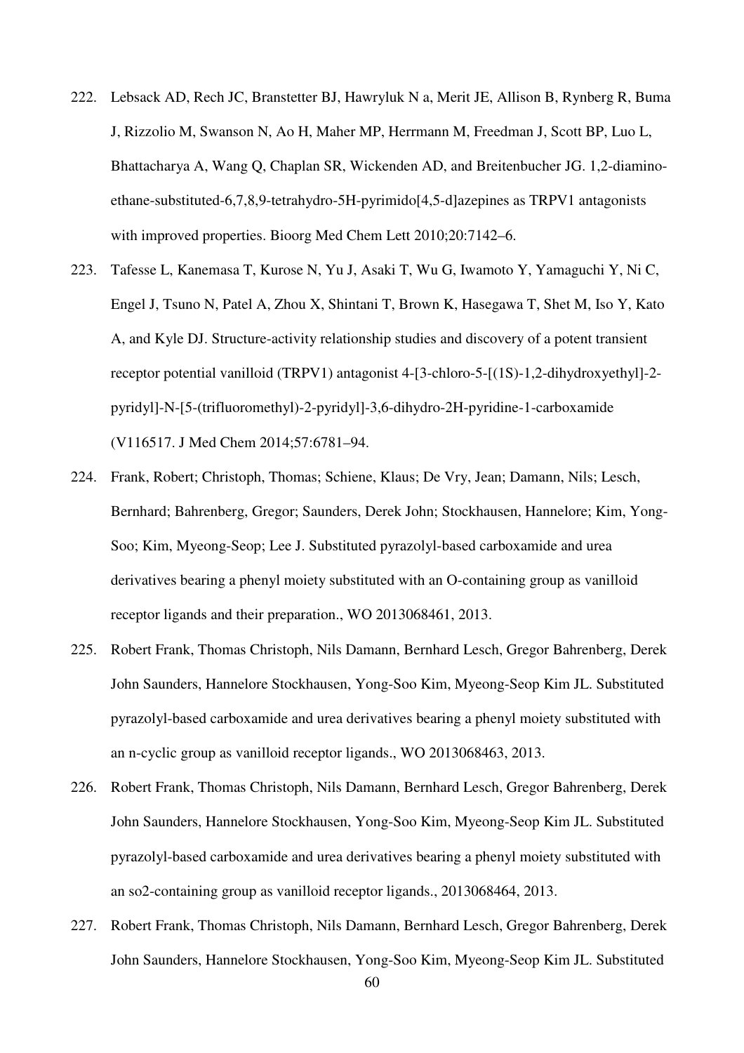222. Lebsack AD, Rech JC, Branstetter BJ, Hawryluk N a, Merit JE, Allison B, Rynberg R, Buma J, Rizzolio M, Swanson N, Ao H, Maher MP, Herrmann M, Freedman J, Scott BP, Luo L, Bhattacharya A, Wang Q, Chaplan SR, Wickenden AD, and Breitenbucher JG. 1,2-diamino-ethane-substituted-6,7,8,9-tetrahydro-5H-pyrimido[4,5-d]azepines as TRPV1 antagonists with improved properties. Bioorg Med Chem Lett 2010;20:7142–6.

223. Tafesse L, Kanemasa T, Kurose N, Yu J, Asaki T, Wu G, Iwamoto Y, Yamaguchi Y, Ni C, Engel J, Tsuno N, Patel A, Zhou X, Shintani T, Brown K, Hasegawa T, Shet M, Iso Y, Kato A, and Kyle DJ. Structure-activity relationship studies and discovery of a potent transient receptor potential vanilloid (TRPV1) antagonist 4-[3-chloro-5-[(1S)-1,2-dihydroxyethyl]-2-pyridyl]-N-[5-(trifluoromethyl)-2-pyridyl]-3,6-dihydro-2H-pyridine-1-carboxamide (V116517. J Med Chem 2014;57:6781–94.

224. Frank, Robert; Christoph, Thomas; Schiene, Klaus; De Vry, Jean; Damann, Nils; Lesch, Bernhard; Bahrenberg, Gregor; Saunders, Derek John; Stockhausen, Hannelore; Kim, Yong-Soo; Kim, Myeong-Seop; Lee J. Substituted pyrazolyl-based carboxamide and urea derivatives bearing a phenyl moiety substituted with an O-containing group as vanilloid receptor ligands and their preparation., WO 2013068461, 2013.

225. Robert Frank, Thomas Christoph, Nils Damann, Bernhard Lesch, Gregor Bahrenberg, Derek John Saunders, Hannelore Stockhausen, Yong-Soo Kim, Myeong-Seop Kim JL. Substituted pyrazolyl-based carboxamide and urea derivatives bearing a phenyl moiety substituted with an n-cyclic group as vanilloid receptor ligands., WO 2013068463, 2013.

226. Robert Frank, Thomas Christoph, Nils Damann, Bernhard Lesch, Gregor Bahrenberg, Derek John Saunders, Hannelore Stockhausen, Yong-Soo Kim, Myeong-Seop Kim JL. Substituted pyrazolyl-based carboxamide and urea derivatives bearing a phenyl moiety substituted with an so2-containing group as vanilloid receptor ligands., 2013068464, 2013.

227. Robert Frank, Thomas Christoph, Nils Damann, Bernhard Lesch, Gregor Bahrenberg, Derek John Saunders, Hannelore Stockhausen, Yong-Soo Kim, Myeong-Seop Kim JL. Substituted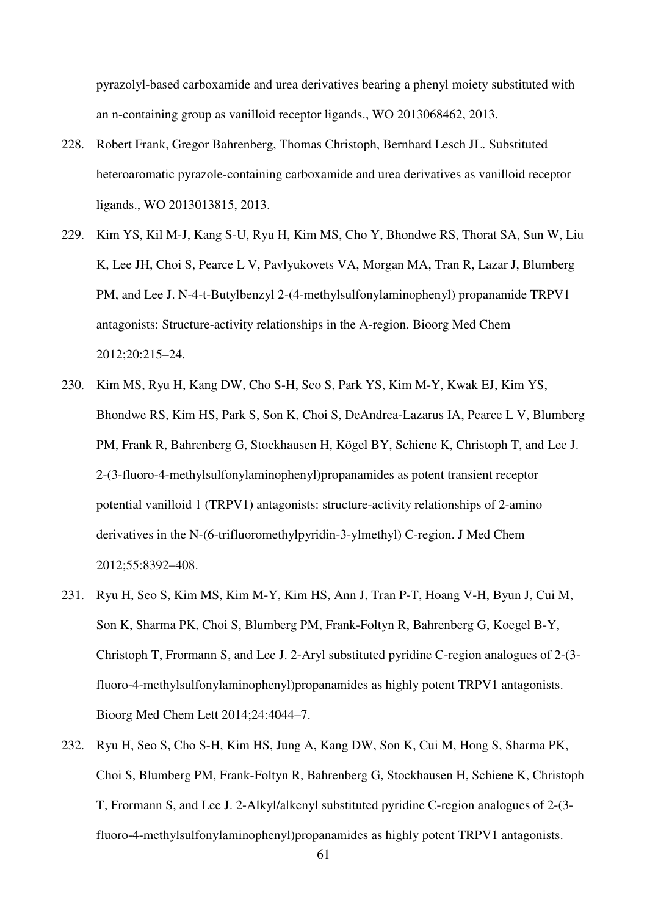pyrazolyl-based carboxamide and urea derivatives bearing a phenyl moiety substituted with an n-containing group as vanilloid receptor ligands., WO 2013068462, 2013.

228. Robert Frank, Gregor Bahrenberg, Thomas Christoph, Bernhard Lesch JL. Substituted heteroaromatic pyrazole-containing carboxamide and urea derivatives as vanilloid receptor ligands., WO 2013013815, 2013.

229. Kim YS, Kil M-J, Kang S-U, Ryu H, Kim MS, Cho Y, Bhondwe RS, Thorat SA, Sun W, Liu K, Lee JH, Choi S, Pearce L V, Pavlyukovets VA, Morgan MA, Tran R, Lazar J, Blumberg PM, and Lee J. N-4-t-Butylbenzyl 2-(4-methylsulfonylaminophenyl) propanamide TRPV1 antagonists: Structure-activity relationships in the A-region. Bioorg Med Chem 2012;20:215–24.

230. Kim MS, Ryu H, Kang DW, Cho S-H, Seo S, Park YS, Kim M-Y, Kwak EJ, Kim YS, Bhondwe RS, Kim HS, Park S, Son K, Choi S, DeAndrea-Lazarus IA, Pearce L V, Blumberg PM, Frank R, Bahrenberg G, Stockhausen H, Kögel BY, Schiene K, Christoph T, and Lee J. 2-(3-fluoro-4-methylsulfonylaminophenyl)propanamides as potent transient receptor potential vanilloid 1 (TRPV1) antagonists: structure-activity relationships of 2-amino derivatives in the N-(6-trifluoromethylpyridin-3-ylmethyl) C-region. J Med Chem 2012;55:8392–408.

231. Ryu H, Seo S, Kim MS, Kim M-Y, Kim HS, Ann J, Tran P-T, Hoang V-H, Byun J, Cui M, Son K, Sharma PK, Choi S, Blumberg PM, Frank-Foltyn R, Bahrenberg G, Koegel B-Y, Christoph T, Frormann S, and Lee J. 2-Aryl substituted pyridine C-region analogues of 2-(3-fluoro-4-methylsulfonylaminophenyl)propanamides as highly potent TRPV1 antagonists. Bioorg Med Chem Lett 2014;24:4044–7.

232. Ryu H, Seo S, Cho S-H, Kim HS, Jung A, Kang DW, Son K, Cui M, Hong S, Sharma PK, Choi S, Blumberg PM, Frank-Foltyn R, Bahrenberg G, Stockhausen H, Schiene K, Christoph T, Frormann S, and Lee J. 2-Alkyl/alkenyl substituted pyridine C-region analogues of 2-(3-fluoro-4-methylsulfonylaminophenyl)propanamides as highly potent TRPV1 antagonists.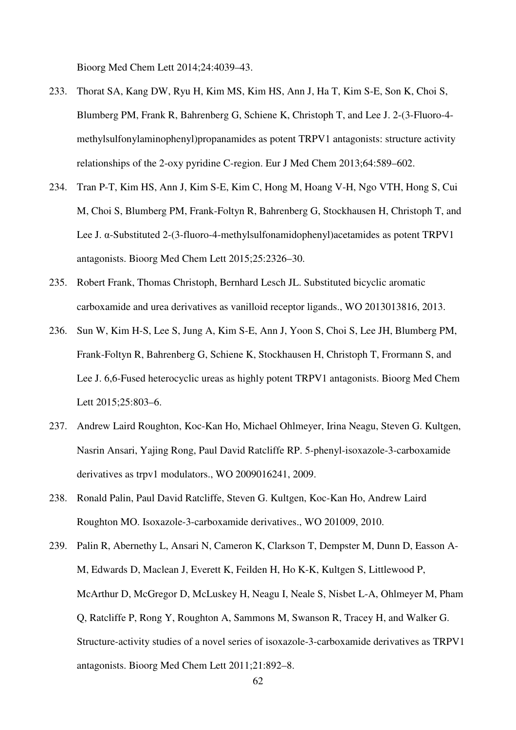Bioorg Med Chem Lett 2014;24:4039–43.

233. Thorat SA, Kang DW, Ryu H, Kim MS, Kim HS, Ann J, Ha T, Kim S-E, Son K, Choi S, Blumberg PM, Frank R, Bahrenberg G, Schiene K, Christoph T, and Lee J. 2-(3-Fluoro-4-methylsulfonylaminophenyl)propanamides as potent TRPV1 antagonists: structure activity relationships of the 2-oxy pyridine C-region. Eur J Med Chem 2013;64:589–602.
234. Tran P-T, Kim HS, Ann J, Kim S-E, Kim C, Hong M, Hoang V-H, Ngo VTH, Hong S, Cui M, Choi S, Blumberg PM, Frank-Foltyn R, Bahrenberg G, Stockhausen H, Christoph T, and Lee J. α-Substituted 2-(3-fluoro-4-methylsulfonamidophenyl)acetamides as potent TRPV1 antagonists. Bioorg Med Chem Lett 2015;25:2326–30.
235. Robert Frank, Thomas Christoph, Bernhard Lesch JL. Substituted bicyclic aromatic carboxamide and urea derivatives as vanilloid receptor ligands., WO 2013013816, 2013.
236. Sun W, Kim H-S, Lee S, Jung A, Kim S-E, Ann J, Yoon S, Choi S, Lee JH, Blumberg PM, Frank-Foltyn R, Bahrenberg G, Schiene K, Stockhausen H, Christoph T, Frormann S, and Lee J. 6,6-Fused heterocyclic ureas as highly potent TRPV1 antagonists. Bioorg Med Chem Lett 2015;25:803–6.
237. Andrew Laird Roughton, Koc-Kan Ho, Michael Ohlmeyer, Irina Neagu, Steven G. Kultgen, Nasrin Ansari, Yajing Rong, Paul David Ratcliffe RP. 5-phenyl-isoxazole-3-carboxamide derivatives as trpv1 modulators., WO 2009016241, 2009.
238. Ronald Palin, Paul David Ratcliffe, Steven G. Kultgen, Koc-Kan Ho, Andrew Laird Roughton MO. Isoxazole-3-carboxamide derivatives., WO 201009, 2010.
239. Palin R, Abernethy L, Ansari N, Cameron K, Clarkson T, Dempster M, Dunn D, Easson A-M, Edwards D, Maclean J, Everett K, Feilden H, Ho K-K, Kultgen S, Littlewood P, McArthur D, McGregor D, McLuskey H, Neagu I, Neale S, Nisbet L-A, Ohlmeyer M, Pham Q, Ratcliffe P, Rong Y, Roughton A, Sammons M, Swanson R, Tracey H, and Walker G. Structure-activity studies of a novel series of isoxazole-3-carboxamide derivatives as TRPV1 antagonists. Bioorg Med Chem Lett 2011;21:892–8.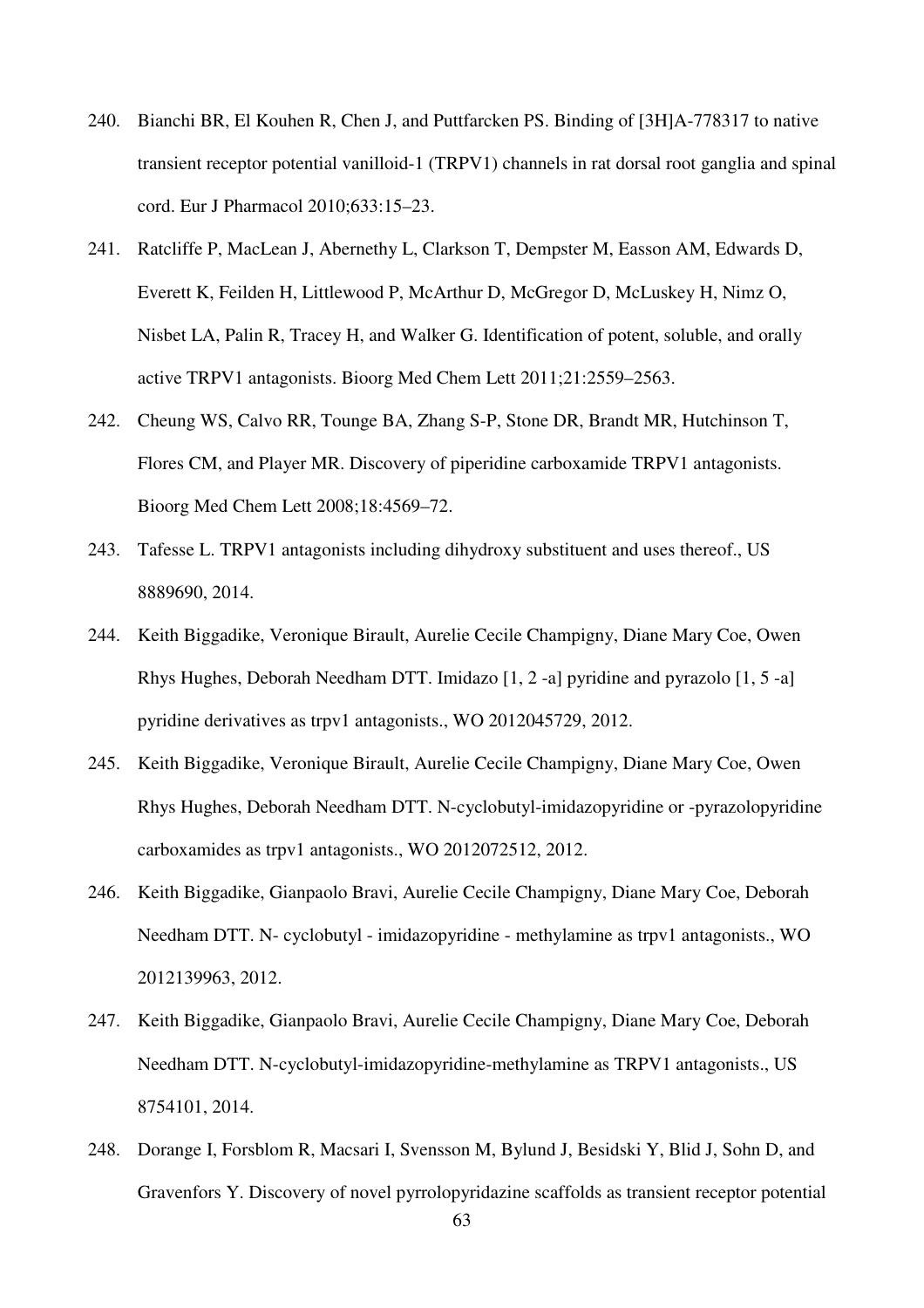240. Bianchi BR, El Kouhen R, Chen J, and Puttfarcken PS. Binding of [3H]A-778317 to native transient receptor potential vanilloid-1 (TRPV1) channels in rat dorsal root ganglia and spinal cord. Eur J Pharmacol 2010;633:15–23.

241. Ratcliffe P, MacLean J, Abernethy L, Clarkson T, Dempster M, Easson AM, Edwards D, Everett K, Feilden H, Littlewood P, McArthur D, McGregor D, McLuskey H, Nimz O, Nisbet LA, Palin R, Tracey H, and Walker G. Identification of potent, soluble, and orally active TRPV1 antagonists. Bioorg Med Chem Lett 2011;21:2559–2563.

242. Cheung WS, Calvo RR, Tounge BA, Zhang S-P, Stone DR, Brandt MR, Hutchinson T, Flores CM, and Player MR. Discovery of piperidine carboxamide TRPV1 antagonists. Bioorg Med Chem Lett 2008;18:4569–72.

243. Tafesse L. TRPV1 antagonists including dihydroxy substituent and uses thereof., US 8889690, 2014.

244. Keith Biggadike, Veronique Birault, Aurelie Cecile Champigny, Diane Mary Coe, Owen Rhys Hughes, Deborah Needham DTT. Imidazo [1, 2 -a] pyridine and pyrazolo [1, 5 -a] pyridine derivatives as trpv1 antagonists., WO 2012045729, 2012.

245. Keith Biggadike, Veronique Birault, Aurelie Cecile Champigny, Diane Mary Coe, Owen Rhys Hughes, Deborah Needham DTT. N-cyclobutyl-imidazopyridine or -pyrazolopyridine carboxamides as trpv1 antagonists., WO 2012072512, 2012.

246. Keith Biggadike, Gianpaolo Bravi, Aurelie Cecile Champigny, Diane Mary Coe, Deborah Needham DTT. N- cyclobutyl - imidazopyridine - methylamine as trpv1 antagonists., WO 2012139963, 2012.

247. Keith Biggadike, Gianpaolo Bravi, Aurelie Cecile Champigny, Diane Mary Coe, Deborah Needham DTT. N-cyclobutyl-imidazopyridine-methylamine as TRPV1 antagonists., US 8754101, 2014.

248. Dorange I, Forsblom R, Macsari I, Svensson M, Bylund J, Besidski Y, Blid J, Sohn D, and Gravenfors Y. Discovery of novel pyrrolopyridazine scaffolds as transient receptor potential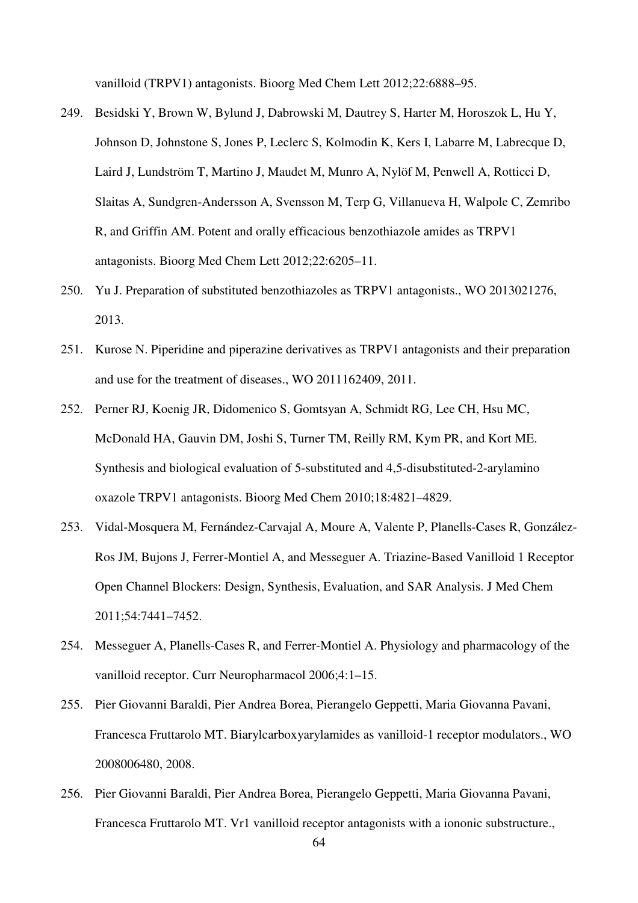vanilloid (TRPV1) antagonists. Bioorg Med Chem Lett 2012;22:6888–95.

249. Besidski Y, Brown W, Bylund J, Dabrowski M, Dautrey S, Harter M, Horoszok L, Hu Y, Johnson D, Johnstone S, Jones P, Leclerc S, Kolmodin K, Kers I, Labarre M, Labrecque D, Laird J, Lundström T, Martino J, Maudet M, Munro A, Nylöf M, Penwell A, Rotticci D, Slaitas A, Sundgren-Andersson A, Svensson M, Terp G, Villanueva H, Walpole C, Zemribo R, and Griffin AM. Potent and orally efficacious benzothiazole amides as TRPV1 antagonists. Bioorg Med Chem Lett 2012;22:6205–11.

250. Yu J. Preparation of substituted benzothiazoles as TRPV1 antagonists., WO 2013021276, 2013.

251. Kurose N. Piperidine and piperazine derivatives as TRPV1 antagonists and their preparation and use for the treatment of diseases., WO 2011162409, 2011.

252. Perner RJ, Koenig JR, Didomenico S, Gomtsyan A, Schmidt RG, Lee CH, Hsu MC, McDonald HA, Gauvin DM, Joshi S, Turner TM, Reilly RM, Kym PR, and Kort ME. Synthesis and biological evaluation of 5-substituted and 4,5-disubstituted-2-arylamino oxazole TRPV1 antagonists. Bioorg Med Chem 2010;18:4821–4829.

253. Vidal-Mosquera M, Fernández-Carvajal A, Moure A, Valente P, Planells-Cases R, González-Ros JM, Bujons J, Ferrer-Montiel A, and Messeguer A. Triazine-Based Vanilloid 1 Receptor Open Channel Blockers: Design, Synthesis, Evaluation, and SAR Analysis. J Med Chem 2011;54:7441–7452.

254. Messeguer A, Planells-Cases R, and Ferrer-Montiel A. Physiology and pharmacology of the vanilloid receptor. Curr Neuropharmacol 2006;4:1–15.

255. Pier Giovanni Baraldi, Pier Andrea Borea, Pierangelo Geppetti, Maria Giovanna Pavani, Francesca Fruttarolo MT. Biarylcarboxyarylamides as vanilloid-1 receptor modulators., WO 2008006480, 2008.

256. Pier Giovanni Baraldi, Pier Andrea Borea, Pierangelo Geppetti, Maria Giovanna Pavani, Francesca Fruttarolo MT. Vr1 vanilloid receptor antagonists with a iononic substructure.,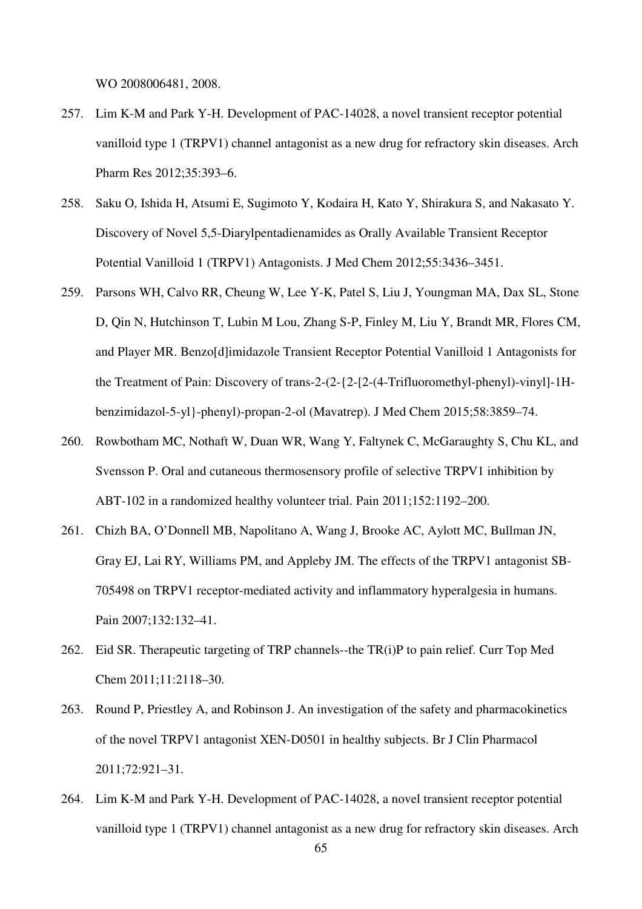WO 2008006481, 2008.

257. Lim K-M and Park Y-H. Development of PAC-14028, a novel transient receptor potential vanilloid type 1 (TRPV1) channel antagonist as a new drug for refractory skin diseases. Arch Pharm Res 2012;35:393–6.

258. Saku O, Ishida H, Atsumi E, Sugimoto Y, Kodaira H, Kato Y, Shirakura S, and Nakasato Y. Discovery of Novel 5,5-Diarylpentadienamides as Orally Available Transient Receptor Potential Vanilloid 1 (TRPV1) Antagonists. J Med Chem 2012;55:3436–3451.

259. Parsons WH, Calvo RR, Cheung W, Lee Y-K, Patel S, Liu J, Youngman MA, Dax SL, Stone D, Qin N, Hutchinson T, Lubin M Lou, Zhang S-P, Finley M, Liu Y, Brandt MR, Flores CM, and Player MR. Benzo[d]imidazole Transient Receptor Potential Vanilloid 1 Antagonists for the Treatment of Pain: Discovery of trans-2-(2-{2-[2-(4-Trifluoromethyl-phenyl)-vinyl]-1H-benzimidazol-5-yl}-phenyl)-propan-2-ol (Mavatrep). J Med Chem 2015;58:3859–74.

260. Rowbotham MC, Nothaft W, Duan WR, Wang Y, Faltynek C, McGaraughty S, Chu KL, and Svensson P. Oral and cutaneous thermosensory profile of selective TRPV1 inhibition by ABT-102 in a randomized healthy volunteer trial. Pain 2011;152:1192–200.

261. Chizh BA, O'Donnell MB, Napolitano A, Wang J, Brooke AC, Aylott MC, Bullman JN, Gray EJ, Lai RY, Williams PM, and Appleby JM. The effects of the TRPV1 antagonist SB-705498 on TRPV1 receptor-mediated activity and inflammatory hyperalgesia in humans. Pain 2007;132:132–41.

262. Eid SR. Therapeutic targeting of TRP channels--the TR(i)P to pain relief. Curr Top Med Chem 2011;11:2118–30.

263. Round P, Priestley A, and Robinson J. An investigation of the safety and pharmacokinetics of the novel TRPV1 antagonist XEN-D0501 in healthy subjects. Br J Clin Pharmacol 2011;72:921–31.

264. Lim K-M and Park Y-H. Development of PAC-14028, a novel transient receptor potential vanilloid type 1 (TRPV1) channel antagonist as a new drug for refractory skin diseases. Arch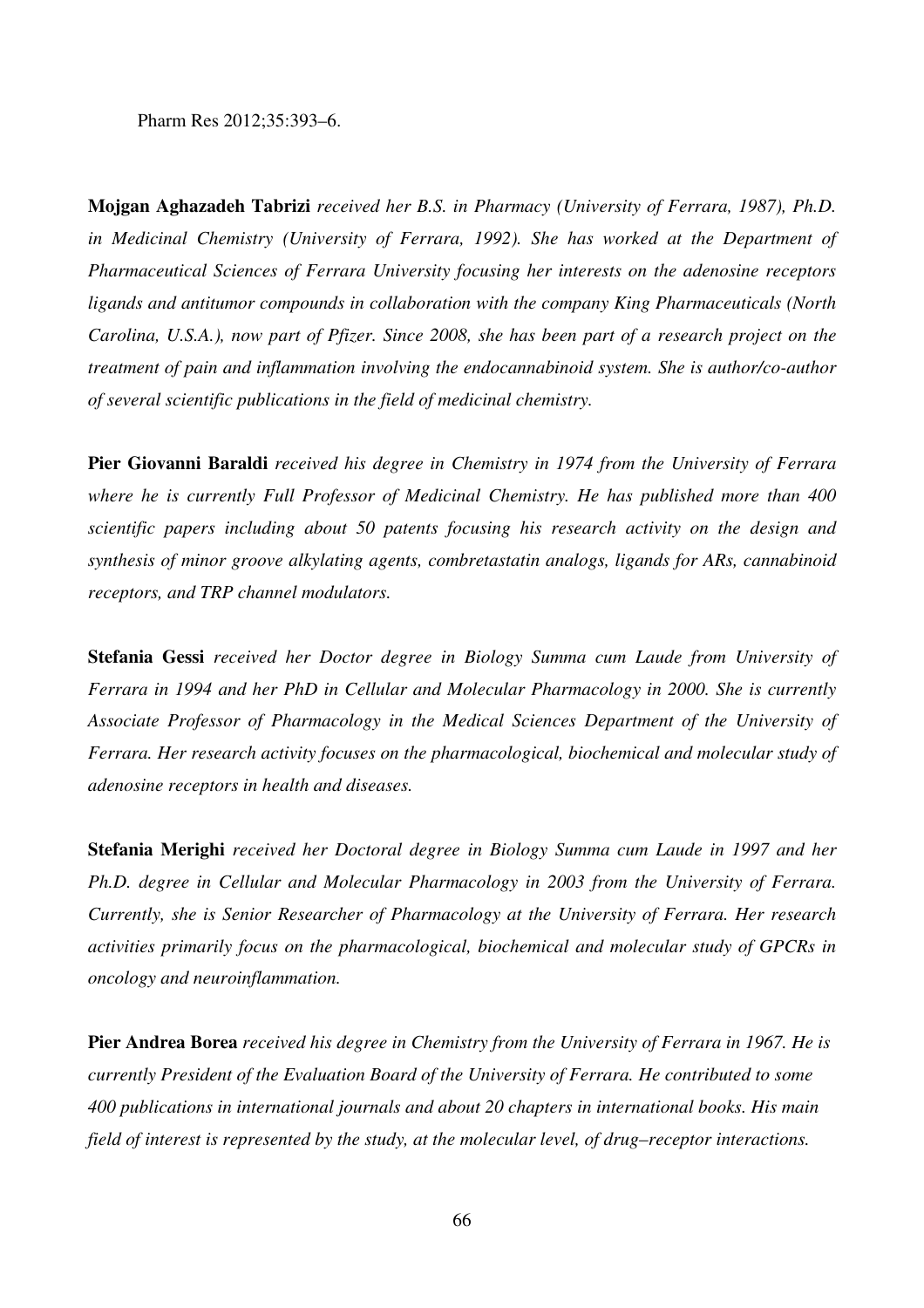Pharm Res 2012;35:393–6.

**Mojgan Aghazadeh Tabrizi** *received her B.S. in Pharmacy (University of Ferrara, 1987), Ph.D. in Medicinal Chemistry (University of Ferrara, 1992). She has worked at the Department of Pharmaceutical Sciences of Ferrara University focusing her interests on the adenosine receptors ligands and antitumor compounds in collaboration with the company King Pharmaceuticals (North Carolina, U.S.A.), now part of Pfizer. Since 2008, she has been part of a research project on the treatment of pain and inflammation involving the endocannabinoid system. She is author/co-author of several scientific publications in the field of medicinal chemistry.*

**Pier Giovanni Baraldi** *received his degree in Chemistry in 1974 from the University of Ferrara where he is currently Full Professor of Medicinal Chemistry. He has published more than 400 scientific papers including about 50 patents focusing his research activity on the design and synthesis of minor groove alkylating agents, combretastatin analogs, ligands for ARs, cannabinoid receptors, and TRP channel modulators.*

**Stefania Gessi** *received her Doctor degree in Biology Summa cum Laude from University of Ferrara in 1994 and her PhD in Cellular and Molecular Pharmacology in 2000. She is currently Associate Professor of Pharmacology in the Medical Sciences Department of the University of Ferrara. Her research activity focuses on the pharmacological, biochemical and molecular study of adenosine receptors in health and diseases.*

**Stefania Merighi** *received her Doctoral degree in Biology Summa cum Laude in 1997 and her Ph.D. degree in Cellular and Molecular Pharmacology in 2003 from the University of Ferrara. Currently, she is Senior Researcher of Pharmacology at the University of Ferrara. Her research activities primarily focus on the pharmacological, biochemical and molecular study of GPCRs in oncology and neuroinflammation.*

**Pier Andrea Borea** *received his degree in Chemistry from the University of Ferrara in 1967. He is currently President of the Evaluation Board of the University of Ferrara. He contributed to some 400 publications in international journals and about 20 chapters in international books. His main field of interest is represented by the study, at the molecular level, of drug–receptor interactions.*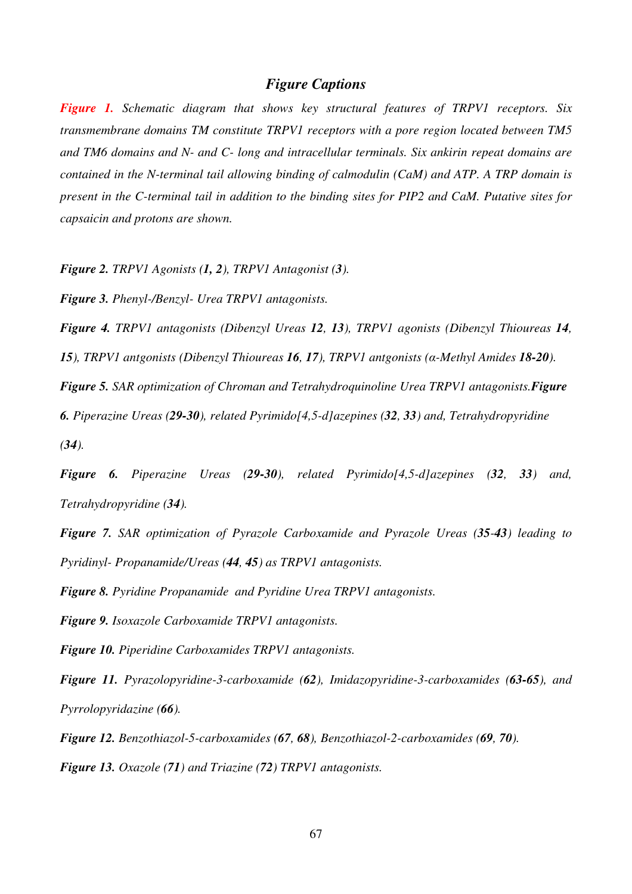## *Figure Captions*

***Figure 1.*** *Schematic diagram that shows key structural features of TRPV1 receptors. Six transmembrane domains TM constitute TRPV1 receptors with a pore region located between TM5 and TM6 domains and N- and C- long and intracellular terminals. Six ankirin repeat domains are contained in the N-terminal tail allowing binding of calmodulin (CaM) and ATP. A TRP domain is present in the C-terminal tail in addition to the binding sites for PIP2 and CaM. Putative sites for capsaicin and protons are shown.*

***Figure 2.*** *TRPV1 Agonists (**1, 2**), TRPV1 Antagonist (**3**).*

***Figure 3.*** *Phenyl-/Benzyl- Urea TRPV1 antagonists.*

***Figure 4.*** *TRPV1 antagonists (Dibenzyl Ureas **12**, **13**), TRPV1 agonists (Dibenzyl Thioureas **14**, **15**), TRPV1 antgonists (Dibenzyl Thioureas **16**, **17**), TRPV1 antgonists (α-Methyl Amides **18-20**).*

***Figure 5.*** *SAR optimization of Chroman and Tetrahydroquinoline Urea TRPV1 antagonists.**Figure 6.** Piperazine Ureas (**29-30**), related Pyrimido[4,5-d]azepines (**32**, **33**) and, Tetrahydropyridine (**34**).*

***Figure 6.*** *Piperazine Ureas (**29-30**), related Pyrimido[4,5-d]azepines (**32**, **33**) and, Tetrahydropyridine (**34**).*

***Figure 7.*** *SAR optimization of Pyrazole Carboxamide and Pyrazole Ureas (**35-43**) leading to Pyridinyl- Propanamide/Ureas (**44**, **45**) as TRPV1 antagonists.*

***Figure 8.*** *Pyridine Propanamide and Pyridine Urea TRPV1 antagonists.*

***Figure 9.*** *Isoxazole Carboxamide TRPV1 antagonists.*

***Figure 10.*** *Piperidine Carboxamides TRPV1 antagonists.*

***Figure 11.*** *Pyrazolopyridine-3-carboxamide (**62**), Imidazopyridine-3-carboxamides (**63-65**), and Pyrrolopyridazine (**66**).*

***Figure 12.*** *Benzothiazol-5-carboxamides (**67**, **68**), Benzothiazol-2-carboxamides (**69**, **70**).*

***Figure 13.*** *Oxazole (**71**) and Triazine (**72**) TRPV1 antagonists.*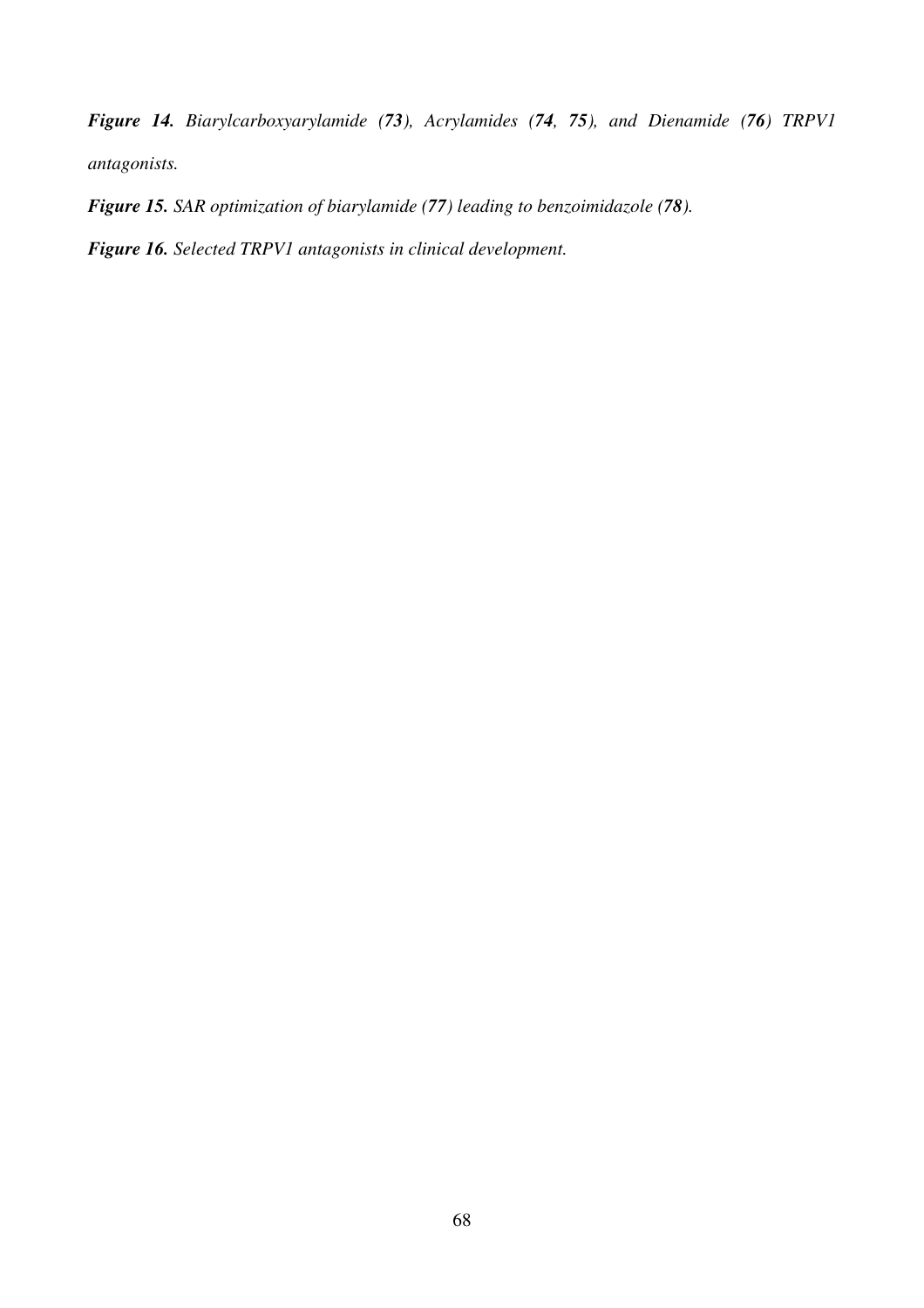***Figure 14.*** *Biarylcarboxyarylamide (**73**), Acrylamides (**74**, **75**), and Dienamide (**76**) TRPV1 antagonists.*

***Figure 15.*** *SAR optimization of biarylamide (**77**) leading to benzoimidazole (**78**).*

***Figure 16.*** *Selected TRPV1 antagonists in clinical development.*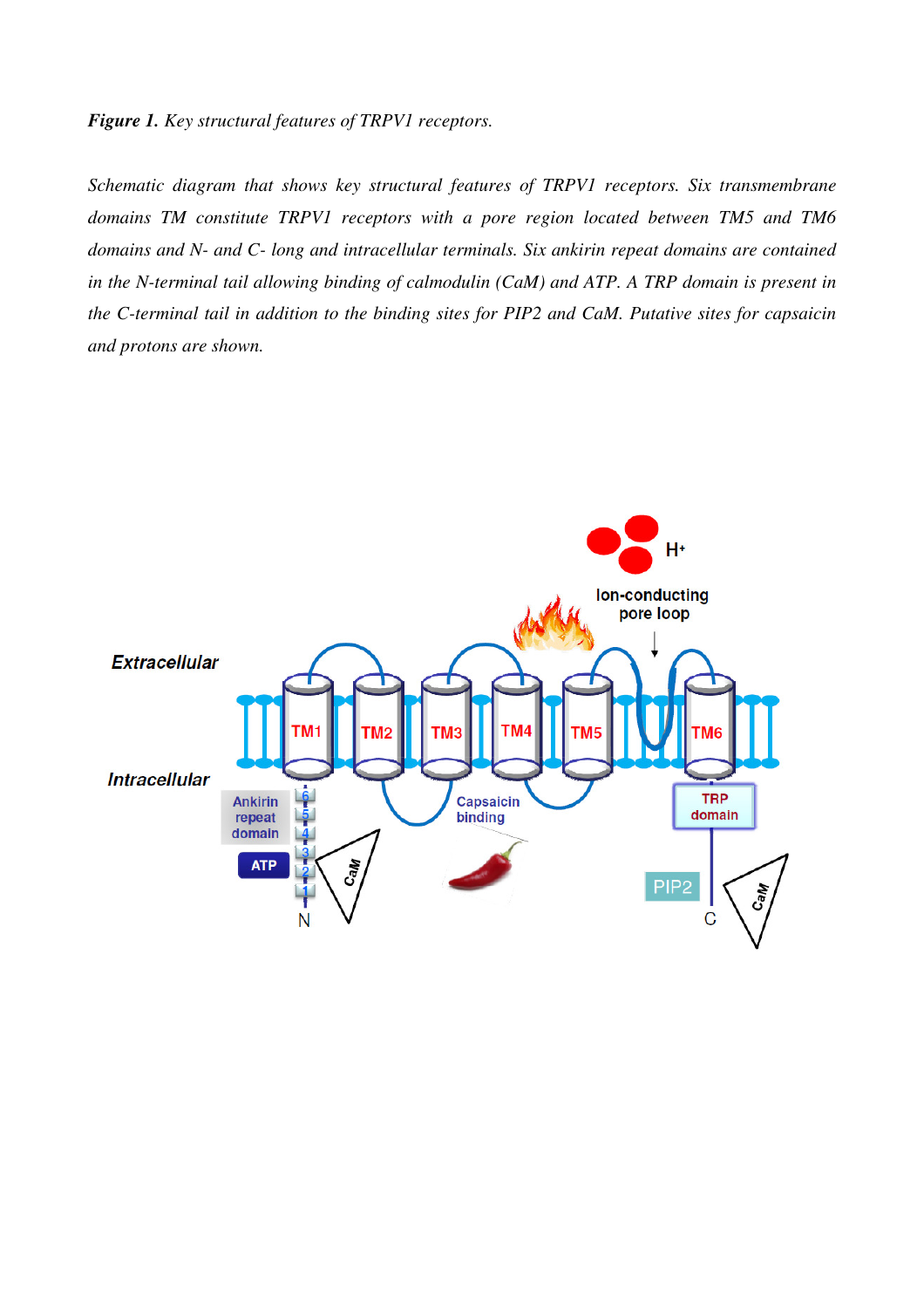***Figure 1.*** *Key structural features of TRPV1 receptors.*

*Schematic diagram that shows key structural features of TRPV1 receptors. Six transmembrane domains TM constitute TRPV1 receptors with a pore region located between TM5 and TM6 domains and N- and C- long and intracellular terminals. Six ankirin repeat domains are contained in the N-terminal tail allowing binding of calmodulin (CaM) and ATP. A TRP domain is present in the C-terminal tail in addition to the binding sites for PIP2 and CaM. Putative sites for capsaicin and protons are shown.*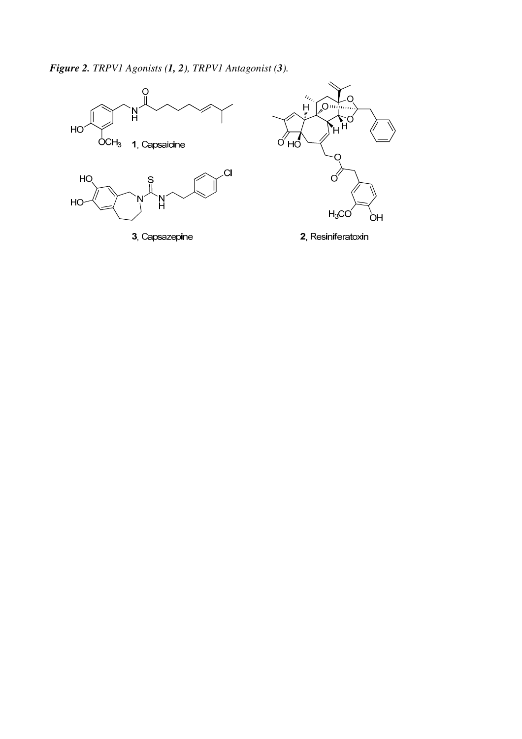***Figure 2.*** *TRPV1 Agonists (**1, 2**), TRPV1 Antagonist (**3**).*

**1**, Capsaicine

**3**, Capsazepine

**2**, Resiniferatoxin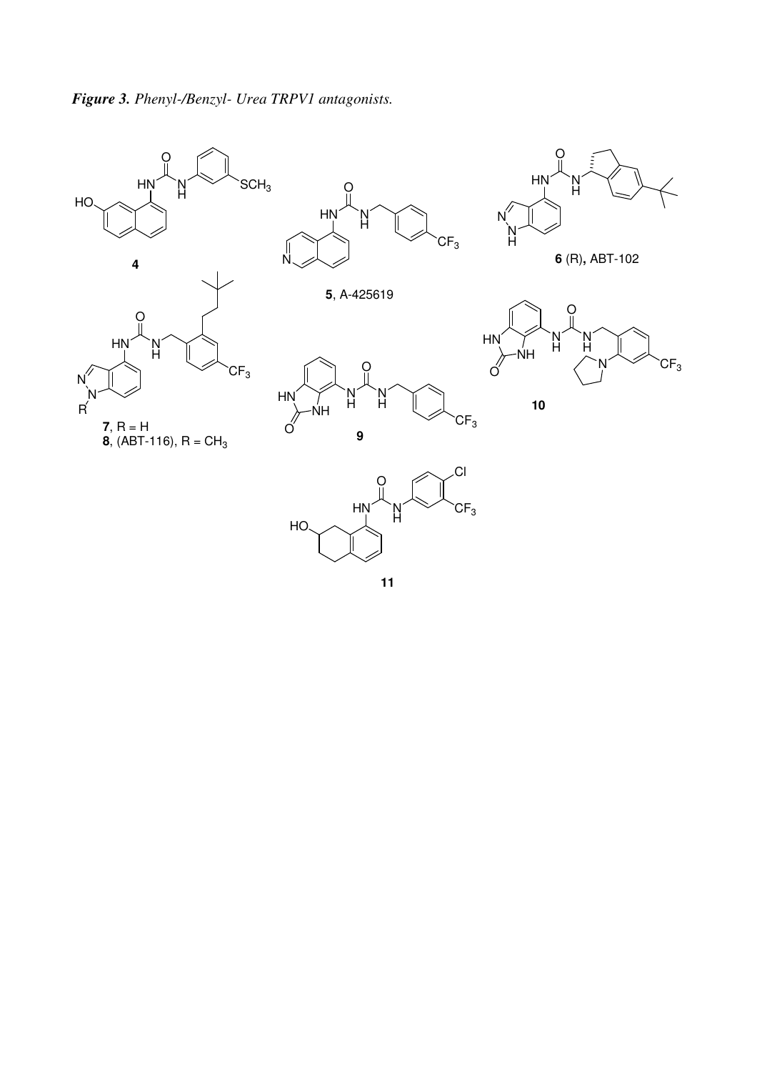***Figure 3.*** *Phenyl-/Benzyl- Urea TRPV1 antagonists.*

**4**

**5**, A-425619

**6** (R)**,** ABT-102

**7**, R = H
**8**, (ABT-116), R = $CH_3$

**9**

**10**

**11**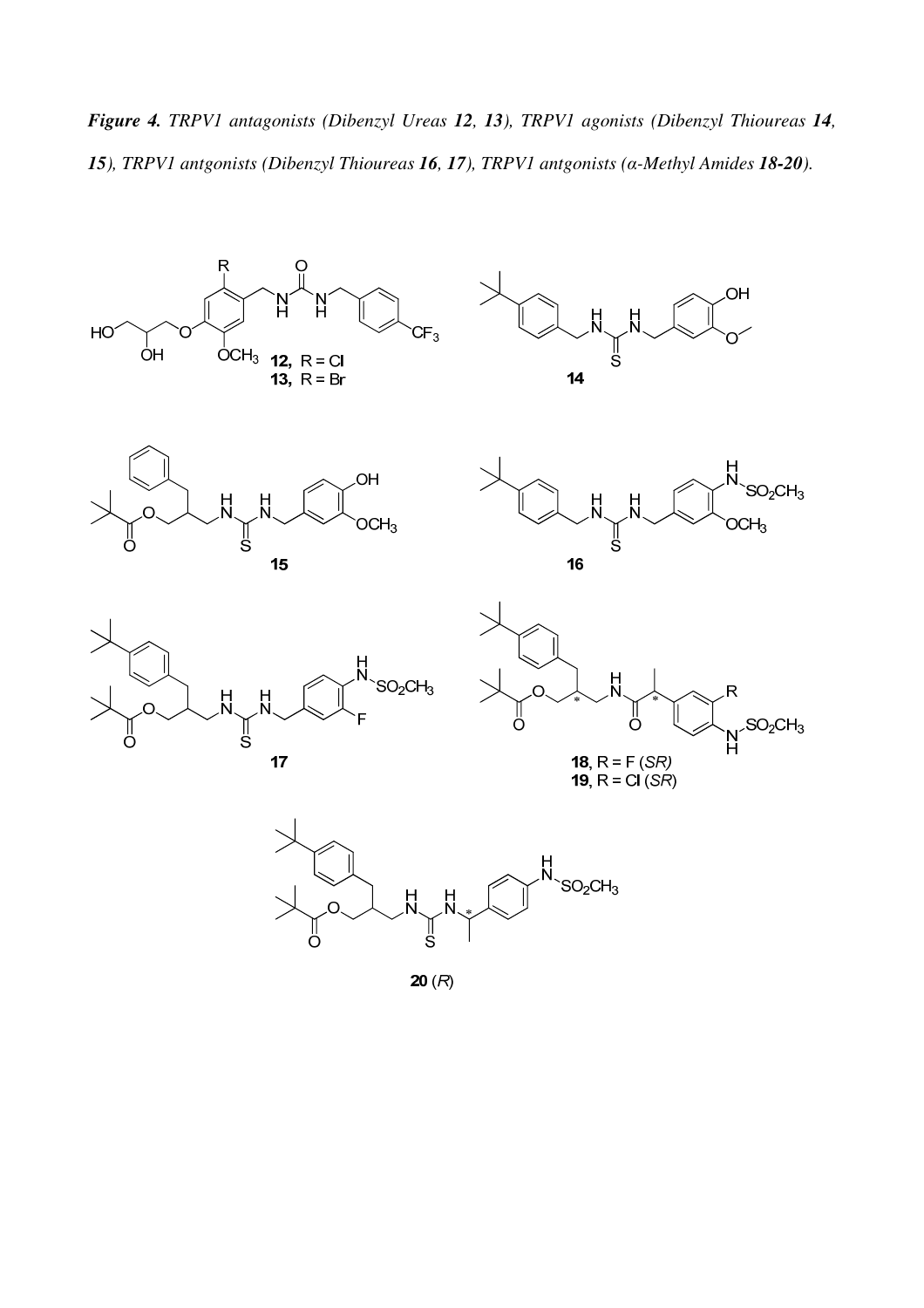***Figure 4.** TRPV1 antagonists (Dibenzyl Ureas **12**, **13**), TRPV1 agonists (Dibenzyl Thioureas **14**, **15**), TRPV1 antgonists (Dibenzyl Thioureas **16**, **17**), TRPV1 antgonists (α-Methyl Amides **18-20**).*

**12**, R = Cl
**13**, R = Br

**14**

**15**

**16**

**17**

**18**, R = F (*SR*)
**19**, R = Cl (*SR*)

**20** (*R*)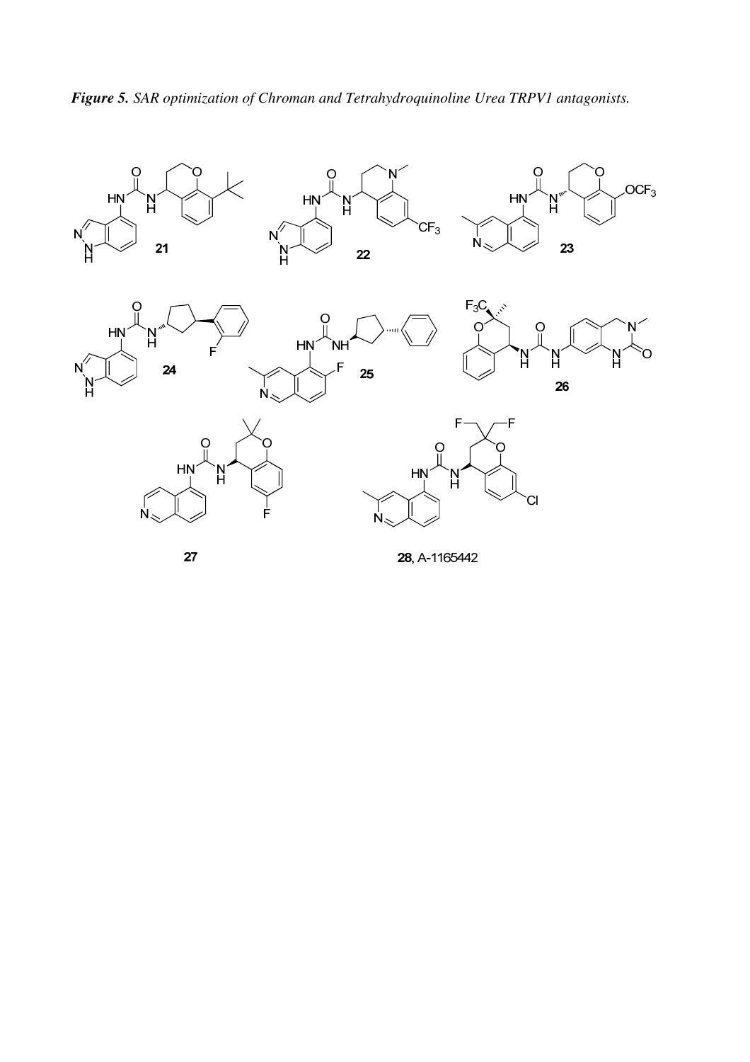***Figure 5.*** *SAR optimization of Chroman and Tetrahydroquinoline Urea TRPV1 antagonists.*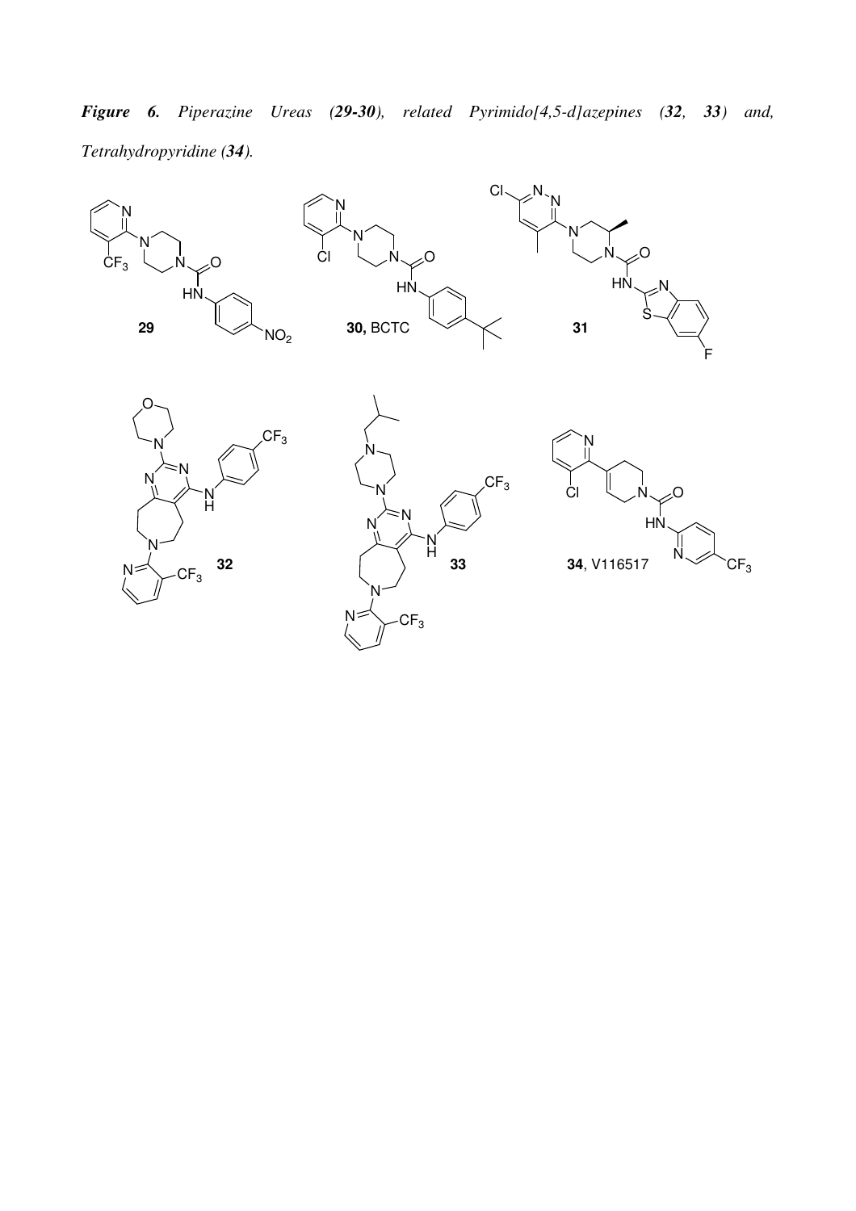***Figure 6.*** *Piperazine Ureas (**29-30**), related Pyrimido[4,5-d]azepines (**32**, **33**) and, Tetrahydropyridine (**34**).*

**29**

**30,** BCTC

**31**

**32**

**33**

**34**, V116517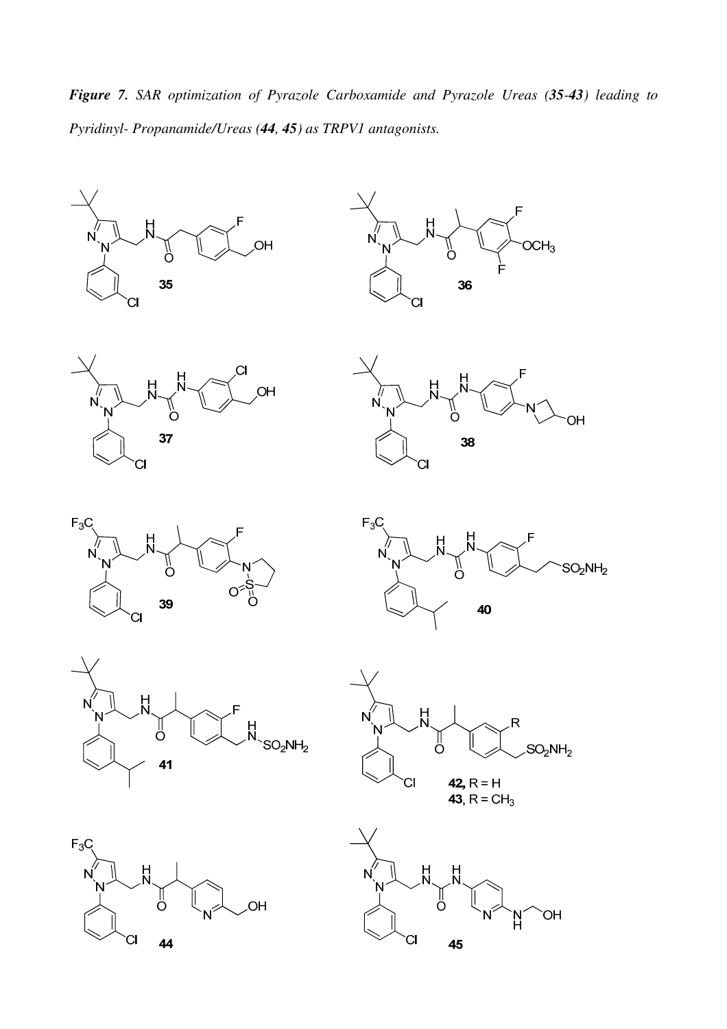***Figure 7.*** *SAR optimization of Pyrazole Carboxamide and Pyrazole Ureas (**35-43**) leading to Pyridinyl- Propanamide/Ureas (**44**, **45**) as TRPV1 antagonists.*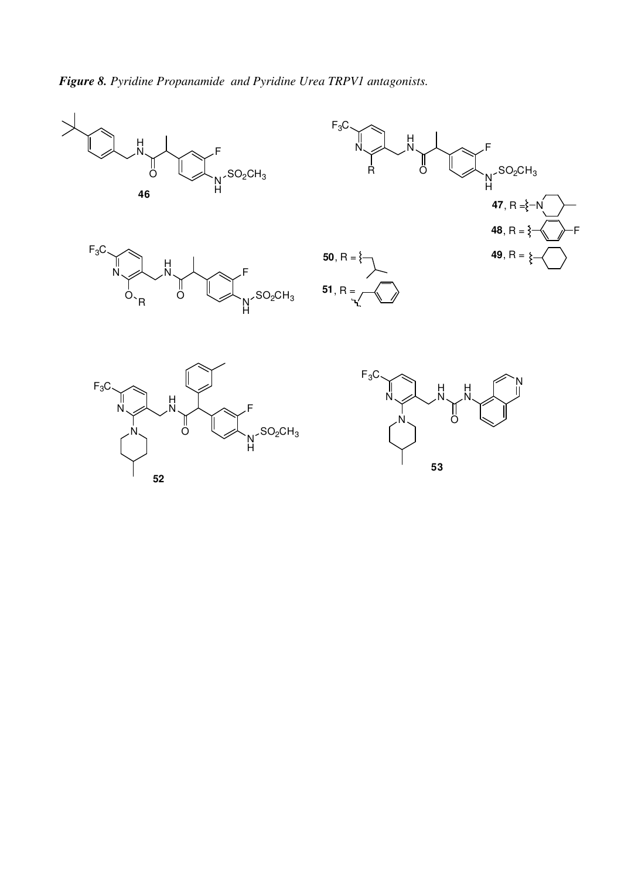***Figure 8. Pyridine Propanamide and Pyridine Urea TRPV1 antagonists.***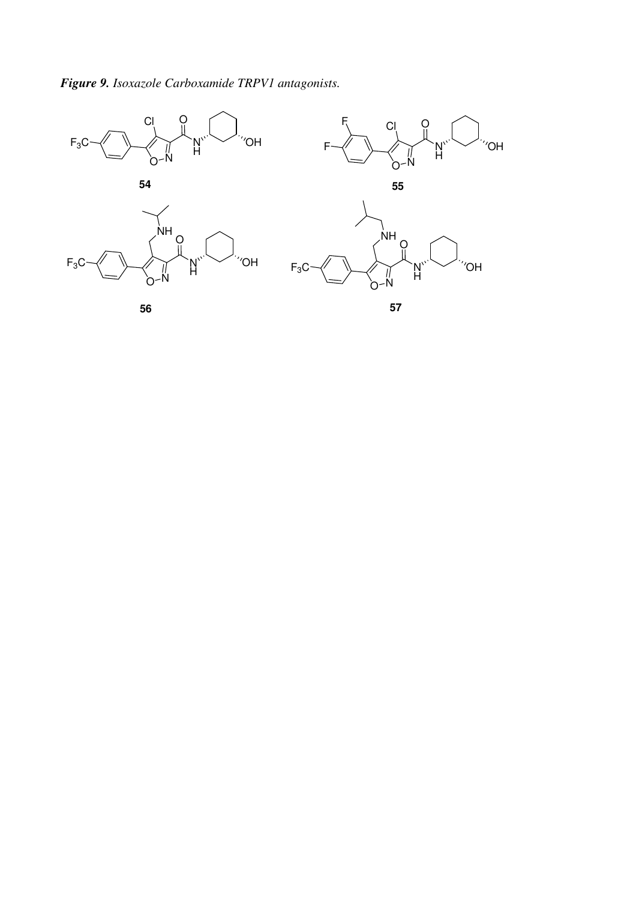***Figure 9.*** *Isoxazole Carboxamide TRPV1 antagonists.*

**54**

**55**

**56**

**57**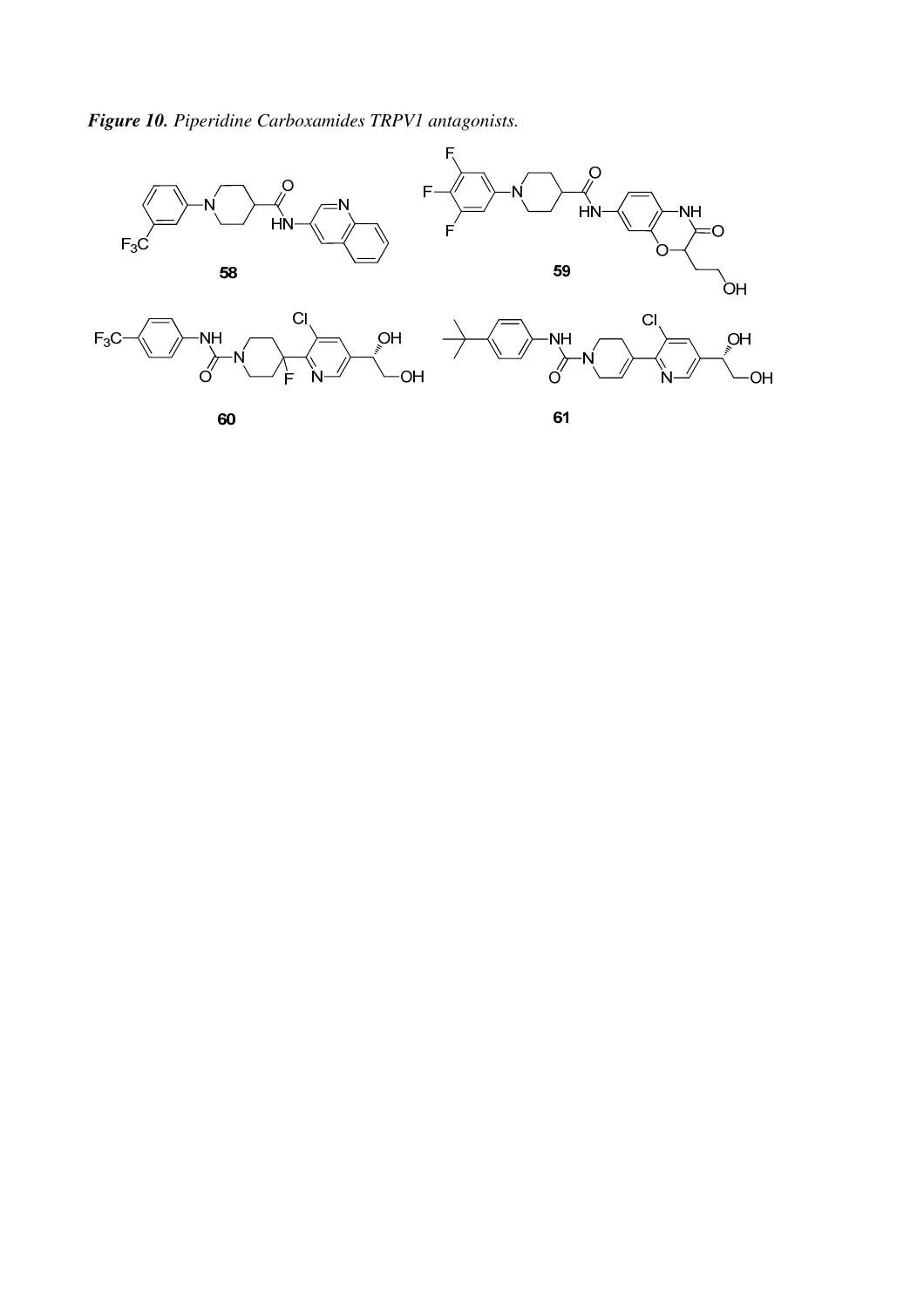***Figure 10.*** *Piperidine Carboxamides TRPV1 antagonists.*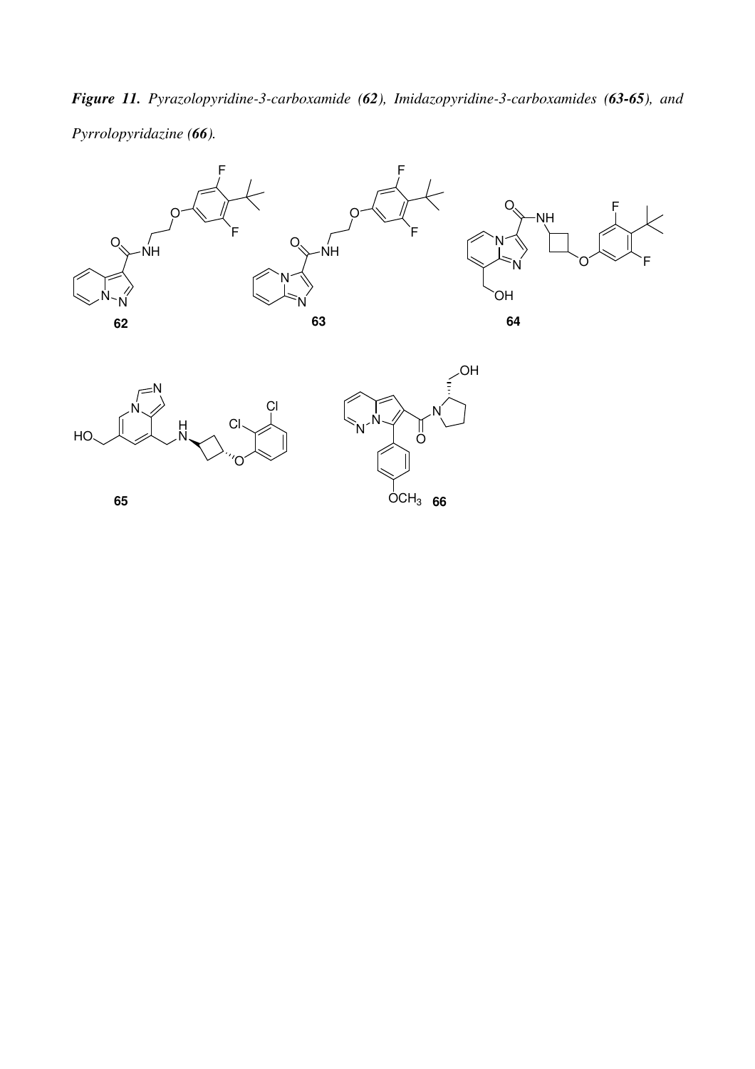***Figure 11.*** *Pyrazolopyridine-3-carboxamide (**62**), Imidazopyridine-3-carboxamides (**63-65**), and Pyrrolopyridazine (**66**).*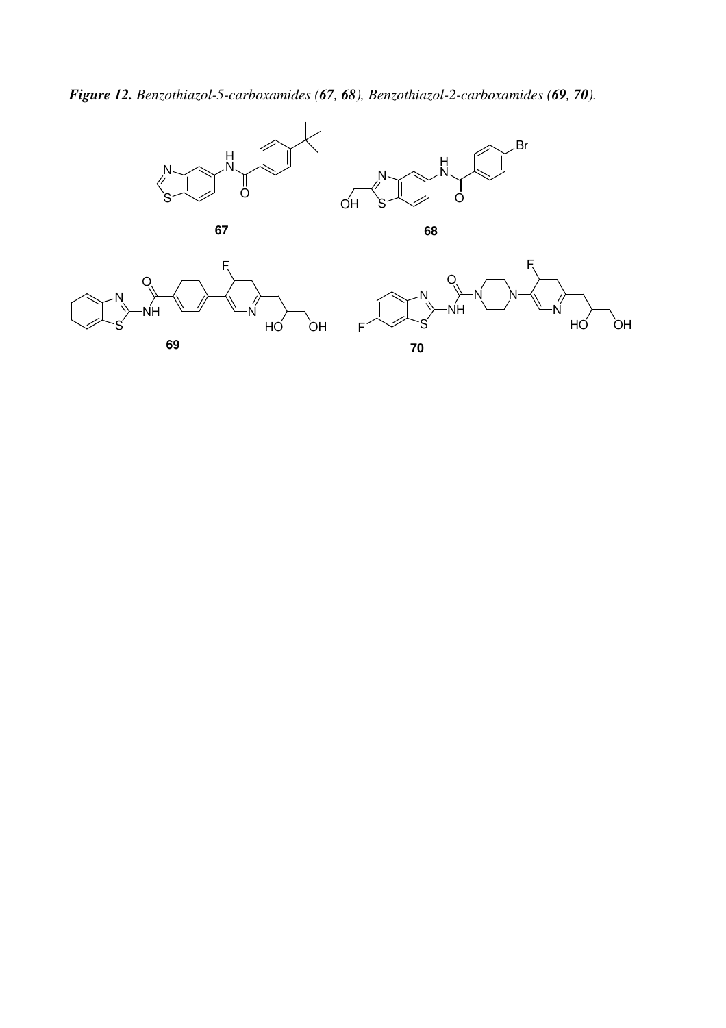***Figure 12.** Benzothiazol-5-carboxamides (**67**, **68**), Benzothiazol-2-carboxamides (**69**, **70**).*

**67**

**68**

**69**

**70**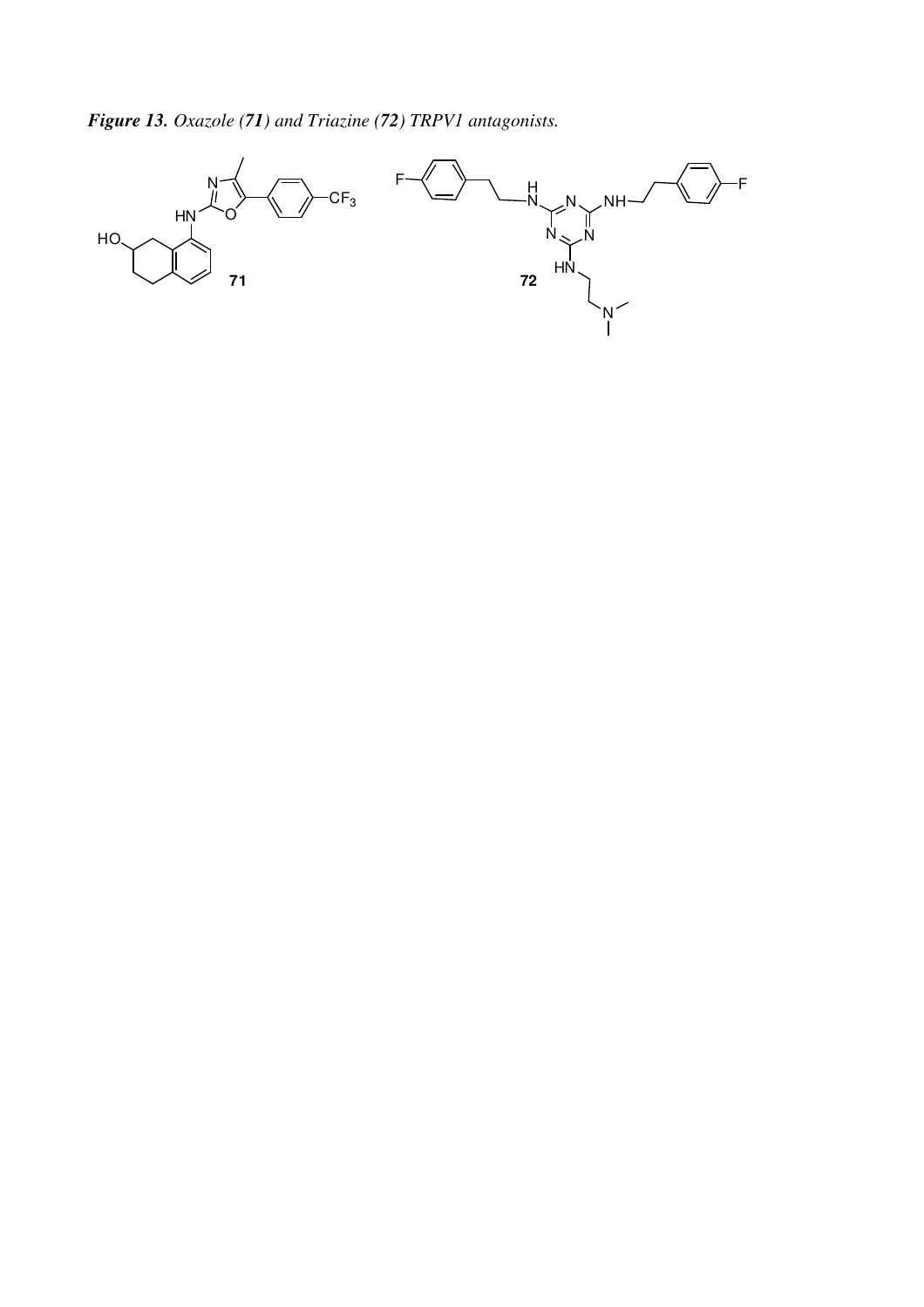***Figure 13.*** *Oxazole (**71**) and Triazine (**72**) TRPV1 antagonists.*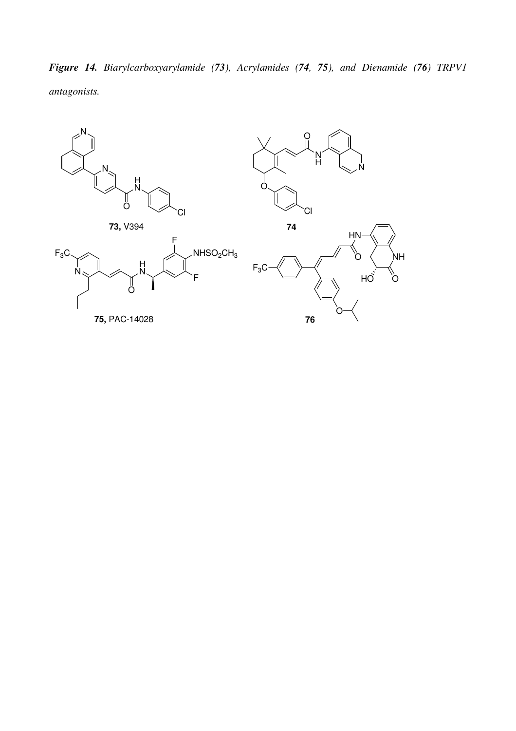***Figure 14.*** *Biarylcarboxyarylamide (**73**), Acrylamides (**74**, **75**), and Dienamide (**76**) TRPV1 antagonists.*

**73,** V394

**74**

**75,** PAC-14028

**76**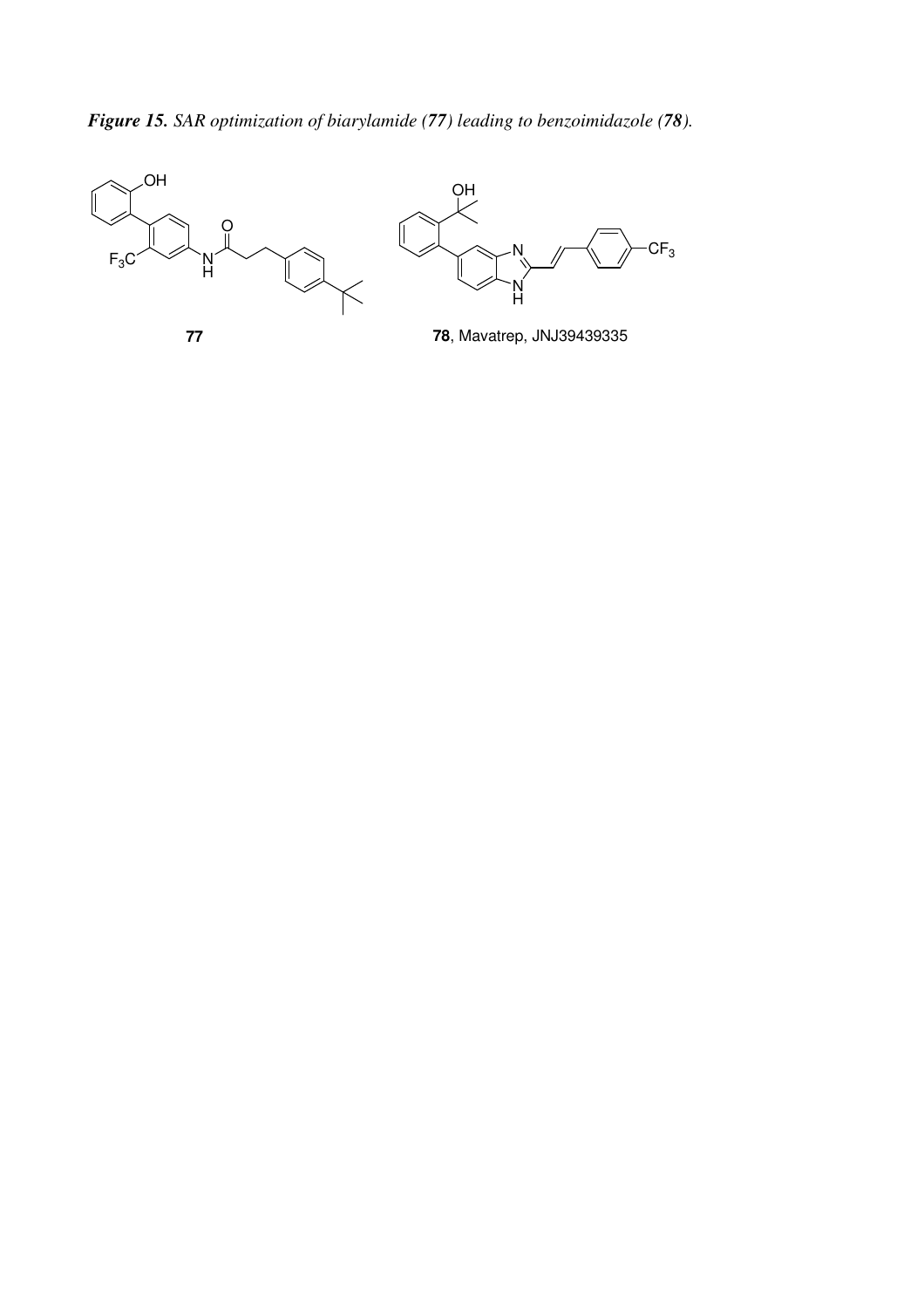***Figure 15.*** *SAR optimization of biarylamide (**77**) leading to benzoimidazole (**78**).*

**77**

**78**, Mavatrep, JNJ39439335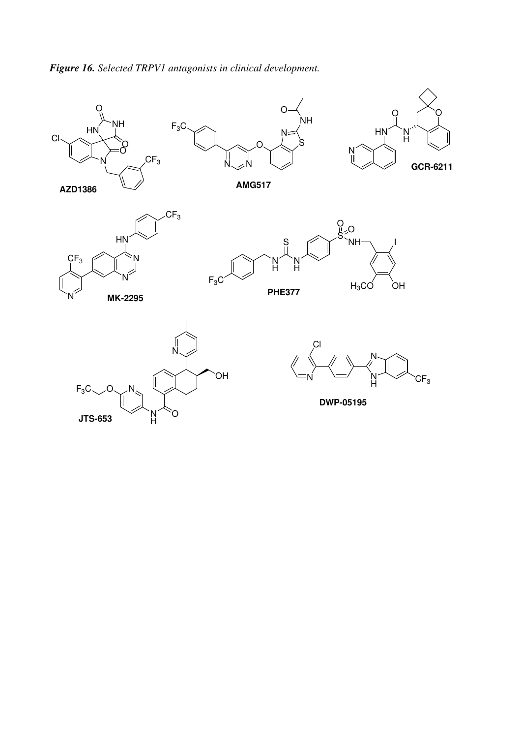***Figure 16.*** *Selected TRPV1 antagonists in clinical development.*

AZD1386

AMG517

GCR-6211

MK-2295

PHE377

JTS-653

DWP-05195